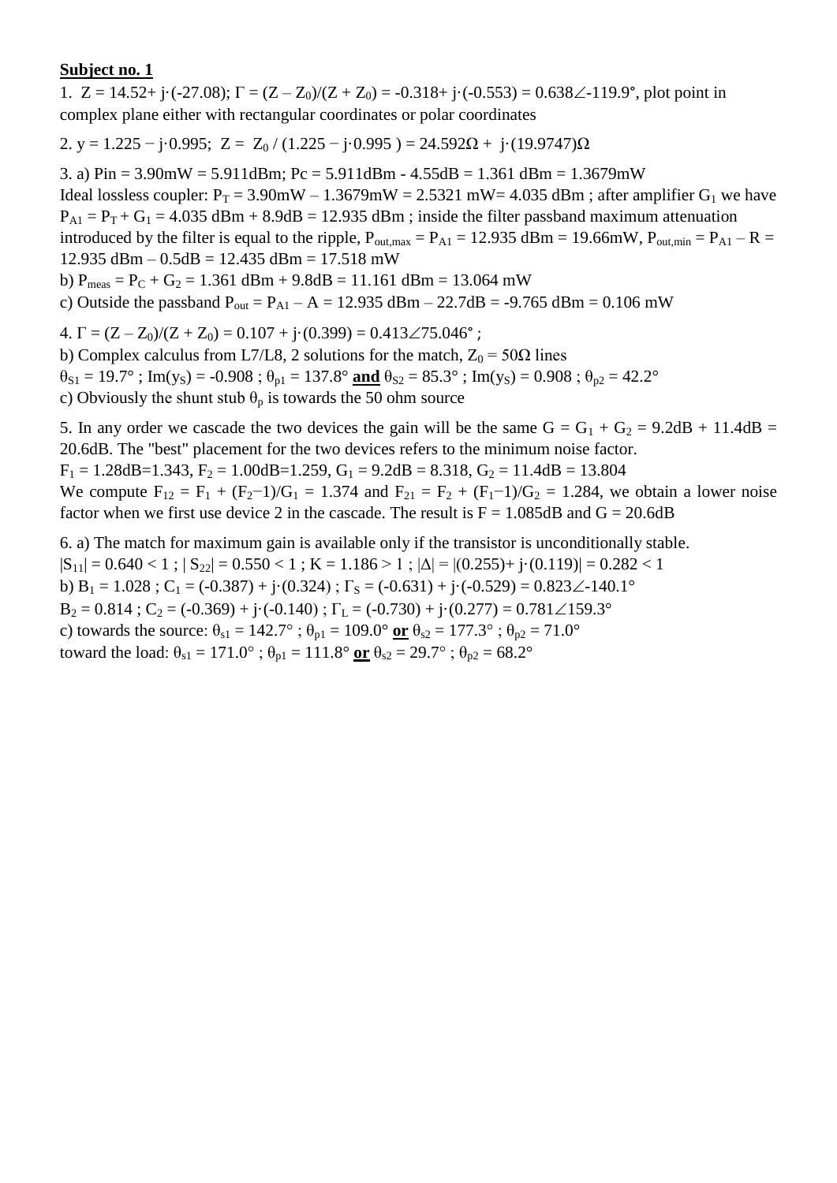**Subject no. 1**

1. $Z = 14.52 + j\cdot(-27.08)$; $\Gamma = (Z - Z_0)/(Z + Z_0) = -0.318 + j\cdot(-0.553) = 0.638\angle{-119.9°}$, plot point in complex plane either with rectangular coordinates or polar coordinates

2. $y = 1.225 - j\cdot 0.995$; $Z = Z_0 / (1.225 - j\cdot 0.995) = 24.592\Omega + j\cdot(19.9747)\Omega$

3. a) Pin = 3.90mW = 5.911dBm; Pc = 5.911dBm - 4.55dB = 1.361 dBm = 1.3679mW
Ideal lossless coupler: $P_T$ = 3.90mW – 1.3679mW = 2.5321 mW= 4.035 dBm ; after amplifier $G_1$ we have $P_{A1} = P_T + G_1$ = 4.035 dBm + 8.9dB = 12.935 dBm ; inside the filter passband maximum attenuation introduced by the filter is equal to the ripple, $P_{out,max} = P_{A1}$ = 12.935 dBm = 19.66mW, $P_{out,min} = P_{A1} - R$ = 12.935 dBm – 0.5dB = 12.435 dBm = 17.518 mW
b) $P_{meas} = P_C + G_2$ = 1.361 dBm + 9.8dB = 11.161 dBm = 13.064 mW
c) Outside the passband $P_{out} = P_{A1} - A$ = 12.935 dBm – 22.7dB = -9.765 dBm = 0.106 mW

4. $\Gamma = (Z - Z_0)/(Z + Z_0) = 0.107 + j\cdot(0.399) = 0.413\angle{75.046°}$ ;
b) Complex calculus from L7/L8, 2 solutions for the match, $Z_0 = 50\Omega$ lines
$\theta_{S1} = 19.7°$ ; $\text{Im}(y_S) = -0.908$ ; $\theta_{p1} = 137.8°$ **and** $\theta_{S2} = 85.3°$ ; $\text{Im}(y_S) = 0.908$ ; $\theta_{p2} = 42.2°$
c) Obviously the shunt stub $\theta_p$ is towards the 50 ohm source

5. In any order we cascade the two devices the gain will be the same $G = G_1 + G_2$ = 9.2dB + 11.4dB = 20.6dB. The "best" placement for the two devices refers to the minimum noise factor.
$F_1$ = 1.28dB=1.343, $F_2$ = 1.00dB=1.259, $G_1$ = 9.2dB = 8.318, $G_2$ = 11.4dB = 13.804
We compute $F_{12} = F_1 + (F_2-1)/G_1 = 1.374$ and $F_{21} = F_2 + (F_1-1)/G_2 = 1.284$, we obtain a lower noise factor when we first use device 2 in the cascade. The result is F = 1.085dB and G = 20.6dB

6. a) The match for maximum gain is available only if the transistor is unconditionally stable.
$|S_{11}| = 0.640 < 1$ ; $|S_{22}| = 0.550 < 1$ ; $K = 1.186 > 1$ ; $|\Delta| = |(0.255) + j\cdot(0.119)| = 0.282 < 1$
b) $B_1 = 1.028$ ; $C_1 = (-0.387) + j\cdot(0.324)$ ; $\Gamma_S = (-0.631) + j\cdot(-0.529) = 0.823\angle{-140.1°}$
$B_2 = 0.814$ ; $C_2 = (-0.369) + j\cdot(-0.140)$ ; $\Gamma_L = (-0.730) + j\cdot(0.277) = 0.781\angle{159.3°}$
c) towards the source: $\theta_{s1} = 142.7°$ ; $\theta_{p1} = 109.0°$ **or** $\theta_{s2} = 177.3°$ ; $\theta_{p2} = 71.0°$
toward the load: $\theta_{s1} = 171.0°$ ; $\theta_{p1} = 111.8°$ **or** $\theta_{s2} = 29.7°$ ; $\theta_{p2} = 68.2°$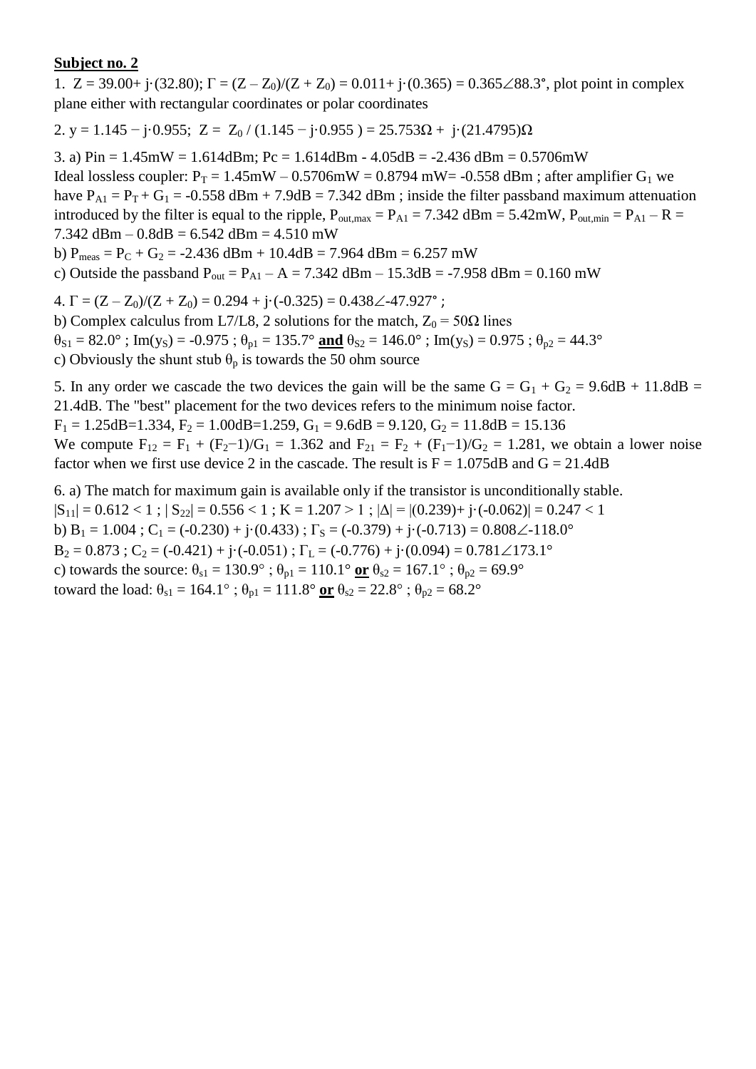**Subject no. 2**

1. $Z = 39.00 + j\cdot(32.80)$; $\Gamma = (Z - Z_0)/(Z + Z_0) = 0.011 + j\cdot(0.365) = 0.365\angle 88.3°$, plot point in complex plane either with rectangular coordinates or polar coordinates

2. $y = 1.145 - j\cdot 0.955$; $Z = Z_0 / (1.145 - j\cdot 0.955) = 25.753\Omega + j\cdot(21.4795)\Omega$

3. a) $P_{in} = 1.45\text{mW} = 1.614\text{dBm}$; $P_c = 1.614\text{dBm} - 4.05\text{dB} = -2.436\text{ dBm} = 0.5706\text{mW}$
Ideal lossless coupler: $P_T = 1.45\text{mW} - 0.5706\text{mW} = 0.8794\text{ mW} = -0.558\text{ dBm}$ ; after amplifier $G_1$ we have $P_{A1} = P_T + G_1 = -0.558\text{ dBm} + 7.9\text{dB} = 7.342\text{ dBm}$ ; inside the filter passband maximum attenuation introduced by the filter is equal to the ripple, $P_{out,max} = P_{A1} = 7.342\text{ dBm} = 5.42\text{mW}$, $P_{out,min} = P_{A1} - R = 7.342\text{ dBm} - 0.8\text{dB} = 6.542\text{ dBm} = 4.510\text{ mW}$
b) $P_{meas} = P_C + G_2 = -2.436\text{ dBm} + 10.4\text{dB} = 7.964\text{ dBm} = 6.257\text{ mW}$
c) Outside the passband $P_{out} = P_{A1} - A = 7.342\text{ dBm} - 15.3\text{dB} = -7.958\text{ dBm} = 0.160\text{ mW}$

4. $\Gamma = (Z - Z_0)/(Z + Z_0) = 0.294 + j\cdot(-0.325) = 0.438\angle -47.927°$ ;
b) Complex calculus from L7/L8, 2 solutions for the match, $Z_0 = 50\Omega$ lines
$\theta_{S1} = 82.0°$ ; $\mathrm{Im}(y_S) = -0.975$ ; $\theta_{p1} = 135.7°$ **and** $\theta_{S2} = 146.0°$ ; $\mathrm{Im}(y_S) = 0.975$ ; $\theta_{p2} = 44.3°$
c) Obviously the shunt stub $\theta_p$ is towards the 50 ohm source

5. In any order we cascade the two devices the gain will be the same $G = G_1 + G_2 = 9.6\text{dB} + 11.8\text{dB} = 21.4\text{dB}$. The "best" placement for the two devices refers to the minimum noise factor.
$F_1 = 1.25\text{dB} = 1.334$, $F_2 = 1.00\text{dB} = 1.259$, $G_1 = 9.6\text{dB} = 9.120$, $G_2 = 11.8\text{dB} = 15.136$
We compute $F_{12} = F_1 + (F_2 - 1)/G_1 = 1.362$ and $F_{21} = F_2 + (F_1 - 1)/G_2 = 1.281$, we obtain a lower noise factor when we first use device 2 in the cascade. The result is $F = 1.075\text{dB}$ and $G = 21.4\text{dB}$

6. a) The match for maximum gain is available only if the transistor is unconditionally stable.
$|S_{11}| = 0.612 < 1$ ; $|S_{22}| = 0.556 < 1$ ; $K = 1.207 > 1$ ; $|\Delta| = |(0.239) + j\cdot(-0.062)| = 0.247 < 1$
b) $B_1 = 1.004$ ; $C_1 = (-0.230) + j\cdot(0.433)$ ; $\Gamma_S = (-0.379) + j\cdot(-0.713) = 0.808\angle -118.0°$
$B_2 = 0.873$ ; $C_2 = (-0.421) + j\cdot(-0.051)$ ; $\Gamma_L = (-0.776) + j\cdot(0.094) = 0.781\angle 173.1°$
c) towards the source: $\theta_{s1} = 130.9°$ ; $\theta_{p1} = 110.1°$ **or** $\theta_{s2} = 167.1°$ ; $\theta_{p2} = 69.9°$
toward the load: $\theta_{s1} = 164.1°$ ; $\theta_{p1} = 111.8°$ **or** $\theta_{s2} = 22.8°$ ; $\theta_{p2} = 68.2°$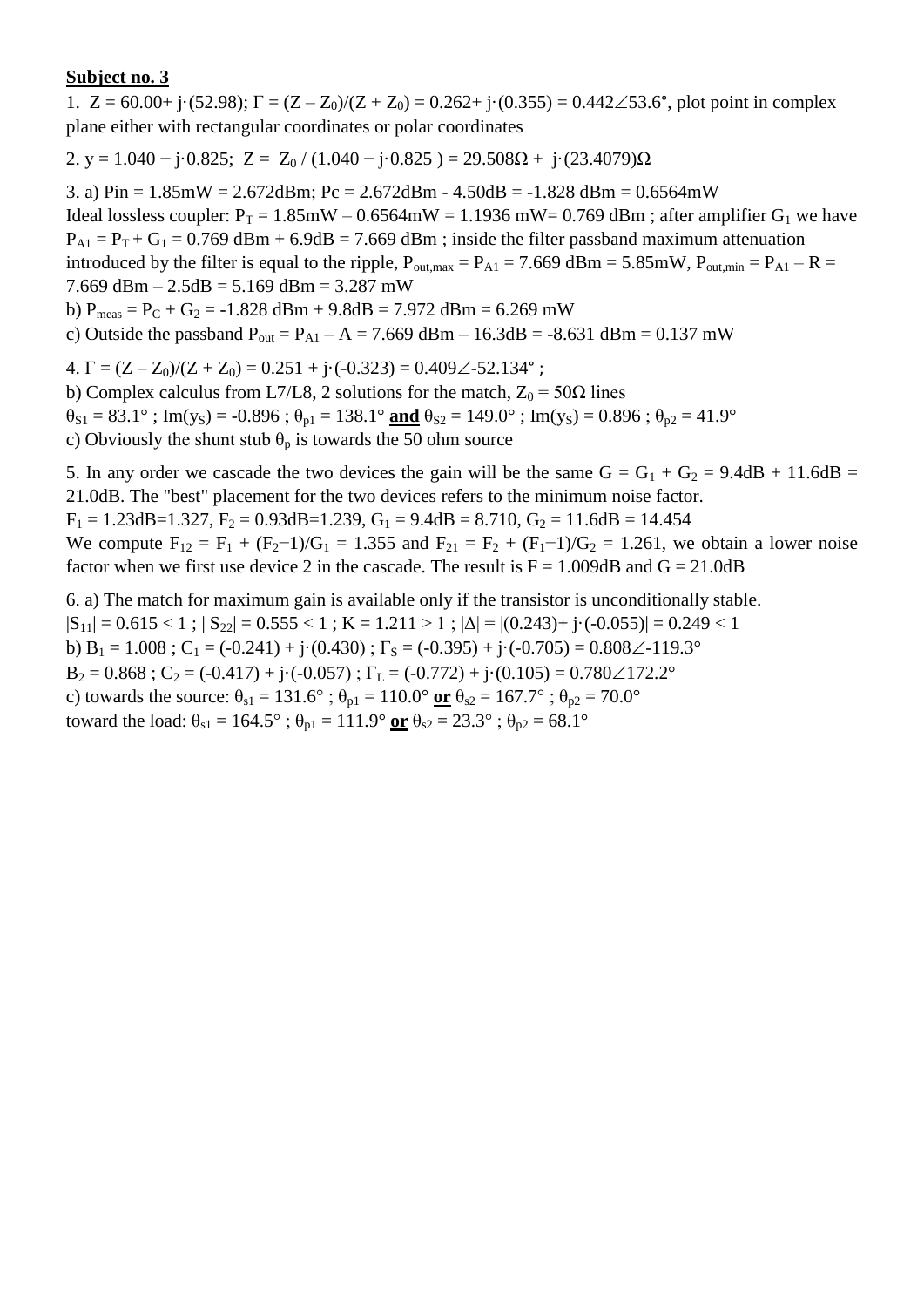**Subject no. 3**

1. $Z = 60.00 + j \cdot (52.98)$; $\Gamma = (Z - Z_0)/(Z + Z_0) = 0.262 + j \cdot (0.355) = 0.442\angle 53.6°$, plot point in complex plane either with rectangular coordinates or polar coordinates

2. $y = 1.040 - j \cdot 0.825$; $Z = Z_0 / (1.040 - j \cdot 0.825) = 29.508\Omega + j \cdot (23.4079)\Omega$

3. a) $P_{in} = 1.85\text{mW} = 2.672\text{dBm}$; $P_c = 2.672\text{dBm} - 4.50\text{dB} = -1.828\text{ dBm} = 0.6564\text{mW}$
Ideal lossless coupler: $P_T = 1.85\text{mW} - 0.6564\text{mW} = 1.1936\text{ mW} = 0.769\text{ dBm}$ ; after amplifier $G_1$ we have $P_{A1} = P_T + G_1 = 0.769\text{ dBm} + 6.9\text{dB} = 7.669\text{ dBm}$ ; inside the filter passband maximum attenuation introduced by the filter is equal to the ripple, $P_{out,max} = P_{A1} = 7.669\text{ dBm} = 5.85\text{mW}$, $P_{out,min} = P_{A1} - R = 7.669\text{ dBm} - 2.5\text{dB} = 5.169\text{ dBm} = 3.287\text{ mW}$
b) $P_{meas} = P_C + G_2 = -1.828\text{ dBm} + 9.8\text{dB} = 7.972\text{ dBm} = 6.269\text{ mW}$
c) Outside the passband $P_{out} = P_{A1} - A = 7.669\text{ dBm} - 16.3\text{dB} = -8.631\text{ dBm} = 0.137\text{ mW}$

4. $\Gamma = (Z - Z_0)/(Z + Z_0) = 0.251 + j \cdot (-0.323) = 0.409\angle -52.134°$ ;
b) Complex calculus from L7/L8, 2 solutions for the match, $Z_0 = 50\Omega$ lines
$\theta_{S1} = 83.1°$ ; $\text{Im}(y_S) = -0.896$ ; $\theta_{p1} = 138.1°$ **and** $\theta_{S2} = 149.0°$ ; $\text{Im}(y_S) = 0.896$ ; $\theta_{p2} = 41.9°$
c) Obviously the shunt stub $\theta_p$ is towards the 50 ohm source

5. In any order we cascade the two devices the gain will be the same $G = G_1 + G_2 = 9.4\text{dB} + 11.6\text{dB} = 21.0\text{dB}$. The "best" placement for the two devices refers to the minimum noise factor.
$F_1 = 1.23\text{dB} = 1.327$, $F_2 = 0.93\text{dB} = 1.239$, $G_1 = 9.4\text{dB} = 8.710$, $G_2 = 11.6\text{dB} = 14.454$
We compute $F_{12} = F_1 + (F_2 - 1)/G_1 = 1.355$ and $F_{21} = F_2 + (F_1 - 1)/G_2 = 1.261$, we obtain a lower noise factor when we first use device 2 in the cascade. The result is $F = 1.009\text{dB}$ and $G = 21.0\text{dB}$

6. a) The match for maximum gain is available only if the transistor is unconditionally stable.
$|S_{11}| = 0.615 < 1$ ; $|S_{22}| = 0.555 < 1$ ; $K = 1.211 > 1$ ; $|\Delta| = |(0.243) + j \cdot (-0.055)| = 0.249 < 1$
b) $B_1 = 1.008$ ; $C_1 = (-0.241) + j \cdot (0.430)$ ; $\Gamma_S = (-0.395) + j \cdot (-0.705) = 0.808\angle -119.3°$
$B_2 = 0.868$ ; $C_2 = (-0.417) + j \cdot (-0.057)$ ; $\Gamma_L = (-0.772) + j \cdot (0.105) = 0.780\angle 172.2°$
c) towards the source: $\theta_{s1} = 131.6°$ ; $\theta_{p1} = 110.0°$ **or** $\theta_{s2} = 167.7°$ ; $\theta_{p2} = 70.0°$
toward the load: $\theta_{s1} = 164.5°$ ; $\theta_{p1} = 111.9°$ **or** $\theta_{s2} = 23.3°$ ; $\theta_{p2} = 68.1°$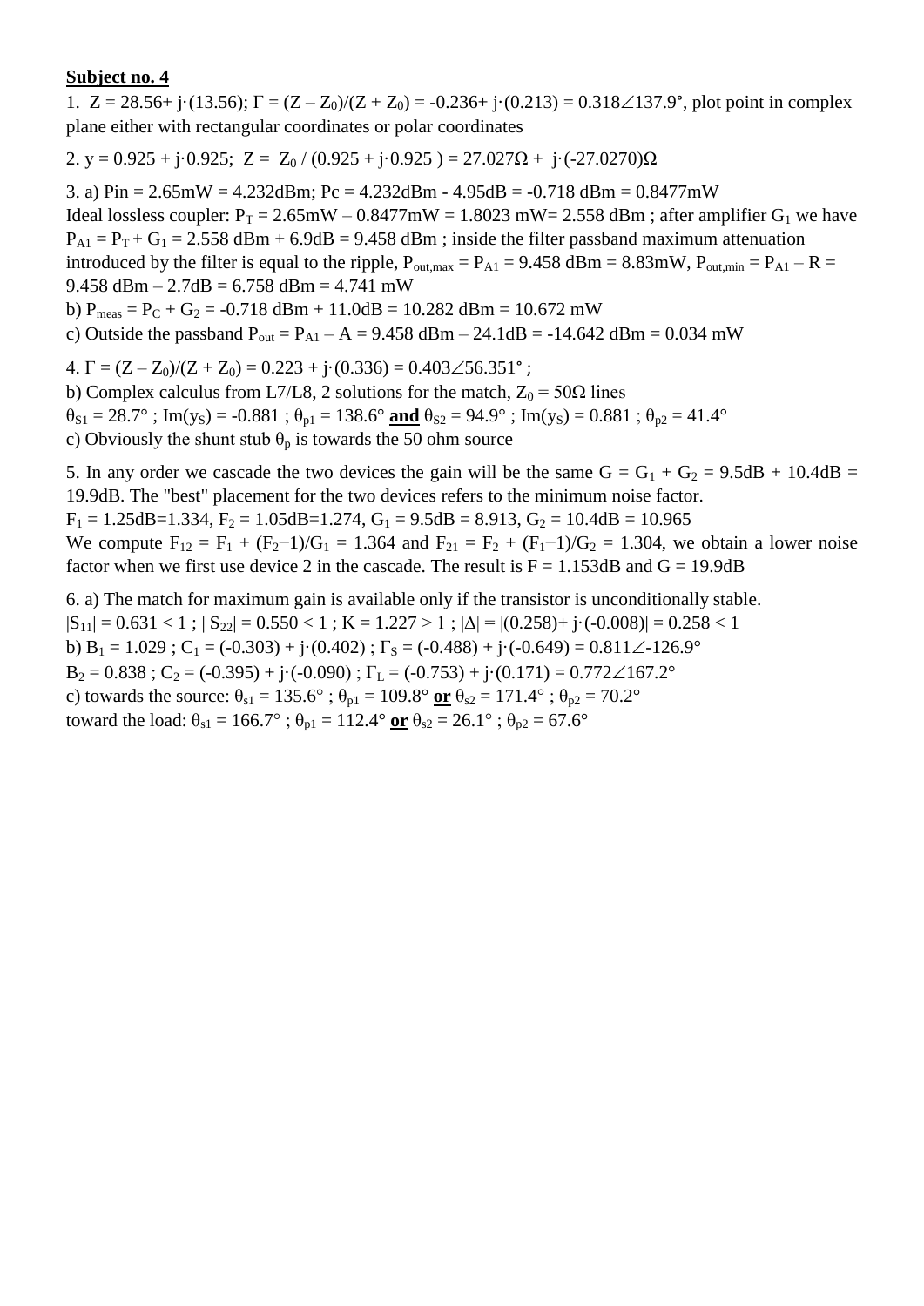**Subject no. 4**

1. $Z = 28.56 + j\cdot(13.56)$; $\Gamma = (Z - Z_0)/(Z + Z_0) = -0.236 + j\cdot(0.213) = 0.318\angle 137.9°$, plot point in complex plane either with rectangular coordinates or polar coordinates

2. $y = 0.925 + j\cdot 0.925$; $Z = Z_0 / (0.925 + j\cdot 0.925) = 27.027\Omega + j\cdot(-27.0270)\Omega$

3. a) Pin = 2.65mW = 4.232dBm; Pc = 4.232dBm - 4.95dB = -0.718 dBm = 0.8477mW
Ideal lossless coupler: $P_T$ = 2.65mW – 0.8477mW = 1.8023 mW= 2.558 dBm ; after amplifier $G_1$ we have $P_{A1} = P_T + G_1$ = 2.558 dBm + 6.9dB = 9.458 dBm ; inside the filter passband maximum attenuation introduced by the filter is equal to the ripple, $P_{out,max} = P_{A1}$ = 9.458 dBm = 8.83mW, $P_{out,min} = P_{A1} - R$ = 9.458 dBm – 2.7dB = 6.758 dBm = 4.741 mW
b) $P_{meas} = P_C + G_2$ = -0.718 dBm + 11.0dB = 10.282 dBm = 10.672 mW
c) Outside the passband $P_{out} = P_{A1} - A$ = 9.458 dBm – 24.1dB = -14.642 dBm = 0.034 mW

4. $\Gamma = (Z - Z_0)/(Z + Z_0) = 0.223 + j\cdot(0.336) = 0.403\angle 56.351°$ ;
b) Complex calculus from L7/L8, 2 solutions for the match, $Z_0 = 50\Omega$ lines
$\theta_{S1} = 28.7°$ ; $\text{Im}(y_S) = -0.881$ ; $\theta_{p1} = 138.6°$ **and** $\theta_{S2} = 94.9°$ ; $\text{Im}(y_S) = 0.881$ ; $\theta_{p2} = 41.4°$
c) Obviously the shunt stub $\theta_p$ is towards the 50 ohm source

5. In any order we cascade the two devices the gain will be the same $G = G_1 + G_2$ = 9.5dB + 10.4dB = 19.9dB. The "best" placement for the two devices refers to the minimum noise factor.
$F_1$ = 1.25dB=1.334, $F_2$ = 1.05dB=1.274, $G_1$ = 9.5dB = 8.913, $G_2$ = 10.4dB = 10.965
We compute $F_{12} = F_1 + (F_2-1)/G_1 = 1.364$ and $F_{21} = F_2 + (F_1-1)/G_2 = 1.304$, we obtain a lower noise factor when we first use device 2 in the cascade. The result is F = 1.153dB and G = 19.9dB

6. a) The match for maximum gain is available only if the transistor is unconditionally stable.
$|S_{11}| = 0.631 < 1$ ; $|S_{22}| = 0.550 < 1$ ; $K = 1.227 > 1$ ; $|\Delta| = |(0.258) + j\cdot(-0.008)| = 0.258 < 1$
b) $B_1 = 1.029$ ; $C_1 = (-0.303) + j\cdot(0.402)$ ; $\Gamma_S = (-0.488) + j\cdot(-0.649) = 0.811\angle -126.9°$
$B_2 = 0.838$ ; $C_2 = (-0.395) + j\cdot(-0.090)$ ; $\Gamma_L = (-0.753) + j\cdot(0.171) = 0.772\angle 167.2°$
c) towards the source: $\theta_{s1} = 135.6°$ ; $\theta_{p1} = 109.8°$ **or** $\theta_{s2} = 171.4°$ ; $\theta_{p2} = 70.2°$
toward the load: $\theta_{s1} = 166.7°$ ; $\theta_{p1} = 112.4°$ **or** $\theta_{s2} = 26.1°$ ; $\theta_{p2} = 67.6°$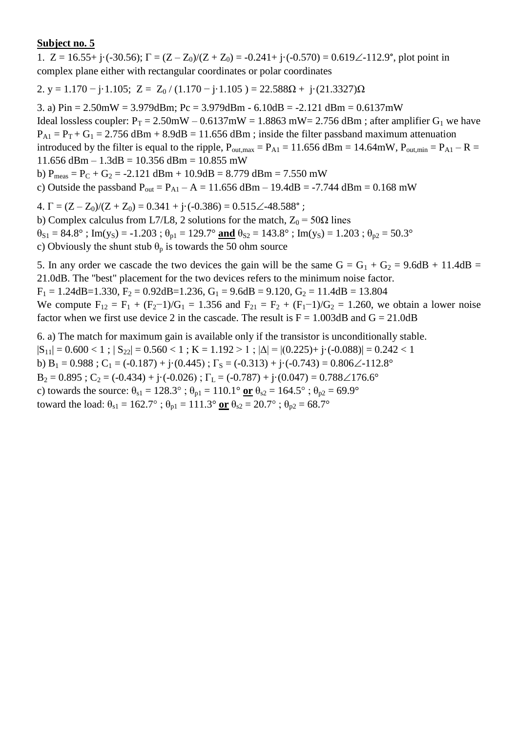**Subject no. 5**

1. $Z = 16.55 + j\cdot(-30.56)$; $\Gamma = (Z - Z_0)/(Z + Z_0) = -0.241 + j\cdot(-0.570) = 0.619\angle{-112.9°}$, plot point in complex plane either with rectangular coordinates or polar coordinates

2. $y = 1.170 - j\cdot 1.105$; $Z = Z_0 / (1.170 - j\cdot 1.105) = 22.588\Omega + j\cdot(21.3327)\Omega$

3. a) Pin = 2.50mW = 3.979dBm; Pc = 3.979dBm - 6.10dB = -2.121 dBm = 0.6137mW
Ideal lossless coupler: $P_T$ = 2.50mW – 0.6137mW = 1.8863 mW= 2.756 dBm ; after amplifier $G_1$ we have $P_{A1} = P_T + G_1$ = 2.756 dBm + 8.9dB = 11.656 dBm ; inside the filter passband maximum attenuation introduced by the filter is equal to the ripple, $P_{out,max} = P_{A1}$ = 11.656 dBm = 14.64mW, $P_{out,min} = P_{A1} - R$ = 11.656 dBm – 1.3dB = 10.356 dBm = 10.855 mW
b) $P_{meas} = P_C + G_2$ = -2.121 dBm + 10.9dB = 8.779 dBm = 7.550 mW
c) Outside the passband $P_{out} = P_{A1} - A$ = 11.656 dBm – 19.4dB = -7.744 dBm = 0.168 mW

4. $\Gamma = (Z - Z_0)/(Z + Z_0) = 0.341 + j\cdot(-0.386) = 0.515\angle{-48.588°}$ ;
b) Complex calculus from L7/L8, 2 solutions for the match, $Z_0 = 50\Omega$ lines
$\theta_{S1} = 84.8°$ ; $\mathrm{Im}(y_S) = -1.203$ ; $\theta_{p1} = 129.7°$ **and** $\theta_{S2} = 143.8°$ ; $\mathrm{Im}(y_S) = 1.203$ ; $\theta_{p2} = 50.3°$
c) Obviously the shunt stub $\theta_p$ is towards the 50 ohm source

5. In any order we cascade the two devices the gain will be the same $G = G_1 + G_2$ = 9.6dB + 11.4dB = 21.0dB. The "best" placement for the two devices refers to the minimum noise factor.
$F_1$ = 1.24dB=1.330, $F_2$ = 0.92dB=1.236, $G_1$ = 9.6dB = 9.120, $G_2$ = 11.4dB = 13.804
We compute $F_{12} = F_1 + (F_2-1)/G_1 = 1.356$ and $F_{21} = F_2 + (F_1-1)/G_2 = 1.260$, we obtain a lower noise factor when we first use device 2 in the cascade. The result is F = 1.003dB and G = 21.0dB

6. a) The match for maximum gain is available only if the transistor is unconditionally stable.
$|S_{11}| = 0.600 < 1$ ; $|S_{22}| = 0.560 < 1$ ; $K = 1.192 > 1$ ; $|\Delta| = |(0.225) + j\cdot(-0.088)| = 0.242 < 1$
b) $B_1 = 0.988$ ; $C_1 = (-0.187) + j\cdot(0.445)$ ; $\Gamma_S = (-0.313) + j\cdot(-0.743) = 0.806\angle{-112.8°}$
$B_2 = 0.895$ ; $C_2 = (-0.434) + j\cdot(-0.026)$ ; $\Gamma_L = (-0.787) + j\cdot(0.047) = 0.788\angle{176.6°}$
c) towards the source: $\theta_{s1} = 128.3°$ ; $\theta_{p1} = 110.1°$ **or** $\theta_{s2} = 164.5°$ ; $\theta_{p2} = 69.9°$
toward the load: $\theta_{s1} = 162.7°$ ; $\theta_{p1} = 111.3°$ **or** $\theta_{s2} = 20.7°$ ; $\theta_{p2} = 68.7°$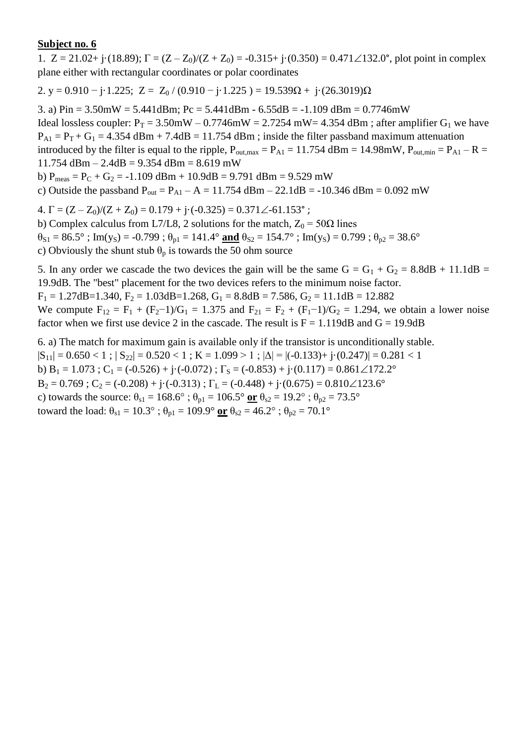**Subject no. 6**

1. $Z = 21.02 + j\cdot(18.89)$; $\Gamma = (Z - Z_0)/(Z + Z_0) = -0.315 + j\cdot(0.350) = 0.471\angle 132.0°$, plot point in complex plane either with rectangular coordinates or polar coordinates

2. $y = 0.910 - j\cdot 1.225$; $Z = Z_0 / (0.910 - j\cdot 1.225) = 19.539\Omega + j\cdot(26.3019)\Omega$

3. a) $P_{in} = 3.50\text{mW} = 5.441\text{dBm}$; $P_c = 5.441\text{dBm} - 6.55\text{dB} = -1.109\text{ dBm} = 0.7746\text{mW}$
Ideal lossless coupler: $P_T = 3.50\text{mW} - 0.7746\text{mW} = 2.7254\text{ mW} = 4.354\text{ dBm}$ ; after amplifier $G_1$ we have $P_{A1} = P_T + G_1 = 4.354\text{ dBm} + 7.4\text{dB} = 11.754\text{ dBm}$ ; inside the filter passband maximum attenuation introduced by the filter is equal to the ripple, $P_{out,max} = P_{A1} = 11.754\text{ dBm} = 14.98\text{mW}$, $P_{out,min} = P_{A1} - R = 11.754\text{ dBm} - 2.4\text{dB} = 9.354\text{ dBm} = 8.619\text{ mW}$
b) $P_{meas} = P_C + G_2 = -1.109\text{ dBm} + 10.9\text{dB} = 9.791\text{ dBm} = 9.529\text{ mW}$
c) Outside the passband $P_{out} = P_{A1} - A = 11.754\text{ dBm} - 22.1\text{dB} = -10.346\text{ dBm} = 0.092\text{ mW}$

4. $\Gamma = (Z - Z_0)/(Z + Z_0) = 0.179 + j\cdot(-0.325) = 0.371\angle -61.153°$ ;
b) Complex calculus from L7/L8, 2 solutions for the match, $Z_0 = 50\Omega$ lines
$\theta_{S1} = 86.5°$ ; $\text{Im}(y_S) = -0.799$ ; $\theta_{p1} = 141.4°$ **and** $\theta_{S2} = 154.7°$ ; $\text{Im}(y_S) = 0.799$ ; $\theta_{p2} = 38.6°$
c) Obviously the shunt stub $\theta_p$ is towards the 50 ohm source

5. In any order we cascade the two devices the gain will be the same $G = G_1 + G_2 = 8.8\text{dB} + 11.1\text{dB} = 19.9\text{dB}$. The "best" placement for the two devices refers to the minimum noise factor.
$F_1 = 1.27\text{dB} = 1.340$, $F_2 = 1.03\text{dB} = 1.268$, $G_1 = 8.8\text{dB} = 7.586$, $G_2 = 11.1\text{dB} = 12.882$
We compute $F_{12} = F_1 + (F_2 - 1)/G_1 = 1.375$ and $F_{21} = F_2 + (F_1 - 1)/G_2 = 1.294$, we obtain a lower noise factor when we first use device 2 in the cascade. The result is $F = 1.119\text{dB}$ and $G = 19.9\text{dB}$

6. a) The match for maximum gain is available only if the transistor is unconditionally stable.
$|S_{11}| = 0.650 < 1$ ; $|S_{22}| = 0.520 < 1$ ; $K = 1.099 > 1$ ; $|\Delta| = |(-0.133) + j\cdot(0.247)| = 0.281 < 1$
b) $B_1 = 1.073$ ; $C_1 = (-0.526) + j\cdot(-0.072)$ ; $\Gamma_S = (-0.853) + j\cdot(0.117) = 0.861\angle 172.2°$
$B_2 = 0.769$ ; $C_2 = (-0.208) + j\cdot(-0.313)$ ; $\Gamma_L = (-0.448) + j\cdot(0.675) = 0.810\angle 123.6°$
c) towards the source: $\theta_{s1} = 168.6°$ ; $\theta_{p1} = 106.5°$ **or** $\theta_{s2} = 19.2°$ ; $\theta_{p2} = 73.5°$
toward the load: $\theta_{s1} = 10.3°$ ; $\theta_{p1} = 109.9°$ **or** $\theta_{s2} = 46.2°$ ; $\theta_{p2} = 70.1°$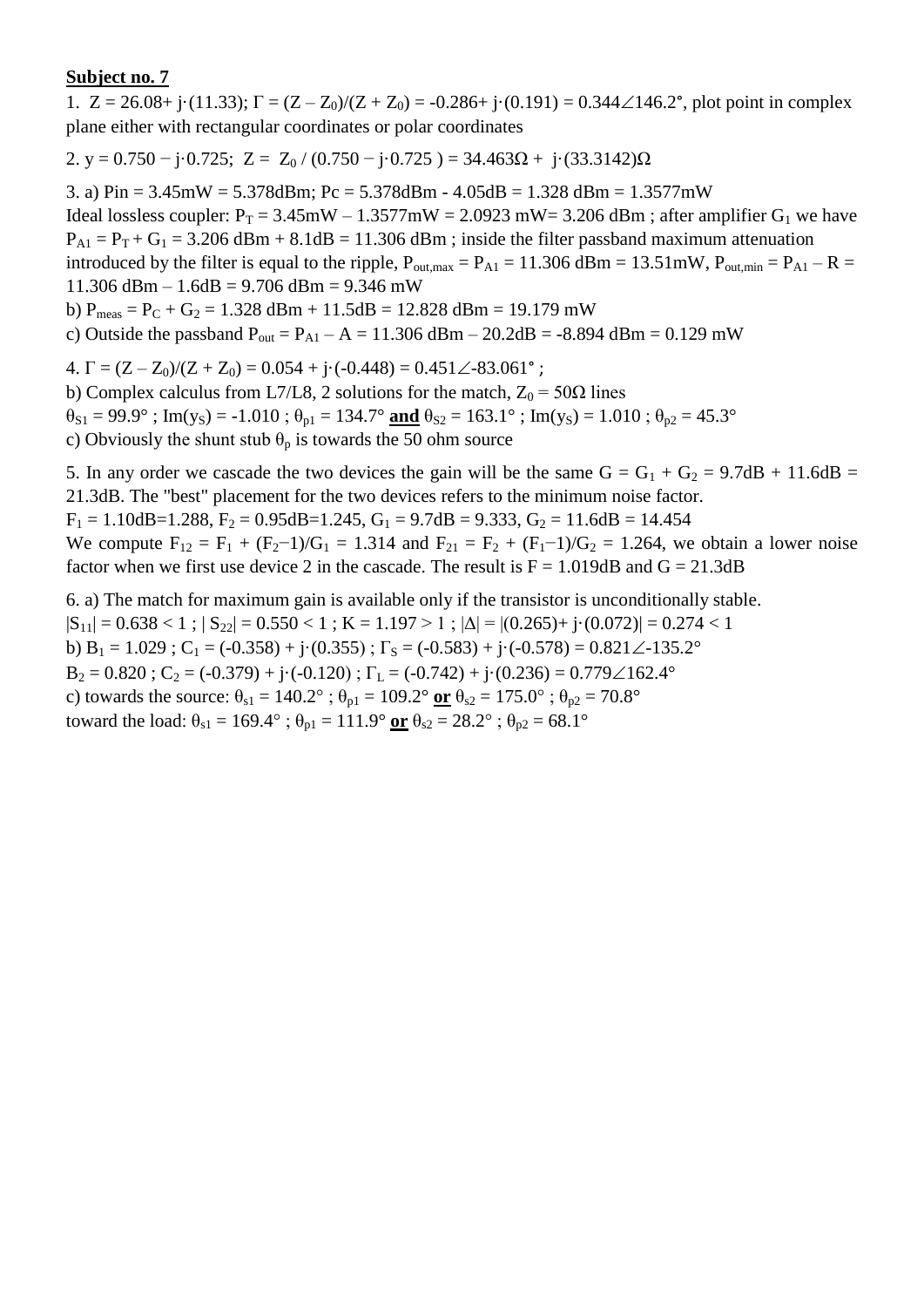**<u>Subject no. 7</u>**

1. $Z = 26.08 + j\cdot(11.33)$; $\Gamma = (Z - Z_0)/(Z + Z_0) = -0.286 + j\cdot(0.191) = 0.344\angle 146.2°$, plot point in complex plane either with rectangular coordinates or polar coordinates

2. $y = 0.750 - j\cdot 0.725$; $Z = Z_0 / (0.750 - j\cdot 0.725) = 34.463\Omega + j\cdot(33.3142)\Omega$

3. a) $P_{in} = 3.45\text{mW} = 5.378\text{dBm}$; $P_c = 5.378\text{dBm} - 4.05\text{dB} = 1.328\text{ dBm} = 1.3577\text{mW}$
Ideal lossless coupler: $P_T = 3.45\text{mW} - 1.3577\text{mW} = 2.0923\text{ mW} = 3.206\text{ dBm}$ ; after amplifier $G_1$ we have $P_{A1} = P_T + G_1 = 3.206\text{ dBm} + 8.1\text{dB} = 11.306\text{ dBm}$ ; inside the filter passband maximum attenuation introduced by the filter is equal to the ripple, $P_{out,max} = P_{A1} = 11.306\text{ dBm} = 13.51\text{mW}$, $P_{out,min} = P_{A1} - R = 11.306\text{ dBm} - 1.6\text{dB} = 9.706\text{ dBm} = 9.346\text{ mW}$
b) $P_{meas} = P_C + G_2 = 1.328\text{ dBm} + 11.5\text{dB} = 12.828\text{ dBm} = 19.179\text{ mW}$
c) Outside the passband $P_{out} = P_{A1} - A = 11.306\text{ dBm} - 20.2\text{dB} = -8.894\text{ dBm} = 0.129\text{ mW}$

4. $\Gamma = (Z - Z_0)/(Z + Z_0) = 0.054 + j\cdot(-0.448) = 0.451\angle -83.061°$ ;
b) Complex calculus from L7/L8, 2 solutions for the match, $Z_0 = 50\Omega$ lines
$\theta_{S1} = 99.9°$ ; $\text{Im}(y_S) = -1.010$ ; $\theta_{p1} = 134.7°$ **<u>and</u>** $\theta_{S2} = 163.1°$ ; $\text{Im}(y_S) = 1.010$ ; $\theta_{p2} = 45.3°$
c) Obviously the shunt stub $\theta_p$ is towards the 50 ohm source

5. In any order we cascade the two devices the gain will be the same $G = G_1 + G_2 = 9.7\text{dB} + 11.6\text{dB} = 21.3\text{dB}$. The "best" placement for the two devices refers to the minimum noise factor.
$F_1 = 1.10\text{dB} = 1.288$, $F_2 = 0.95\text{dB} = 1.245$, $G_1 = 9.7\text{dB} = 9.333$, $G_2 = 11.6\text{dB} = 14.454$
We compute $F_{12} = F_1 + (F_2 - 1)/G_1 = 1.314$ and $F_{21} = F_2 + (F_1 - 1)/G_2 = 1.264$, we obtain a lower noise factor when we first use device 2 in the cascade. The result is $F = 1.019\text{dB}$ and $G = 21.3\text{dB}$

6. a) The match for maximum gain is available only if the transistor is unconditionally stable.
$|S_{11}| = 0.638 < 1$ ; $|S_{22}| = 0.550 < 1$ ; $K = 1.197 > 1$ ; $|\Delta| = |(0.265) + j\cdot(0.072)| = 0.274 < 1$
b) $B_1 = 1.029$ ; $C_1 = (-0.358) + j\cdot(0.355)$ ; $\Gamma_S = (-0.583) + j\cdot(-0.578) = 0.821\angle -135.2°$
$B_2 = 0.820$ ; $C_2 = (-0.379) + j\cdot(-0.120)$ ; $\Gamma_L = (-0.742) + j\cdot(0.236) = 0.779\angle 162.4°$
c) towards the source: $\theta_{s1} = 140.2°$ ; $\theta_{p1} = 109.2°$ **<u>or</u>** $\theta_{s2} = 175.0°$ ; $\theta_{p2} = 70.8°$
toward the load: $\theta_{s1} = 169.4°$ ; $\theta_{p1} = 111.9°$ **<u>or</u>** $\theta_{s2} = 28.2°$ ; $\theta_{p2} = 68.1°$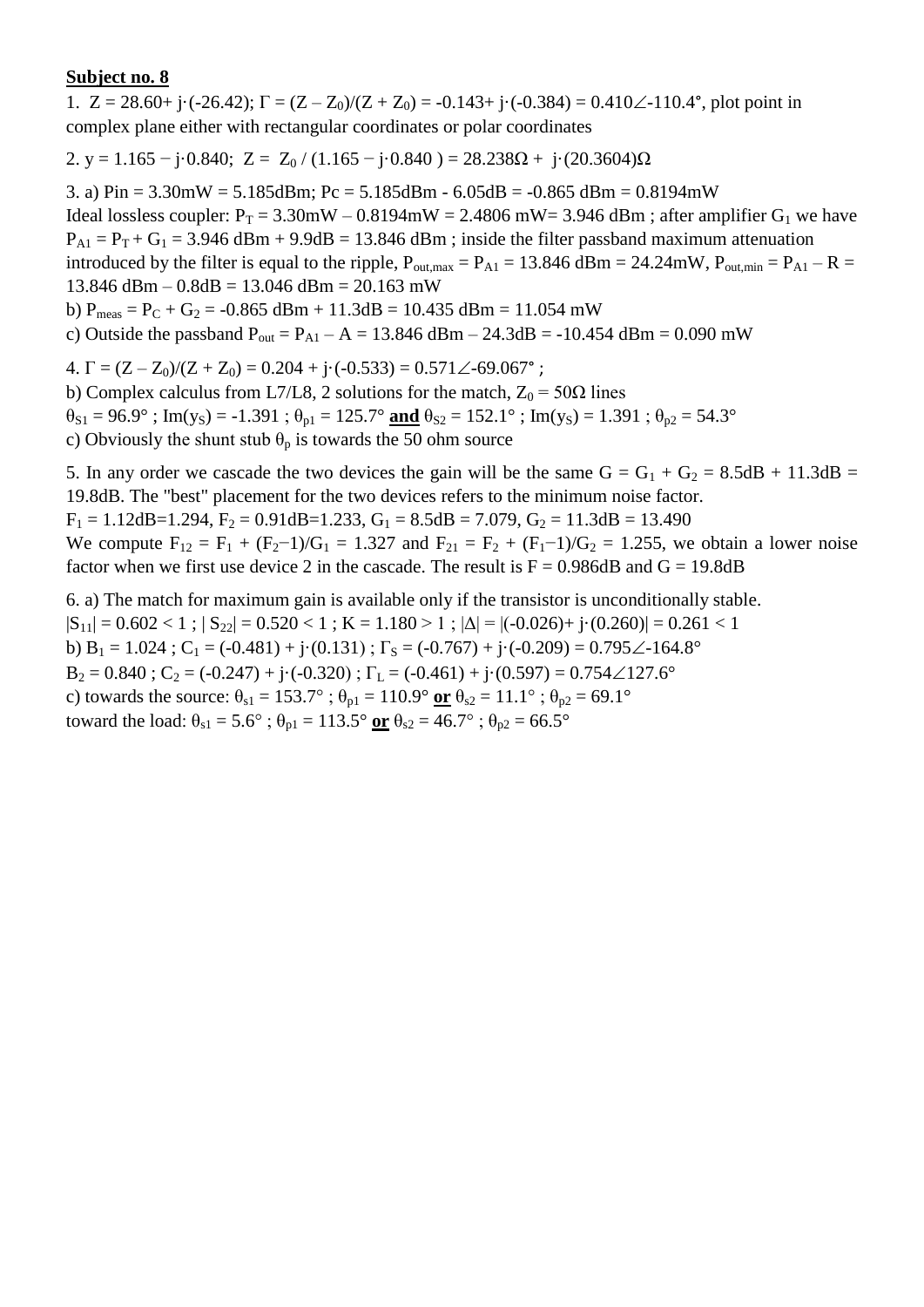**Subject no. 8**

1. $Z = 28.60 + j\cdot(-26.42)$; $\Gamma = (Z – Z_0)/(Z + Z_0) = -0.143 + j\cdot(-0.384) = 0.410\angle\text{-}110.4°$, plot point in complex plane either with rectangular coordinates or polar coordinates

2. $y = 1.165 - j\cdot 0.840$; $Z = Z_0 / (1.165 - j\cdot 0.840) = 28.238\Omega + j\cdot(20.3604)\Omega$

3. a) Pin = 3.30mW = 5.185dBm; Pc = 5.185dBm - 6.05dB = -0.865 dBm = 0.8194mW
Ideal lossless coupler: $P_T$ = 3.30mW – 0.8194mW = 2.4806 mW= 3.946 dBm ; after amplifier $G_1$ we have $P_{A1} = P_T + G_1$ = 3.946 dBm + 9.9dB = 13.846 dBm ; inside the filter passband maximum attenuation introduced by the filter is equal to the ripple, $P_{out,max} = P_{A1}$ = 13.846 dBm = 24.24mW, $P_{out,min} = P_{A1} – R$ = 13.846 dBm – 0.8dB = 13.046 dBm = 20.163 mW
b) $P_{meas} = P_C + G_2$ = -0.865 dBm + 11.3dB = 10.435 dBm = 11.054 mW
c) Outside the passband $P_{out} = P_{A1} – A$ = 13.846 dBm – 24.3dB = -10.454 dBm = 0.090 mW

4. $\Gamma = (Z – Z_0)/(Z + Z_0) = 0.204 + j\cdot(-0.533) = 0.571\angle\text{-}69.067°$ ;
b) Complex calculus from L7/L8, 2 solutions for the match, $Z_0 = 50\Omega$ lines
$\theta_{S1} = 96.9°$ ; $Im(y_S) = -1.391$ ; $\theta_{p1} = 125.7°$ **and** $\theta_{S2} = 152.1°$ ; $Im(y_S) = 1.391$ ; $\theta_{p2} = 54.3°$
c) Obviously the shunt stub $\theta_p$ is towards the 50 ohm source

5. In any order we cascade the two devices the gain will be the same $G = G_1 + G_2$ = 8.5dB + 11.3dB = 19.8dB. The "best" placement for the two devices refers to the minimum noise factor.
$F_1$ = 1.12dB=1.294, $F_2$ = 0.91dB=1.233, $G_1$ = 8.5dB = 7.079, $G_2$ = 11.3dB = 13.490
We compute $F_{12} = F_1 + (F_2-1)/G_1 = 1.327$ and $F_{21} = F_2 + (F_1-1)/G_2 = 1.255$, we obtain a lower noise factor when we first use device 2 in the cascade. The result is F = 0.986dB and G = 19.8dB

6. a) The match for maximum gain is available only if the transistor is unconditionally stable.
$|S_{11}| = 0.602 < 1$ ; $|S_{22}| = 0.520 < 1$ ; $K = 1.180 > 1$ ; $|\Delta| = |(-0.026) + j\cdot(0.260)| = 0.261 < 1$
b) $B_1 = 1.024$ ; $C_1 = (-0.481) + j\cdot(0.131)$ ; $\Gamma_S = (-0.767) + j\cdot(-0.209) = 0.795\angle\text{-}164.8°$
$B_2 = 0.840$ ; $C_2 = (-0.247) + j\cdot(-0.320)$ ; $\Gamma_L = (-0.461) + j\cdot(0.597) = 0.754\angle 127.6°$
c) towards the source: $\theta_{s1} = 153.7°$ ; $\theta_{p1} = 110.9°$ **or** $\theta_{s2} = 11.1°$ ; $\theta_{p2} = 69.1°$
toward the load: $\theta_{s1} = 5.6°$ ; $\theta_{p1} = 113.5°$ **or** $\theta_{s2} = 46.7°$ ; $\theta_{p2} = 66.5°$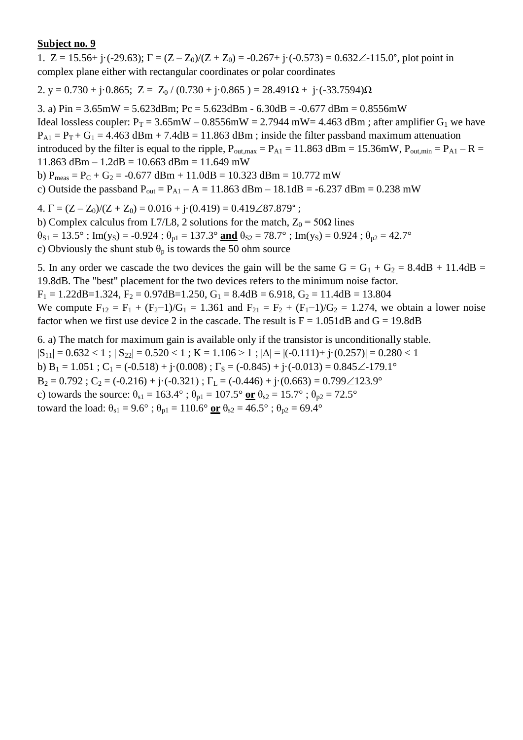**Subject no. 9**

1. $Z = 15.56 + j\cdot(-29.63)$; $\Gamma = (Z - Z_0)/(Z + Z_0) = -0.267 + j\cdot(-0.573) = 0.632\angle-115.0°$, plot point in complex plane either with rectangular coordinates or polar coordinates

2. $y = 0.730 + j\cdot0.865$; $Z = Z_0 / (0.730 + j\cdot0.865) = 28.491\Omega + j\cdot(-33.7594)\Omega$

3. a) $P_{in} = 3.65mW = 5.623dBm$; $P_c = 5.623dBm - 6.30dB = -0.677\ dBm = 0.8556mW$
Ideal lossless coupler: $P_T = 3.65mW - 0.8556mW = 2.7944\ mW = 4.463\ dBm$ ; after amplifier $G_1$ we have $P_{A1} = P_T + G_1 = 4.463\ dBm + 7.4dB = 11.863\ dBm$ ; inside the filter passband maximum attenuation introduced by the filter is equal to the ripple, $P_{out,max} = P_{A1} = 11.863\ dBm = 15.36mW$, $P_{out,min} = P_{A1} - R = 11.863\ dBm - 1.2dB = 10.663\ dBm = 11.649\ mW$
b) $P_{meas} = P_C + G_2 = -0.677\ dBm + 11.0dB = 10.323\ dBm = 10.772\ mW$
c) Outside the passband $P_{out} = P_{A1} - A = 11.863\ dBm - 18.1dB = -6.237\ dBm = 0.238\ mW$

4. $\Gamma = (Z - Z_0)/(Z + Z_0) = 0.016 + j\cdot(0.419) = 0.419\angle87.879°$ ;
b) Complex calculus from L7/L8, 2 solutions for the match, $Z_0 = 50\Omega$ lines
$\theta_{S1} = 13.5°$ ; $\text{Im}(y_S) = -0.924$ ; $\theta_{p1} = 137.3°$ **and** $\theta_{S2} = 78.7°$ ; $\text{Im}(y_S) = 0.924$ ; $\theta_{p2} = 42.7°$
c) Obviously the shunt stub $\theta_p$ is towards the 50 ohm source

5. In any order we cascade the two devices the gain will be the same $G = G_1 + G_2 = 8.4dB + 11.4dB = 19.8dB$. The "best" placement for the two devices refers to the minimum noise factor.
$F_1 = 1.22dB = 1.324$, $F_2 = 0.97dB = 1.250$, $G_1 = 8.4dB = 6.918$, $G_2 = 11.4dB = 13.804$
We compute $F_{12} = F_1 + (F_2-1)/G_1 = 1.361$ and $F_{21} = F_2 + (F_1-1)/G_2 = 1.274$, we obtain a lower noise factor when we first use device 2 in the cascade. The result is $F = 1.051dB$ and $G = 19.8dB$

6. a) The match for maximum gain is available only if the transistor is unconditionally stable.
$|S_{11}| = 0.632 < 1$ ; $|S_{22}| = 0.520 < 1$ ; $K = 1.106 > 1$ ; $|\Delta| = |(-0.111) + j\cdot(0.257)| = 0.280 < 1$
b) $B_1 = 1.051$ ; $C_1 = (-0.518) + j\cdot(0.008)$ ; $\Gamma_S = (-0.845) + j\cdot(-0.013) = 0.845\angle-179.1°$
$B_2 = 0.792$ ; $C_2 = (-0.216) + j\cdot(-0.321)$ ; $\Gamma_L = (-0.446) + j\cdot(0.663) = 0.799\angle123.9°$
c) towards the source: $\theta_{s1} = 163.4°$ ; $\theta_{p1} = 107.5°$ **or** $\theta_{s2} = 15.7°$ ; $\theta_{p2} = 72.5°$
toward the load: $\theta_{s1} = 9.6°$ ; $\theta_{p1} = 110.6°$ **or** $\theta_{s2} = 46.5°$ ; $\theta_{p2} = 69.4°$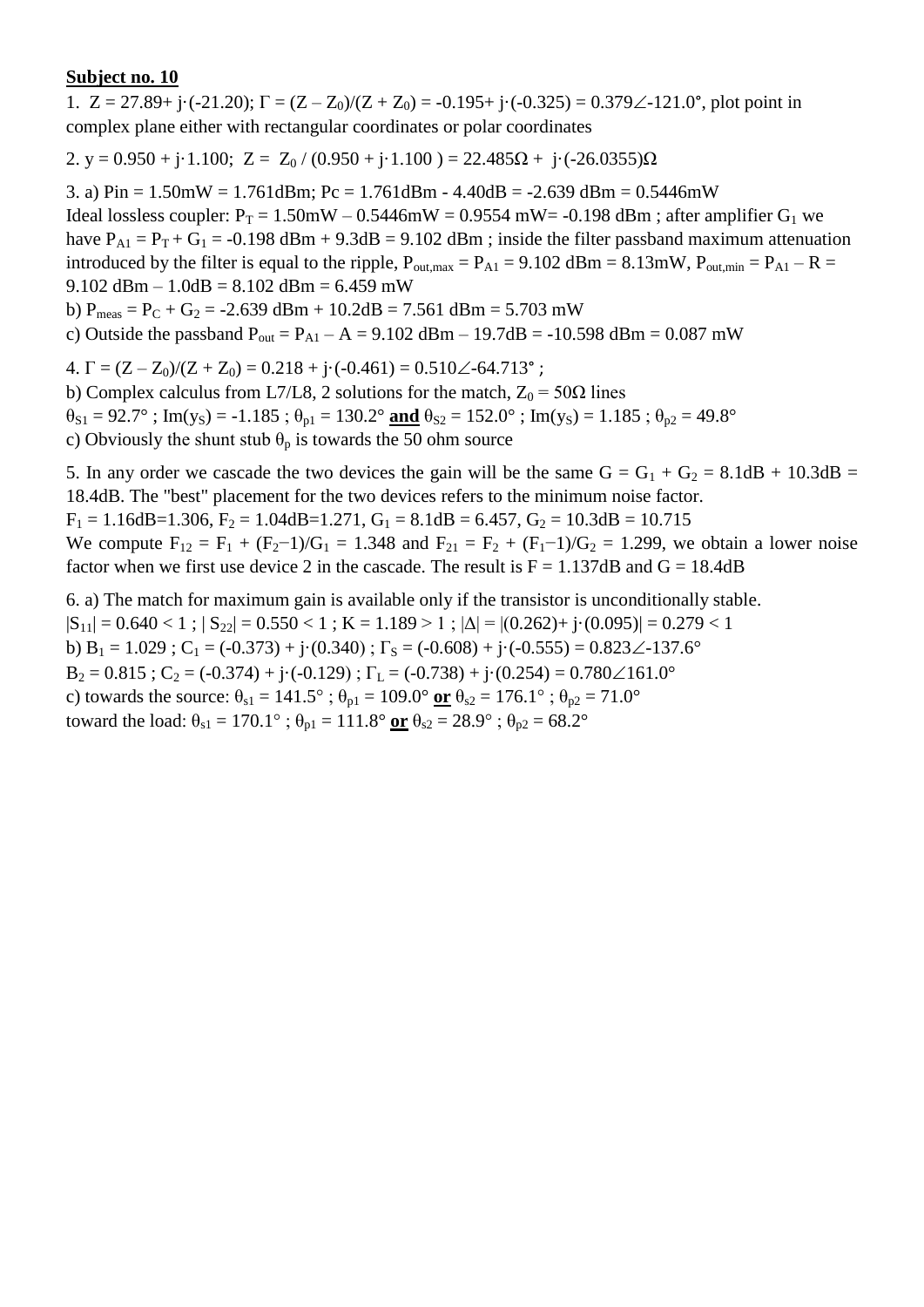**Subject no. 10**

1. $Z = 27.89 + j\cdot(-21.20)$; $\Gamma = (Z - Z_0)/(Z + Z_0) = -0.195 + j\cdot(-0.325) = 0.379\angle -121.0°$, plot point in complex plane either with rectangular coordinates or polar coordinates

2. $y = 0.950 + j\cdot 1.100$; $Z = Z_0 / (0.950 + j\cdot 1.100) = 22.485\Omega + j\cdot(-26.0355)\Omega$

3. a) Pin = 1.50mW = 1.761dBm; Pc = 1.761dBm - 4.40dB = -2.639 dBm = 0.5446mW
Ideal lossless coupler: $P_T$ = 1.50mW – 0.5446mW = 0.9554 mW= -0.198 dBm ; after amplifier $G_1$ we have $P_{A1} = P_T + G_1$ = -0.198 dBm + 9.3dB = 9.102 dBm ; inside the filter passband maximum attenuation introduced by the filter is equal to the ripple, $P_{out,max} = P_{A1}$ = 9.102 dBm = 8.13mW, $P_{out,min} = P_{A1} - R$ = 9.102 dBm – 1.0dB = 8.102 dBm = 6.459 mW
b) $P_{meas} = P_C + G_2$ = -2.639 dBm + 10.2dB = 7.561 dBm = 5.703 mW
c) Outside the passband $P_{out} = P_{A1} - A$ = 9.102 dBm – 19.7dB = -10.598 dBm = 0.087 mW

4. $\Gamma = (Z - Z_0)/(Z + Z_0) = 0.218 + j\cdot(-0.461) = 0.510\angle -64.713°$ ;
b) Complex calculus from L7/L8, 2 solutions for the match, $Z_0 = 50\Omega$ lines
$\theta_{S1} = 92.7°$ ; $\text{Im}(y_S) = -1.185$ ; $\theta_{p1} = 130.2°$ **and** $\theta_{S2} = 152.0°$ ; $\text{Im}(y_S) = 1.185$ ; $\theta_{p2} = 49.8°$
c) Obviously the shunt stub $\theta_p$ is towards the 50 ohm source

5. In any order we cascade the two devices the gain will be the same $G = G_1 + G_2$ = 8.1dB + 10.3dB = 18.4dB. The "best" placement for the two devices refers to the minimum noise factor.
$F_1$ = 1.16dB=1.306, $F_2$ = 1.04dB=1.271, $G_1$ = 8.1dB = 6.457, $G_2$ = 10.3dB = 10.715
We compute $F_{12} = F_1 + (F_2-1)/G_1 = 1.348$ and $F_{21} = F_2 + (F_1-1)/G_2 = 1.299$, we obtain a lower noise factor when we first use device 2 in the cascade. The result is F = 1.137dB and G = 18.4dB

6. a) The match for maximum gain is available only if the transistor is unconditionally stable.
$|S_{11}| = 0.640 < 1$ ; $|S_{22}| = 0.550 < 1$ ; $K = 1.189 > 1$ ; $|\Delta| = |(0.262) + j\cdot(0.095)| = 0.279 < 1$
b) $B_1 = 1.029$ ; $C_1 = (-0.373) + j\cdot(0.340)$ ; $\Gamma_S = (-0.608) + j\cdot(-0.555) = 0.823\angle -137.6°$
$B_2 = 0.815$ ; $C_2 = (-0.374) + j\cdot(-0.129)$ ; $\Gamma_L = (-0.738) + j\cdot(0.254) = 0.780\angle 161.0°$
c) towards the source: $\theta_{s1} = 141.5°$ ; $\theta_{p1} = 109.0°$ **or** $\theta_{s2} = 176.1°$ ; $\theta_{p2} = 71.0°$
toward the load: $\theta_{s1} = 170.1°$ ; $\theta_{p1} = 111.8°$ **or** $\theta_{s2} = 28.9°$ ; $\theta_{p2} = 68.2°$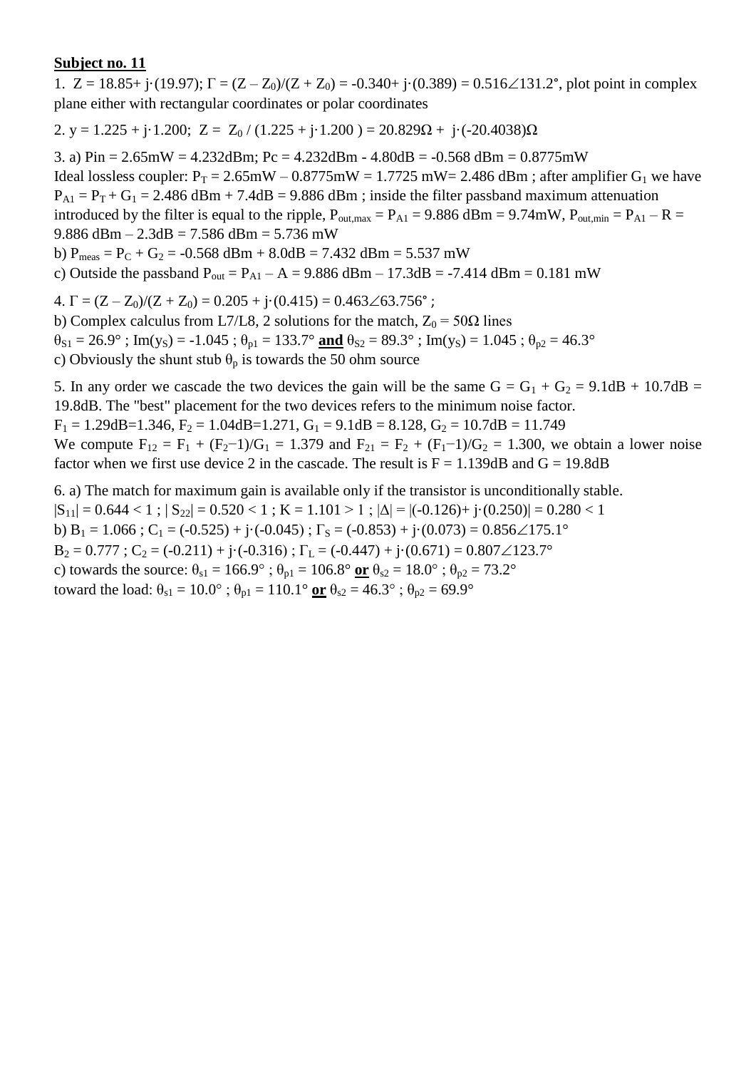**Subject no. 11**

1. $Z = 18.85+ j\cdot(19.97)$; $\Gamma = (Z - Z_0)/(Z + Z_0) = -0.340+ j\cdot(0.389) = 0.516\angle 131.2°$, plot point in complex plane either with rectangular coordinates or polar coordinates

2. $y = 1.225 + j\cdot 1.200$; $Z = Z_0 / (1.225 + j\cdot 1.200 ) = 20.829\Omega + j\cdot(-20.4038)\Omega$

3. a) $P_{in} = 2.65mW = 4.232dBm$; $P_c = 4.232dBm - 4.80dB = -0.568\ dBm = 0.8775mW$
Ideal lossless coupler: $P_T = 2.65mW – 0.8775mW = 1.7725\ mW= 2.486\ dBm$ ; after amplifier $G_1$ we have $P_{A1} = P_T + G_1 = 2.486\ dBm + 7.4dB = 9.886\ dBm$ ; inside the filter passband maximum attenuation introduced by the filter is equal to the ripple, $P_{out,max} = P_{A1} = 9.886\ dBm = 9.74mW$, $P_{out,min} = P_{A1} – R = 9.886\ dBm – 2.3dB = 7.586\ dBm = 5.736\ mW$
b) $P_{meas} = P_C + G_2 = -0.568\ dBm + 8.0dB = 7.432\ dBm = 5.537\ mW$
c) Outside the passband $P_{out} = P_{A1} – A = 9.886\ dBm – 17.3dB = -7.414\ dBm = 0.181\ mW$

4. $\Gamma = (Z – Z_0)/(Z + Z_0) = 0.205 + j\cdot(0.415) = 0.463\angle 63.756°$ ;
b) Complex calculus from L7/L8, 2 solutions for the match, $Z_0 = 50\Omega$ lines
$\theta_{S1} = 26.9°$ ; $Im(y_S) = -1.045$ ; $\theta_{p1} = 133.7°$ **and** $\theta_{S2} = 89.3°$ ; $Im(y_S) = 1.045$ ; $\theta_{p2} = 46.3°$
c) Obviously the shunt stub $\theta_p$ is towards the 50 ohm source

5. In any order we cascade the two devices the gain will be the same $G = G_1 + G_2 = 9.1dB + 10.7dB = 19.8dB$. The "best" placement for the two devices refers to the minimum noise factor.
$F_1 = 1.29dB=1.346$, $F_2 = 1.04dB=1.271$, $G_1 = 9.1dB = 8.128$, $G_2 = 10.7dB = 11.749$
We compute $F_{12} = F_1 + (F_2-1)/G_1 = 1.379$ and $F_{21} = F_2 + (F_1-1)/G_2 = 1.300$, we obtain a lower noise factor when we first use device 2 in the cascade. The result is $F = 1.139dB$ and $G = 19.8dB$

6. a) The match for maximum gain is available only if the transistor is unconditionally stable.
$|S_{11}| = 0.644 < 1$ ; $| S_{22}| = 0.520 < 1$ ; $K = 1.101 > 1$ ; $|\Delta| = |(-0.126)+ j\cdot(0.250)| = 0.280 < 1$
b) $B_1 = 1.066$ ; $C_1 = (-0.525) + j\cdot(-0.045)$ ; $\Gamma_S = (-0.853) + j\cdot(0.073) = 0.856\angle 175.1°$
$B_2 = 0.777$ ; $C_2 = (-0.211) + j\cdot(-0.316)$ ; $\Gamma_L = (-0.447) + j\cdot(0.671) = 0.807\angle 123.7°$
c) towards the source: $\theta_{s1} = 166.9°$ ; $\theta_{p1} = 106.8°$ **or** $\theta_{s2} = 18.0°$ ; $\theta_{p2} = 73.2°$
toward the load: $\theta_{s1} = 10.0°$ ; $\theta_{p1} = 110.1°$ **or** $\theta_{s2} = 46.3°$ ; $\theta_{p2} = 69.9°$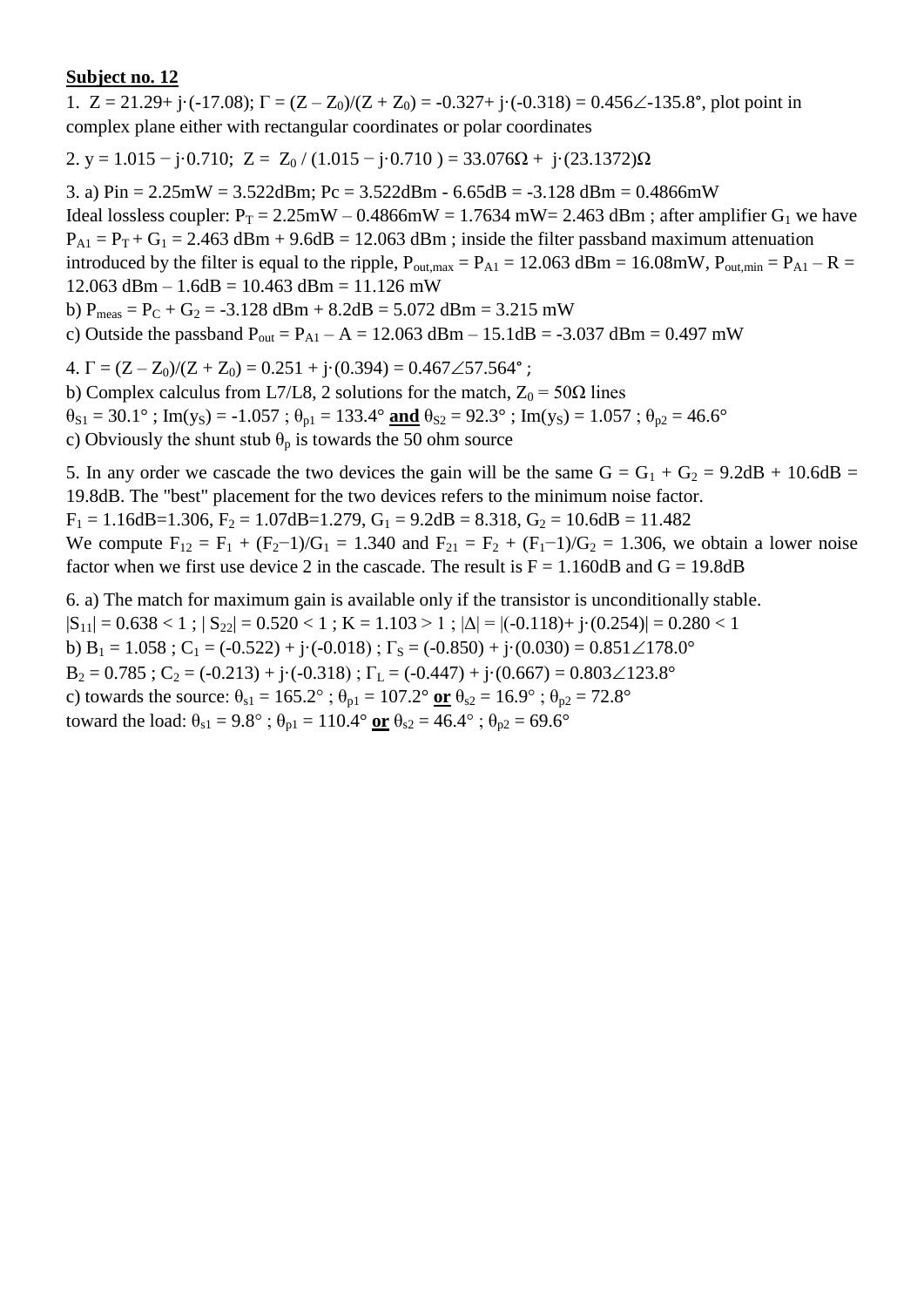**Subject no. 12**

1. $Z = 21.29 + j\cdot(-17.08)$; $\Gamma = (Z - Z_0)/(Z + Z_0) = -0.327 + j\cdot(-0.318) = 0.456\angle -135.8°$, plot point in complex plane either with rectangular coordinates or polar coordinates

2. $y = 1.015 - j\cdot 0.710$; $Z = Z_0 / (1.015 - j\cdot 0.710) = 33.076\Omega + j\cdot(23.1372)\Omega$

3. a) Pin = 2.25mW = 3.522dBm; Pc = 3.522dBm - 6.65dB = -3.128 dBm = 0.4866mW
Ideal lossless coupler: $P_T$ = 2.25mW – 0.4866mW = 1.7634 mW= 2.463 dBm ; after amplifier $G_1$ we have $P_{A1} = P_T + G_1$ = 2.463 dBm + 9.6dB = 12.063 dBm ; inside the filter passband maximum attenuation introduced by the filter is equal to the ripple, $P_{out,max} = P_{A1}$ = 12.063 dBm = 16.08mW, $P_{out,min} = P_{A1} - R$ = 12.063 dBm – 1.6dB = 10.463 dBm = 11.126 mW
b) $P_{meas} = P_C + G_2$ = -3.128 dBm + 8.2dB = 5.072 dBm = 3.215 mW
c) Outside the passband $P_{out} = P_{A1} - A$ = 12.063 dBm – 15.1dB = -3.037 dBm = 0.497 mW

4. $\Gamma = (Z - Z_0)/(Z + Z_0) = 0.251 + j\cdot(0.394) = 0.467\angle 57.564°$ ;
b) Complex calculus from L7/L8, 2 solutions for the match, $Z_0 = 50\Omega$ lines
$\theta_{S1} = 30.1°$ ; $\text{Im}(y_S) = -1.057$ ; $\theta_{p1} = 133.4°$ **and** $\theta_{S2} = 92.3°$ ; $\text{Im}(y_S) = 1.057$ ; $\theta_{p2} = 46.6°$
c) Obviously the shunt stub $\theta_p$ is towards the 50 ohm source

5. In any order we cascade the two devices the gain will be the same $G = G_1 + G_2$ = 9.2dB + 10.6dB = 19.8dB. The "best" placement for the two devices refers to the minimum noise factor.
$F_1$ = 1.16dB=1.306, $F_2$ = 1.07dB=1.279, $G_1$ = 9.2dB = 8.318, $G_2$ = 10.6dB = 11.482
We compute $F_{12} = F_1 + (F_2-1)/G_1 = 1.340$ and $F_{21} = F_2 + (F_1-1)/G_2 = 1.306$, we obtain a lower noise factor when we first use device 2 in the cascade. The result is F = 1.160dB and G = 19.8dB

6. a) The match for maximum gain is available only if the transistor is unconditionally stable.
$|S_{11}| = 0.638 < 1$ ; $|S_{22}| = 0.520 < 1$ ; $K = 1.103 > 1$ ; $|\Delta| = |(-0.118) + j\cdot(0.254)| = 0.280 < 1$
b) $B_1 = 1.058$ ; $C_1 = (-0.522) + j\cdot(-0.018)$ ; $\Gamma_S = (-0.850) + j\cdot(0.030) = 0.851\angle 178.0°$
$B_2 = 0.785$ ; $C_2 = (-0.213) + j\cdot(-0.318)$ ; $\Gamma_L = (-0.447) + j\cdot(0.667) = 0.803\angle 123.8°$
c) towards the source: $\theta_{s1} = 165.2°$ ; $\theta_{p1} = 107.2°$ **or** $\theta_{s2} = 16.9°$ ; $\theta_{p2} = 72.8°$
toward the load: $\theta_{s1} = 9.8°$ ; $\theta_{p1} = 110.4°$ **or** $\theta_{s2} = 46.4°$ ; $\theta_{p2} = 69.6°$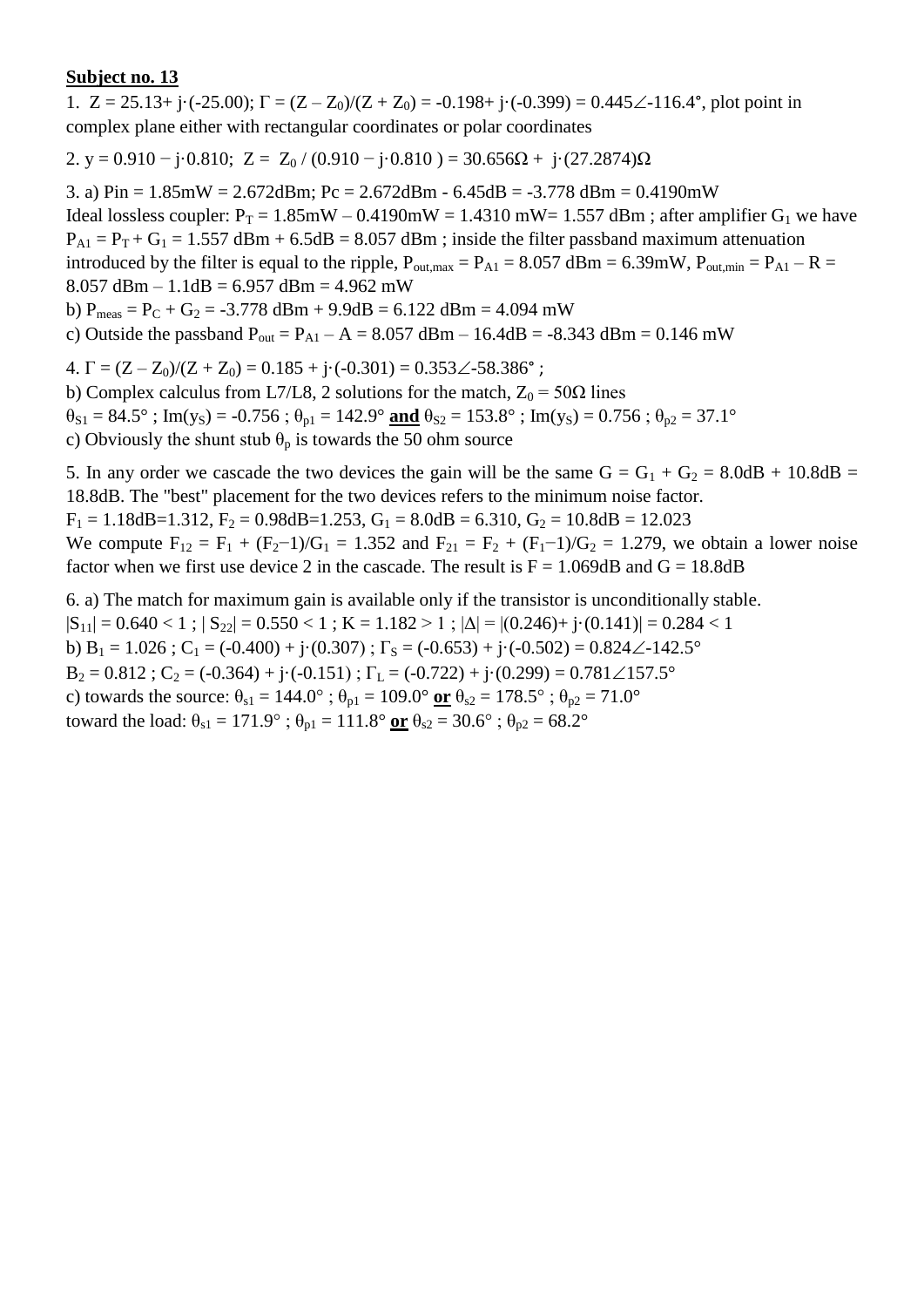**Subject no. 13**

1. $Z = 25.13 + j\cdot(-25.00)$; $\Gamma = (Z - Z_0)/(Z + Z_0) = -0.198 + j\cdot(-0.399) = 0.445\angle -116.4°$, plot point in complex plane either with rectangular coordinates or polar coordinates

2. $y = 0.910 - j\cdot 0.810$; $Z = Z_0 / (0.910 - j\cdot 0.810) = 30.656\Omega + j\cdot(27.2874)\Omega$

3. a) Pin = 1.85mW = 2.672dBm; Pc = 2.672dBm - 6.45dB = -3.778 dBm = 0.4190mW
Ideal lossless coupler: $P_T$ = 1.85mW – 0.4190mW = 1.4310 mW= 1.557 dBm ; after amplifier $G_1$ we have $P_{A1} = P_T + G_1$ = 1.557 dBm + 6.5dB = 8.057 dBm ; inside the filter passband maximum attenuation introduced by the filter is equal to the ripple, $P_{out,max} = P_{A1}$ = 8.057 dBm = 6.39mW, $P_{out,min} = P_{A1} - R$ = 8.057 dBm – 1.1dB = 6.957 dBm = 4.962 mW
b) $P_{meas} = P_C + G_2$ = -3.778 dBm + 9.9dB = 6.122 dBm = 4.094 mW
c) Outside the passband $P_{out} = P_{A1} - A$ = 8.057 dBm – 16.4dB = -8.343 dBm = 0.146 mW

4. $\Gamma = (Z - Z_0)/(Z + Z_0) = 0.185 + j\cdot(-0.301) = 0.353\angle -58.386°$ ;
b) Complex calculus from L7/L8, 2 solutions for the match, $Z_0 = 50\Omega$ lines
$\theta_{S1} = 84.5°$ ; $Im(y_S) = -0.756$ ; $\theta_{p1} = 142.9°$ **and** $\theta_{S2} = 153.8°$ ; $Im(y_S) = 0.756$ ; $\theta_{p2} = 37.1°$
c) Obviously the shunt stub $\theta_p$ is towards the 50 ohm source

5. In any order we cascade the two devices the gain will be the same $G = G_1 + G_2$ = 8.0dB + 10.8dB = 18.8dB. The "best" placement for the two devices refers to the minimum noise factor.
$F_1$ = 1.18dB=1.312, $F_2$ = 0.98dB=1.253, $G_1$ = 8.0dB = 6.310, $G_2$ = 10.8dB = 12.023
We compute $F_{12} = F_1 + (F_2-1)/G_1 = 1.352$ and $F_{21} = F_2 + (F_1-1)/G_2 = 1.279$, we obtain a lower noise factor when we first use device 2 in the cascade. The result is F = 1.069dB and G = 18.8dB

6. a) The match for maximum gain is available only if the transistor is unconditionally stable.
$|S_{11}| = 0.640 < 1$ ; $|S_{22}| = 0.550 < 1$ ; $K = 1.182 > 1$ ; $|\Delta| = |(0.246) + j\cdot(0.141)| = 0.284 < 1$
b) $B_1 = 1.026$ ; $C_1 = (-0.400) + j\cdot(0.307)$ ; $\Gamma_S = (-0.653) + j\cdot(-0.502) = 0.824\angle -142.5°$
$B_2 = 0.812$ ; $C_2 = (-0.364) + j\cdot(-0.151)$ ; $\Gamma_L = (-0.722) + j\cdot(0.299) = 0.781\angle 157.5°$
c) towards the source: $\theta_{s1} = 144.0°$ ; $\theta_{p1} = 109.0°$ **or** $\theta_{s2} = 178.5°$ ; $\theta_{p2} = 71.0°$
toward the load: $\theta_{s1} = 171.9°$ ; $\theta_{p1} = 111.8°$ **or** $\theta_{s2} = 30.6°$ ; $\theta_{p2} = 68.2°$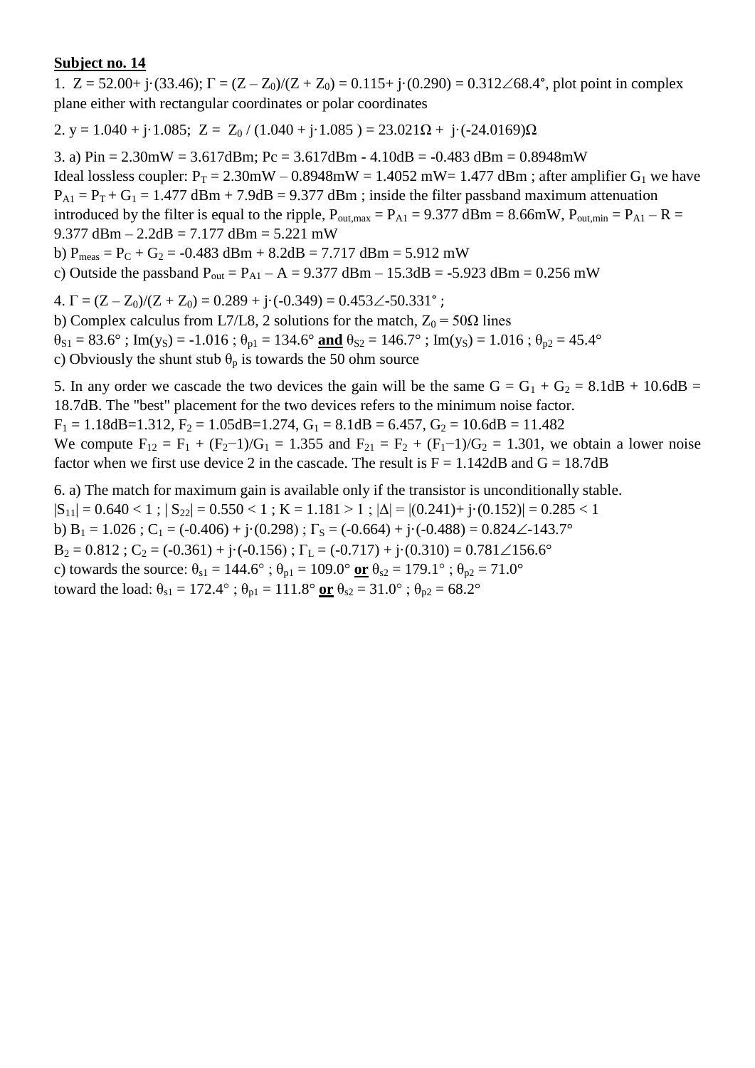**Subject no. 14**

1. $Z = 52.00 + j\cdot(33.46)$; $\Gamma = (Z - Z_0)/(Z + Z_0) = 0.115 + j\cdot(0.290) = 0.312\angle 68.4°$, plot point in complex plane either with rectangular coordinates or polar coordinates

2. $y = 1.040 + j\cdot 1.085$; $Z = Z_0 / (1.040 + j\cdot 1.085) = 23.021\Omega + j\cdot(-24.0169)\Omega$

3. a) $P_{in} = 2.30\text{mW} = 3.617\text{dBm}$; $P_c = 3.617\text{dBm} - 4.10\text{dB} = -0.483\text{ dBm} = 0.8948\text{mW}$
Ideal lossless coupler: $P_T = 2.30\text{mW} - 0.8948\text{mW} = 1.4052\text{ mW} = 1.477\text{ dBm}$ ; after amplifier $G_1$ we have $P_{A1} = P_T + G_1 = 1.477\text{ dBm} + 7.9\text{dB} = 9.377\text{ dBm}$ ; inside the filter passband maximum attenuation introduced by the filter is equal to the ripple, $P_{out,max} = P_{A1} = 9.377\text{ dBm} = 8.66\text{mW}$, $P_{out,min} = P_{A1} - R = 9.377\text{ dBm} - 2.2\text{dB} = 7.177\text{ dBm} = 5.221\text{ mW}$
b) $P_{meas} = P_C + G_2 = -0.483\text{ dBm} + 8.2\text{dB} = 7.717\text{ dBm} = 5.912\text{ mW}$
c) Outside the passband $P_{out} = P_{A1} - A = 9.377\text{ dBm} - 15.3\text{dB} = -5.923\text{ dBm} = 0.256\text{ mW}$

4. $\Gamma = (Z - Z_0)/(Z + Z_0) = 0.289 + j\cdot(-0.349) = 0.453\angle -50.331°$ ;
b) Complex calculus from L7/L8, 2 solutions for the match, $Z_0 = 50\Omega$ lines
$\theta_{S1} = 83.6°$ ; $\text{Im}(y_S) = -1.016$ ; $\theta_{p1} = 134.6°$ **and** $\theta_{S2} = 146.7°$ ; $\text{Im}(y_S) = 1.016$ ; $\theta_{p2} = 45.4°$
c) Obviously the shunt stub $\theta_p$ is towards the 50 ohm source

5. In any order we cascade the two devices the gain will be the same $G = G_1 + G_2 = 8.1\text{dB} + 10.6\text{dB} = 18.7\text{dB}$. The "best" placement for the two devices refers to the minimum noise factor.
$F_1 = 1.18\text{dB} = 1.312$, $F_2 = 1.05\text{dB} = 1.274$, $G_1 = 8.1\text{dB} = 6.457$, $G_2 = 10.6\text{dB} = 11.482$
We compute $F_{12} = F_1 + (F_2 - 1)/G_1 = 1.355$ and $F_{21} = F_2 + (F_1 - 1)/G_2 = 1.301$, we obtain a lower noise factor when we first use device 2 in the cascade. The result is $F = 1.142\text{dB}$ and $G = 18.7\text{dB}$

6. a) The match for maximum gain is available only if the transistor is unconditionally stable.
$|S_{11}| = 0.640 < 1$ ; $|S_{22}| = 0.550 < 1$ ; $K = 1.181 > 1$ ; $|\Delta| = |(0.241) + j\cdot(0.152)| = 0.285 < 1$
b) $B_1 = 1.026$ ; $C_1 = (-0.406) + j\cdot(0.298)$ ; $\Gamma_S = (-0.664) + j\cdot(-0.488) = 0.824\angle -143.7°$
$B_2 = 0.812$ ; $C_2 = (-0.361) + j\cdot(-0.156)$ ; $\Gamma_L = (-0.717) + j\cdot(0.310) = 0.781\angle 156.6°$
c) towards the source: $\theta_{s1} = 144.6°$ ; $\theta_{p1} = 109.0°$ **or** $\theta_{s2} = 179.1°$ ; $\theta_{p2} = 71.0°$
toward the load: $\theta_{s1} = 172.4°$ ; $\theta_{p1} = 111.8°$ **or** $\theta_{s2} = 31.0°$ ; $\theta_{p2} = 68.2°$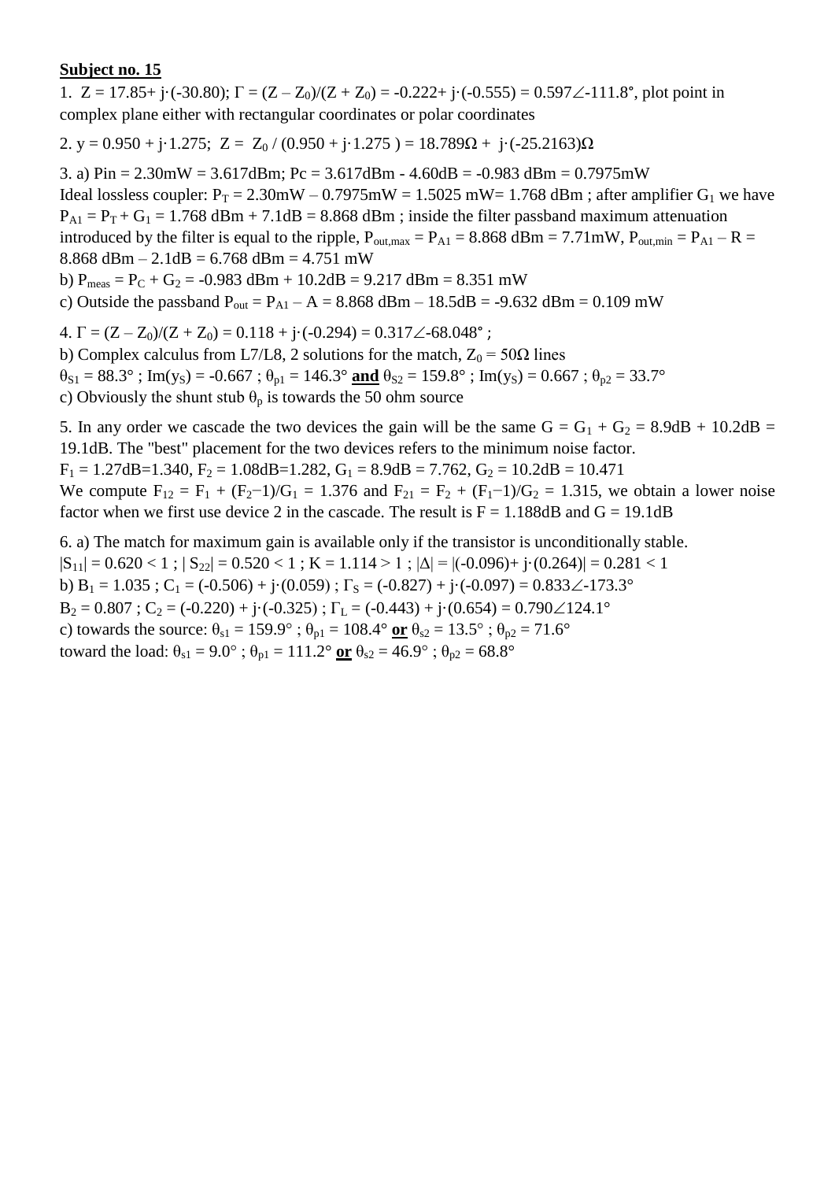**Subject no. 15**

1. $Z = 17.85 + j\cdot(-30.80)$; $\Gamma = (Z - Z_0)/(Z + Z_0) = -0.222 + j\cdot(-0.555) = 0.597\angle{-111.8°}$, plot point in complex plane either with rectangular coordinates or polar coordinates

2. $y = 0.950 + j\cdot 1.275$; $Z = Z_0 / (0.950 + j\cdot 1.275) = 18.789\Omega + j\cdot(-25.2163)\Omega$

3. a) $P_{in} = 2.30\text{mW} = 3.617\text{dBm}$; $P_c = 3.617\text{dBm} - 4.60\text{dB} = -0.983\text{ dBm} = 0.7975\text{mW}$
Ideal lossless coupler: $P_T = 2.30\text{mW} - 0.7975\text{mW} = 1.5025\text{ mW} = 1.768\text{ dBm}$ ; after amplifier $G_1$ we have $P_{A1} = P_T + G_1 = 1.768\text{ dBm} + 7.1\text{dB} = 8.868\text{ dBm}$ ; inside the filter passband maximum attenuation introduced by the filter is equal to the ripple, $P_{out,max} = P_{A1} = 8.868\text{ dBm} = 7.71\text{mW}$, $P_{out,min} = P_{A1} - R = 8.868\text{ dBm} - 2.1\text{dB} = 6.768\text{ dBm} = 4.751\text{ mW}$
b) $P_{meas} = P_C + G_2 = -0.983\text{ dBm} + 10.2\text{dB} = 9.217\text{ dBm} = 8.351\text{ mW}$
c) Outside the passband $P_{out} = P_{A1} - A = 8.868\text{ dBm} - 18.5\text{dB} = -9.632\text{ dBm} = 0.109\text{ mW}$

4. $\Gamma = (Z - Z_0)/(Z + Z_0) = 0.118 + j\cdot(-0.294) = 0.317\angle{-68.048°}$ ;
b) Complex calculus from L7/L8, 2 solutions for the match, $Z_0 = 50\Omega$ lines
$\theta_{S1} = 88.3°$ ; $\text{Im}(y_S) = -0.667$ ; $\theta_{p1} = 146.3°$ **and** $\theta_{S2} = 159.8°$ ; $\text{Im}(y_S) = 0.667$ ; $\theta_{p2} = 33.7°$
c) Obviously the shunt stub $\theta_p$ is towards the 50 ohm source

5. In any order we cascade the two devices the gain will be the same $G = G_1 + G_2 = 8.9\text{dB} + 10.2\text{dB} = 19.1\text{dB}$. The "best" placement for the two devices refers to the minimum noise factor.
$F_1 = 1.27\text{dB} = 1.340$, $F_2 = 1.08\text{dB} = 1.282$, $G_1 = 8.9\text{dB} = 7.762$, $G_2 = 10.2\text{dB} = 10.471$
We compute $F_{12} = F_1 + (F_2 - 1)/G_1 = 1.376$ and $F_{21} = F_2 + (F_1 - 1)/G_2 = 1.315$, we obtain a lower noise factor when we first use device 2 in the cascade. The result is $F = 1.188\text{dB}$ and $G = 19.1\text{dB}$

6. a) The match for maximum gain is available only if the transistor is unconditionally stable.
$|S_{11}| = 0.620 < 1$ ; $|S_{22}| = 0.520 < 1$ ; $K = 1.114 > 1$ ; $|\Delta| = |(-0.096) + j\cdot(0.264)| = 0.281 < 1$
b) $B_1 = 1.035$ ; $C_1 = (-0.506) + j\cdot(0.059)$ ; $\Gamma_S = (-0.827) + j\cdot(-0.097) = 0.833\angle{-173.3°}$
$B_2 = 0.807$ ; $C_2 = (-0.220) + j\cdot(-0.325)$ ; $\Gamma_L = (-0.443) + j\cdot(0.654) = 0.790\angle{124.1°}$
c) towards the source: $\theta_{s1} = 159.9°$ ; $\theta_{p1} = 108.4°$ **or** $\theta_{s2} = 13.5°$ ; $\theta_{p2} = 71.6°$
toward the load: $\theta_{s1} = 9.0°$ ; $\theta_{p1} = 111.2°$ **or** $\theta_{s2} = 46.9°$ ; $\theta_{p2} = 68.8°$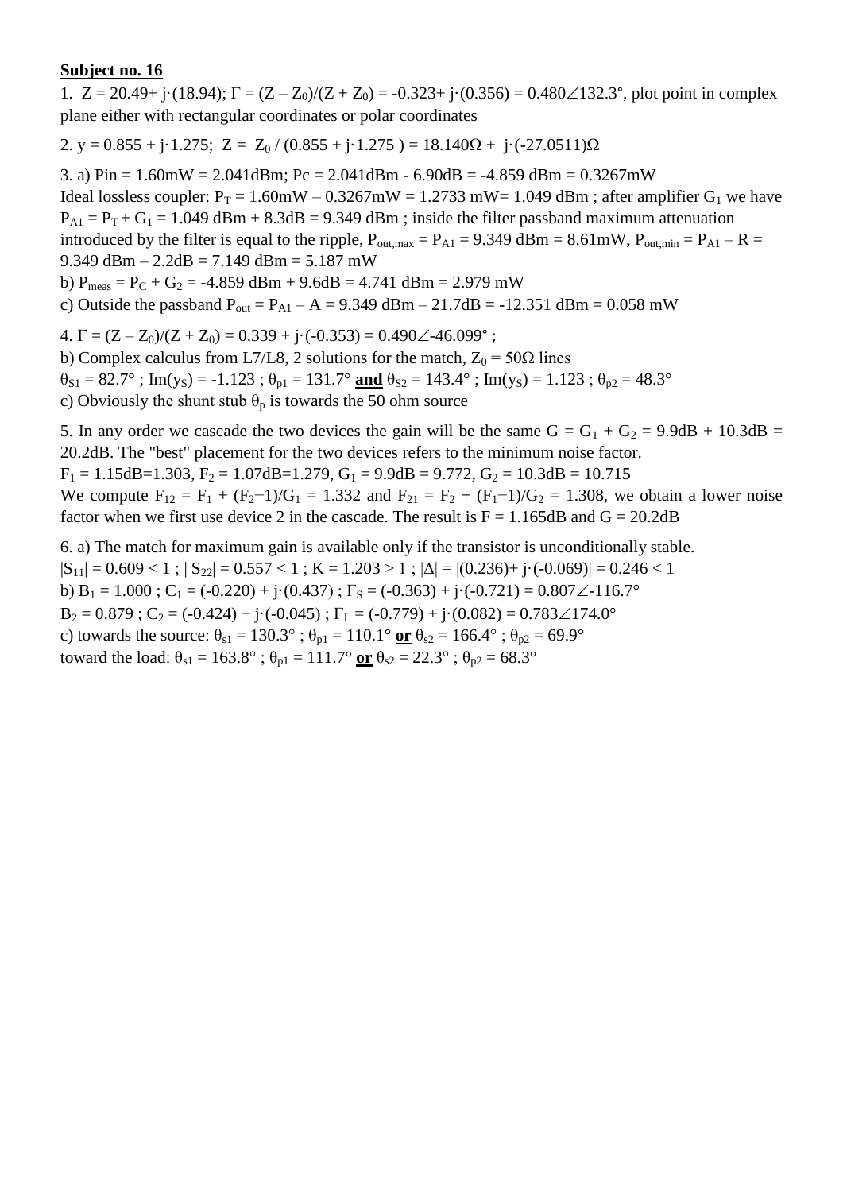**Subject no. 16**

1. $Z = 20.49 + j\cdot(18.94)$; $\Gamma = (Z - Z_0)/(Z + Z_0) = -0.323 + j\cdot(0.356) = 0.480\angle 132.3°$, plot point in complex plane either with rectangular coordinates or polar coordinates

2. $y = 0.855 + j\cdot 1.275$; $Z = Z_0 / (0.855 + j\cdot 1.275) = 18.140\Omega + j\cdot(-27.0511)\Omega$

3. a) Pin = 1.60mW = 2.041dBm; Pc = 2.041dBm - 6.90dB = -4.859 dBm = 0.3267mW
Ideal lossless coupler: $P_T$ = 1.60mW – 0.3267mW = 1.2733 mW= 1.049 dBm ; after amplifier $G_1$ we have $P_{A1} = P_T + G_1$ = 1.049 dBm + 8.3dB = 9.349 dBm ; inside the filter passband maximum attenuation introduced by the filter is equal to the ripple, $P_{out,max} = P_{A1}$ = 9.349 dBm = 8.61mW, $P_{out,min} = P_{A1} - R$ = 9.349 dBm – 2.2dB = 7.149 dBm = 5.187 mW
b) $P_{meas} = P_C + G_2$ = -4.859 dBm + 9.6dB = 4.741 dBm = 2.979 mW
c) Outside the passband $P_{out} = P_{A1} - A$ = 9.349 dBm – 21.7dB = -12.351 dBm = 0.058 mW

4. $\Gamma = (Z - Z_0)/(Z + Z_0) = 0.339 + j\cdot(-0.353) = 0.490\angle -46.099°$ ;
b) Complex calculus from L7/L8, 2 solutions for the match, $Z_0 = 50\Omega$ lines
$\theta_{S1} = 82.7°$ ; $\text{Im}(y_S) = -1.123$ ; $\theta_{p1} = 131.7°$ **and** $\theta_{S2} = 143.4°$ ; $\text{Im}(y_S) = 1.123$ ; $\theta_{p2} = 48.3°$
c) Obviously the shunt stub $\theta_p$ is towards the 50 ohm source

5. In any order we cascade the two devices the gain will be the same $G = G_1 + G_2$ = 9.9dB + 10.3dB = 20.2dB. The "best" placement for the two devices refers to the minimum noise factor.
$F_1$ = 1.15dB=1.303, $F_2$ = 1.07dB=1.279, $G_1$ = 9.9dB = 9.772, $G_2$ = 10.3dB = 10.715
We compute $F_{12} = F_1 + (F_2-1)/G_1 = 1.332$ and $F_{21} = F_2 + (F_1-1)/G_2 = 1.308$, we obtain a lower noise factor when we first use device 2 in the cascade. The result is F = 1.165dB and G = 20.2dB

6. a) The match for maximum gain is available only if the transistor is unconditionally stable.
$|S_{11}| = 0.609 < 1$ ; $|S_{22}| = 0.557 < 1$ ; $K = 1.203 > 1$ ; $|\Delta| = |(0.236) + j\cdot(-0.069)| = 0.246 < 1$
b) $B_1 = 1.000$ ; $C_1 = (-0.220) + j\cdot(0.437)$ ; $\Gamma_S = (-0.363) + j\cdot(-0.721) = 0.807\angle -116.7°$
$B_2 = 0.879$ ; $C_2 = (-0.424) + j\cdot(-0.045)$ ; $\Gamma_L = (-0.779) + j\cdot(0.082) = 0.783\angle 174.0°$
c) towards the source: $\theta_{s1} = 130.3°$ ; $\theta_{p1} = 110.1°$ **or** $\theta_{s2} = 166.4°$ ; $\theta_{p2} = 69.9°$
toward the load: $\theta_{s1} = 163.8°$ ; $\theta_{p1} = 111.7°$ **or** $\theta_{s2} = 22.3°$ ; $\theta_{p2} = 68.3°$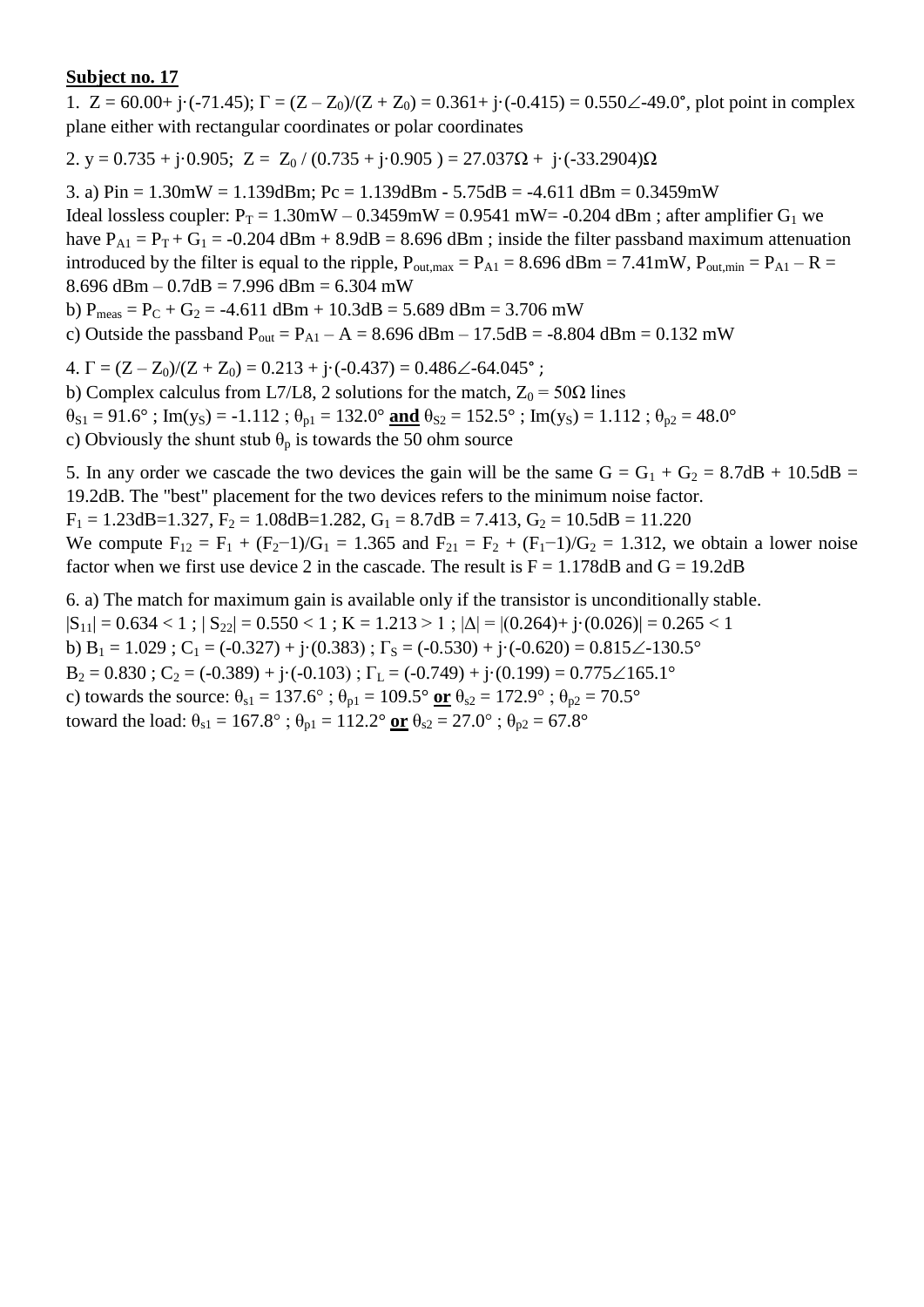**Subject no. 17**

1. $Z = 60.00 + j\cdot(-71.45)$; $\Gamma = (Z - Z_0)/(Z + Z_0) = 0.361 + j\cdot(-0.415) = 0.550\angle{-49.0°}$, plot point in complex plane either with rectangular coordinates or polar coordinates

2. $y = 0.735 + j\cdot 0.905$; $Z = Z_0 / (0.735 + j\cdot 0.905) = 27.037\Omega + j\cdot(-33.2904)\Omega$

3. a) $P_{in} = 1.30\text{mW} = 1.139\text{dBm}$; $P_c = 1.139\text{dBm} - 5.75\text{dB} = -4.611\text{ dBm} = 0.3459\text{mW}$
Ideal lossless coupler: $P_T = 1.30\text{mW} - 0.3459\text{mW} = 0.9541\text{ mW} = -0.204\text{ dBm}$ ; after amplifier $G_1$ we have $P_{A1} = P_T + G_1 = -0.204\text{ dBm} + 8.9\text{dB} = 8.696\text{ dBm}$ ; inside the filter passband maximum attenuation introduced by the filter is equal to the ripple, $P_{out,max} = P_{A1} = 8.696\text{ dBm} = 7.41\text{mW}$, $P_{out,min} = P_{A1} - R = 8.696\text{ dBm} - 0.7\text{dB} = 7.996\text{ dBm} = 6.304\text{ mW}$
b) $P_{meas} = P_C + G_2 = -4.611\text{ dBm} + 10.3\text{dB} = 5.689\text{ dBm} = 3.706\text{ mW}$
c) Outside the passband $P_{out} = P_{A1} - A = 8.696\text{ dBm} - 17.5\text{dB} = -8.804\text{ dBm} = 0.132\text{ mW}$

4. $\Gamma = (Z - Z_0)/(Z + Z_0) = 0.213 + j\cdot(-0.437) = 0.486\angle{-64.045°}$ ;
b) Complex calculus from L7/L8, 2 solutions for the match, $Z_0 = 50\Omega$ lines
$\theta_{S1} = 91.6°$ ; $\text{Im}(y_S) = -1.112$ ; $\theta_{p1} = 132.0°$ **and** $\theta_{S2} = 152.5°$ ; $\text{Im}(y_S) = 1.112$ ; $\theta_{p2} = 48.0°$
c) Obviously the shunt stub $\theta_p$ is towards the 50 ohm source

5. In any order we cascade the two devices the gain will be the same $G = G_1 + G_2 = 8.7\text{dB} + 10.5\text{dB} = 19.2\text{dB}$. The "best" placement for the two devices refers to the minimum noise factor.
$F_1 = 1.23\text{dB} = 1.327$, $F_2 = 1.08\text{dB} = 1.282$, $G_1 = 8.7\text{dB} = 7.413$, $G_2 = 10.5\text{dB} = 11.220$
We compute $F_{12} = F_1 + (F_2 - 1)/G_1 = 1.365$ and $F_{21} = F_2 + (F_1 - 1)/G_2 = 1.312$, we obtain a lower noise factor when we first use device 2 in the cascade. The result is $F = 1.178\text{dB}$ and $G = 19.2\text{dB}$

6. a) The match for maximum gain is available only if the transistor is unconditionally stable.
$|S_{11}| = 0.634 < 1$ ; $|S_{22}| = 0.550 < 1$ ; $K = 1.213 > 1$ ; $|\Delta| = |(0.264) + j\cdot(0.026)| = 0.265 < 1$
b) $B_1 = 1.029$ ; $C_1 = (-0.327) + j\cdot(0.383)$ ; $\Gamma_S = (-0.530) + j\cdot(-0.620) = 0.815\angle{-130.5°}$
$B_2 = 0.830$ ; $C_2 = (-0.389) + j\cdot(-0.103)$ ; $\Gamma_L = (-0.749) + j\cdot(0.199) = 0.775\angle{165.1°}$
c) towards the source: $\theta_{s1} = 137.6°$ ; $\theta_{p1} = 109.5°$ **or** $\theta_{s2} = 172.9°$ ; $\theta_{p2} = 70.5°$
toward the load: $\theta_{s1} = 167.8°$ ; $\theta_{p1} = 112.2°$ **or** $\theta_{s2} = 27.0°$ ; $\theta_{p2} = 67.8°$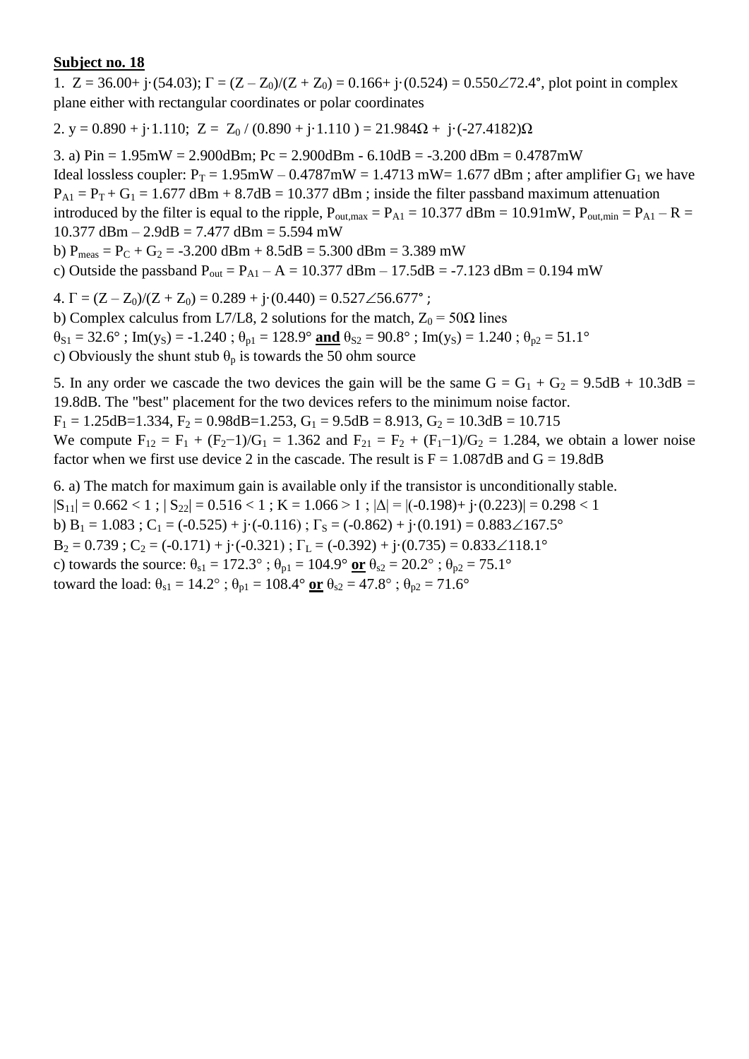**Subject no. 18**

1. $Z = 36.00 + j\cdot(54.03)$; $\Gamma = (Z - Z_0)/(Z + Z_0) = 0.166 + j\cdot(0.524) = 0.550\angle 72.4°$, plot point in complex plane either with rectangular coordinates or polar coordinates

2. $y = 0.890 + j\cdot 1.110$; $Z = Z_0 / (0.890 + j\cdot 1.110) = 21.984\Omega + j\cdot(-27.4182)\Omega$

3. a) $P_{in} = 1.95\text{mW} = 2.900\text{dBm}$; $P_c = 2.900\text{dBm} - 6.10\text{dB} = -3.200\text{ dBm} = 0.4787\text{mW}$
Ideal lossless coupler: $P_T = 1.95\text{mW} - 0.4787\text{mW} = 1.4713\text{ mW} = 1.677\text{ dBm}$ ; after amplifier $G_1$ we have $P_{A1} = P_T + G_1 = 1.677\text{ dBm} + 8.7\text{dB} = 10.377\text{ dBm}$ ; inside the filter passband maximum attenuation introduced by the filter is equal to the ripple, $P_{out,max} = P_{A1} = 10.377\text{ dBm} = 10.91\text{mW}$, $P_{out,min} = P_{A1} - R = 10.377\text{ dBm} - 2.9\text{dB} = 7.477\text{ dBm} = 5.594\text{ mW}$
b) $P_{meas} = P_C + G_2 = -3.200\text{ dBm} + 8.5\text{dB} = 5.300\text{ dBm} = 3.389\text{ mW}$
c) Outside the passband $P_{out} = P_{A1} - A = 10.377\text{ dBm} - 17.5\text{dB} = -7.123\text{ dBm} = 0.194\text{ mW}$

4. $\Gamma = (Z - Z_0)/(Z + Z_0) = 0.289 + j\cdot(0.440) = 0.527\angle 56.677°$ ;
b) Complex calculus from L7/L8, 2 solutions for the match, $Z_0 = 50\Omega$ lines
$\theta_{S1} = 32.6°$ ; $\text{Im}(y_S) = -1.240$ ; $\theta_{p1} = 128.9°$ **and** $\theta_{S2} = 90.8°$ ; $\text{Im}(y_S) = 1.240$ ; $\theta_{p2} = 51.1°$
c) Obviously the shunt stub $\theta_p$ is towards the 50 ohm source

5. In any order we cascade the two devices the gain will be the same $G = G_1 + G_2 = 9.5\text{dB} + 10.3\text{dB} = 19.8\text{dB}$. The "best" placement for the two devices refers to the minimum noise factor.
$F_1 = 1.25\text{dB} = 1.334$, $F_2 = 0.98\text{dB} = 1.253$, $G_1 = 9.5\text{dB} = 8.913$, $G_2 = 10.3\text{dB} = 10.715$
We compute $F_{12} = F_1 + (F_2 - 1)/G_1 = 1.362$ and $F_{21} = F_2 + (F_1 - 1)/G_2 = 1.284$, we obtain a lower noise factor when we first use device 2 in the cascade. The result is $F = 1.087\text{dB}$ and $G = 19.8\text{dB}$

6. a) The match for maximum gain is available only if the transistor is unconditionally stable.
$|S_{11}| = 0.662 < 1$ ; $|S_{22}| = 0.516 < 1$ ; $K = 1.066 > 1$ ; $|\Delta| = |(-0.198) + j\cdot(0.223)| = 0.298 < 1$
b) $B_1 = 1.083$ ; $C_1 = (-0.525) + j\cdot(-0.116)$ ; $\Gamma_S = (-0.862) + j\cdot(0.191) = 0.883\angle 167.5°$
$B_2 = 0.739$ ; $C_2 = (-0.171) + j\cdot(-0.321)$ ; $\Gamma_L = (-0.392) + j\cdot(0.735) = 0.833\angle 118.1°$
c) towards the source: $\theta_{s1} = 172.3°$ ; $\theta_{p1} = 104.9°$ **or** $\theta_{s2} = 20.2°$ ; $\theta_{p2} = 75.1°$
toward the load: $\theta_{s1} = 14.2°$ ; $\theta_{p1} = 108.4°$ **or** $\theta_{s2} = 47.8°$ ; $\theta_{p2} = 71.6°$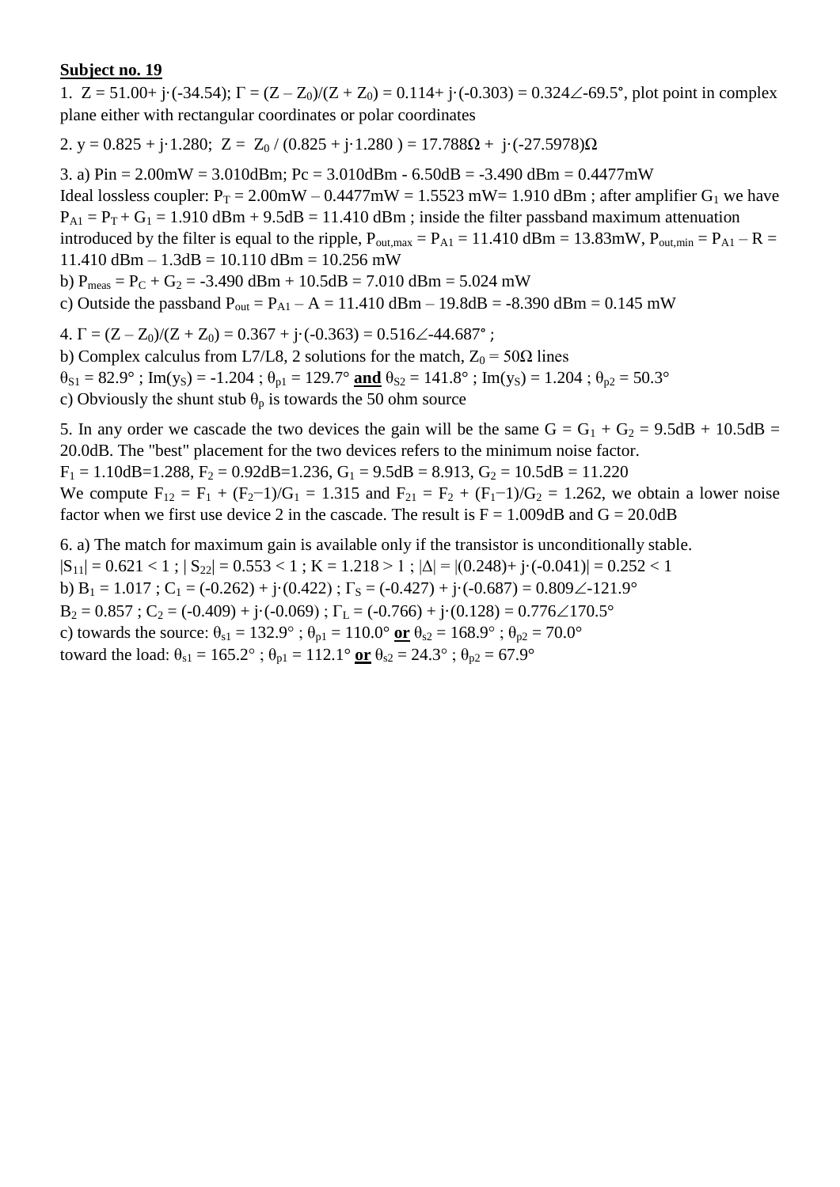**Subject no. 19**

1. $Z = 51.00 + j\cdot(-34.54)$; $\Gamma = (Z - Z_0)/(Z + Z_0) = 0.114 + j\cdot(-0.303) = 0.324\angle -69.5°$, plot point in complex plane either with rectangular coordinates or polar coordinates

2. $y = 0.825 + j\cdot 1.280$; $Z = Z_0 / (0.825 + j\cdot 1.280) = 17.788\Omega + j\cdot(-27.5978)\Omega$

3. a) $P_{in} = 2.00mW = 3.010dBm$; $P_c = 3.010dBm - 6.50dB = -3.490\ dBm = 0.4477mW$
Ideal lossless coupler: $P_T = 2.00mW - 0.4477mW = 1.5523\ mW = 1.910\ dBm$ ; after amplifier $G_1$ we have $P_{A1} = P_T + G_1 = 1.910\ dBm + 9.5dB = 11.410\ dBm$ ; inside the filter passband maximum attenuation introduced by the filter is equal to the ripple, $P_{out,max} = P_{A1} = 11.410\ dBm = 13.83mW$, $P_{out,min} = P_{A1} - R = 11.410\ dBm - 1.3dB = 10.110\ dBm = 10.256\ mW$
b) $P_{meas} = P_C + G_2 = -3.490\ dBm + 10.5dB = 7.010\ dBm = 5.024\ mW$
c) Outside the passband $P_{out} = P_{A1} - A = 11.410\ dBm - 19.8dB = -8.390\ dBm = 0.145\ mW$

4. $\Gamma = (Z - Z_0)/(Z + Z_0) = 0.367 + j\cdot(-0.363) = 0.516\angle -44.687°$ ;
b) Complex calculus from L7/L8, 2 solutions for the match, $Z_0 = 50\Omega$ lines
$\theta_{S1} = 82.9°$ ; $Im(y_S) = -1.204$ ; $\theta_{p1} = 129.7°$ **and** $\theta_{S2} = 141.8°$ ; $Im(y_S) = 1.204$ ; $\theta_{p2} = 50.3°$
c) Obviously the shunt stub $\theta_p$ is towards the 50 ohm source

5. In any order we cascade the two devices the gain will be the same $G = G_1 + G_2 = 9.5dB + 10.5dB = 20.0dB$. The "best" placement for the two devices refers to the minimum noise factor.
$F_1 = 1.10dB = 1.288$, $F_2 = 0.92dB = 1.236$, $G_1 = 9.5dB = 8.913$, $G_2 = 10.5dB = 11.220$
We compute $F_{12} = F_1 + (F_2 - 1)/G_1 = 1.315$ and $F_{21} = F_2 + (F_1 - 1)/G_2 = 1.262$, we obtain a lower noise factor when we first use device 2 in the cascade. The result is $F = 1.009dB$ and $G = 20.0dB$

6. a) The match for maximum gain is available only if the transistor is unconditionally stable.
$|S_{11}| = 0.621 < 1$ ; $|S_{22}| = 0.553 < 1$ ; $K = 1.218 > 1$ ; $|\Delta| = |(0.248) + j\cdot(-0.041)| = 0.252 < 1$
b) $B_1 = 1.017$ ; $C_1 = (-0.262) + j\cdot(0.422)$ ; $\Gamma_S = (-0.427) + j\cdot(-0.687) = 0.809\angle -121.9°$
$B_2 = 0.857$ ; $C_2 = (-0.409) + j\cdot(-0.069)$ ; $\Gamma_L = (-0.766) + j\cdot(0.128) = 0.776\angle 170.5°$
c) towards the source: $\theta_{s1} = 132.9°$ ; $\theta_{p1} = 110.0°$ **or** $\theta_{s2} = 168.9°$ ; $\theta_{p2} = 70.0°$
toward the load: $\theta_{s1} = 165.2°$ ; $\theta_{p1} = 112.1°$ **or** $\theta_{s2} = 24.3°$ ; $\theta_{p2} = 67.9°$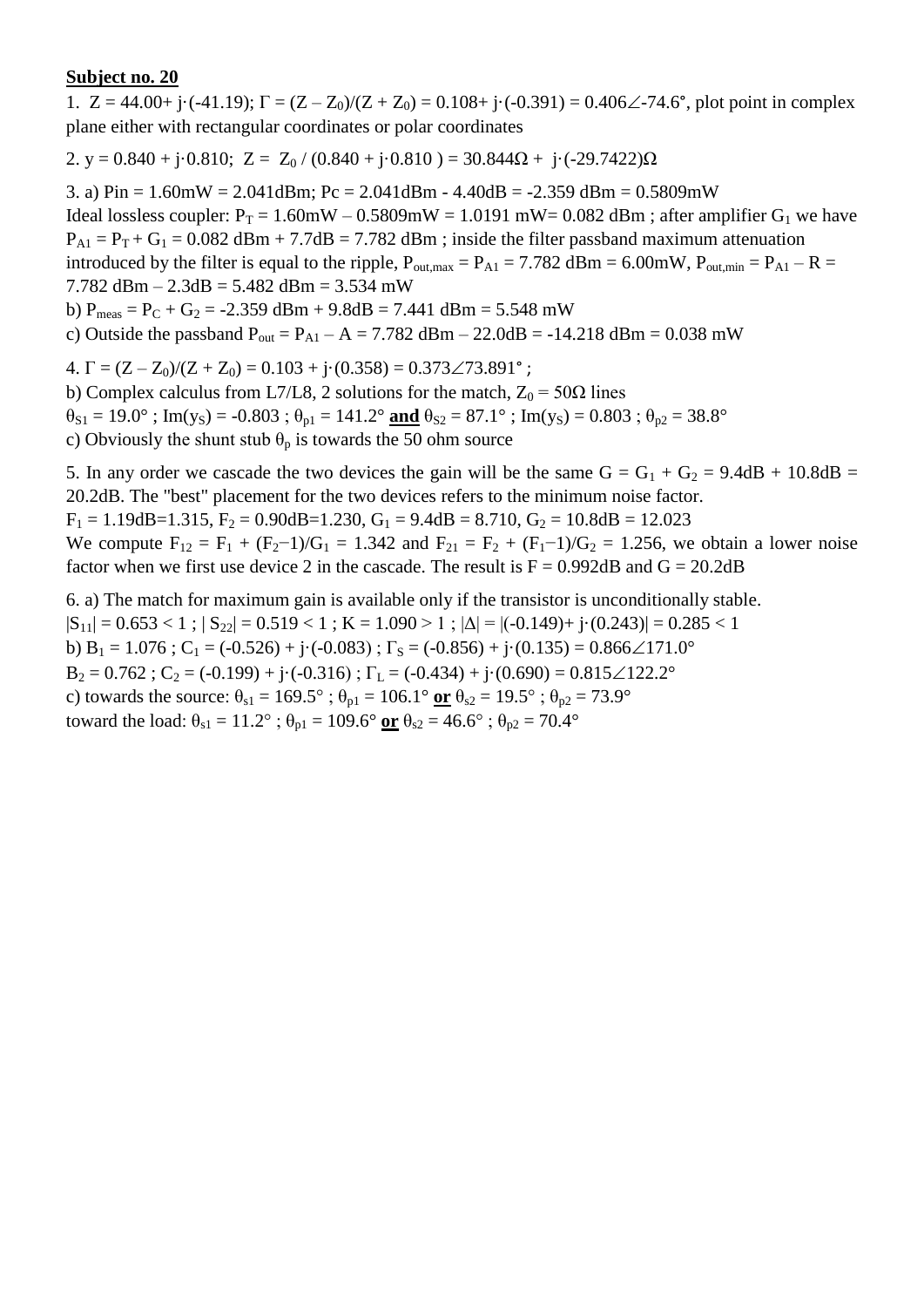**Subject no. 20**

1. $Z = 44.00 + j\cdot(-41.19)$; $\Gamma = (Z - Z_0)/(Z + Z_0) = 0.108 + j\cdot(-0.391) = 0.406\angle -74.6°$, plot point in complex plane either with rectangular coordinates or polar coordinates

2. $y = 0.840 + j\cdot 0.810$; $Z = Z_0 / (0.840 + j\cdot 0.810) = 30.844\Omega + j\cdot(-29.7422)\Omega$

3. a) $P_{in} = 1.60mW = 2.041dBm$; $P_c = 2.041dBm - 4.40dB = -2.359\ dBm = 0.5809mW$
Ideal lossless coupler: $P_T = 1.60mW - 0.5809mW = 1.0191\ mW = 0.082\ dBm$ ; after amplifier $G_1$ we have $P_{A1} = P_T + G_1 = 0.082\ dBm + 7.7dB = 7.782\ dBm$ ; inside the filter passband maximum attenuation introduced by the filter is equal to the ripple, $P_{out,max} = P_{A1} = 7.782\ dBm = 6.00mW$, $P_{out,min} = P_{A1} - R = 7.782\ dBm - 2.3dB = 5.482\ dBm = 3.534\ mW$
b) $P_{meas} = P_C + G_2 = -2.359\ dBm + 9.8dB = 7.441\ dBm = 5.548\ mW$
c) Outside the passband $P_{out} = P_{A1} - A = 7.782\ dBm - 22.0dB = -14.218\ dBm = 0.038\ mW$

4. $\Gamma = (Z - Z_0)/(Z + Z_0) = 0.103 + j\cdot(0.358) = 0.373\angle 73.891°$ ;
b) Complex calculus from L7/L8, 2 solutions for the match, $Z_0 = 50\Omega$ lines
$\theta_{S1} = 19.0°$ ; $Im(y_S) = -0.803$ ; $\theta_{p1} = 141.2°$ **and** $\theta_{S2} = 87.1°$ ; $Im(y_S) = 0.803$ ; $\theta_{p2} = 38.8°$
c) Obviously the shunt stub $\theta_p$ is towards the 50 ohm source

5. In any order we cascade the two devices the gain will be the same $G = G_1 + G_2 = 9.4dB + 10.8dB = 20.2dB$. The "best" placement for the two devices refers to the minimum noise factor.
$F_1 = 1.19dB = 1.315$, $F_2 = 0.90dB = 1.230$, $G_1 = 9.4dB = 8.710$, $G_2 = 10.8dB = 12.023$
We compute $F_{12} = F_1 + (F_2 - 1)/G_1 = 1.342$ and $F_{21} = F_2 + (F_1 - 1)/G_2 = 1.256$, we obtain a lower noise factor when we first use device 2 in the cascade. The result is $F = 0.992dB$ and $G = 20.2dB$

6. a) The match for maximum gain is available only if the transistor is unconditionally stable.
$|S_{11}| = 0.653 < 1$ ; $|S_{22}| = 0.519 < 1$ ; $K = 1.090 > 1$ ; $|\Delta| = |(-0.149) + j\cdot(0.243)| = 0.285 < 1$
b) $B_1 = 1.076$ ; $C_1 = (-0.526) + j\cdot(-0.083)$ ; $\Gamma_S = (-0.856) + j\cdot(0.135) = 0.866\angle 171.0°$
$B_2 = 0.762$ ; $C_2 = (-0.199) + j\cdot(-0.316)$ ; $\Gamma_L = (-0.434) + j\cdot(0.690) = 0.815\angle 122.2°$
c) towards the source: $\theta_{s1} = 169.5°$ ; $\theta_{p1} = 106.1°$ **or** $\theta_{s2} = 19.5°$ ; $\theta_{p2} = 73.9°$
toward the load: $\theta_{s1} = 11.2°$ ; $\theta_{p1} = 109.6°$ **or** $\theta_{s2} = 46.6°$ ; $\theta_{p2} = 70.4°$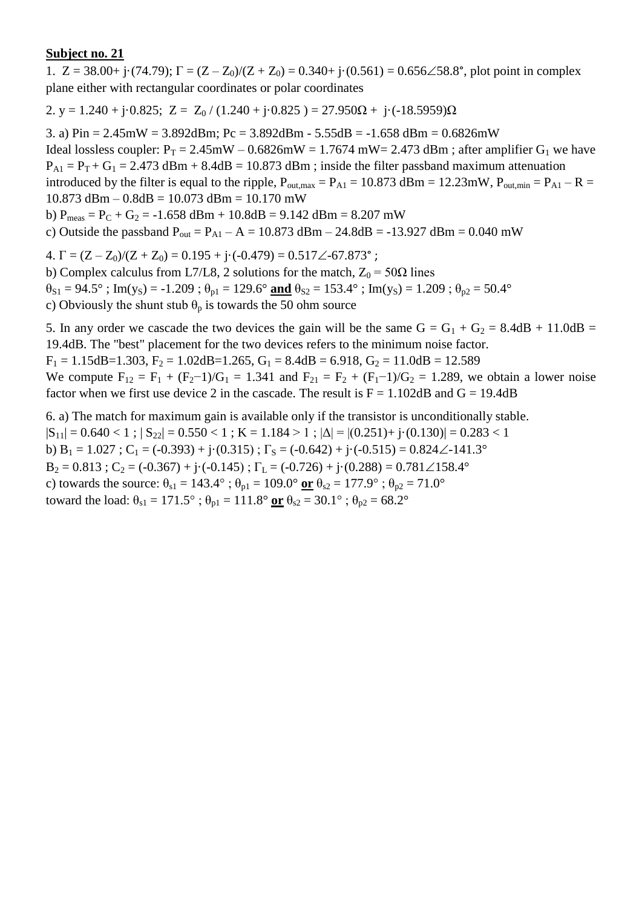**Subject no. 21**

1. $Z = 38.00 + j\cdot(74.79)$; $\Gamma = (Z - Z_0)/(Z + Z_0) = 0.340 + j\cdot(0.561) = 0.656\angle 58.8°$, plot point in complex plane either with rectangular coordinates or polar coordinates

2. $y = 1.240 + j\cdot 0.825$; $Z = Z_0 / (1.240 + j\cdot 0.825) = 27.950\Omega + j\cdot(-18.5959)\Omega$

3. a) $P_{in} = 2.45\text{mW} = 3.892\text{dBm}$; $P_c = 3.892\text{dBm} - 5.55\text{dB} = -1.658\text{ dBm} = 0.6826\text{mW}$
Ideal lossless coupler: $P_T = 2.45\text{mW} - 0.6826\text{mW} = 1.7674\text{ mW} = 2.473\text{ dBm}$ ; after amplifier $G_1$ we have $P_{A1} = P_T + G_1 = 2.473\text{ dBm} + 8.4\text{dB} = 10.873\text{ dBm}$ ; inside the filter passband maximum attenuation introduced by the filter is equal to the ripple, $P_{out,max} = P_{A1} = 10.873\text{ dBm} = 12.23\text{mW}$, $P_{out,min} = P_{A1} - R = 10.873\text{ dBm} - 0.8\text{dB} = 10.073\text{ dBm} = 10.170\text{ mW}$
b) $P_{meas} = P_C + G_2 = -1.658\text{ dBm} + 10.8\text{dB} = 9.142\text{ dBm} = 8.207\text{ mW}$
c) Outside the passband $P_{out} = P_{A1} - A = 10.873\text{ dBm} - 24.8\text{dB} = -13.927\text{ dBm} = 0.040\text{ mW}$

4. $\Gamma = (Z - Z_0)/(Z + Z_0) = 0.195 + j\cdot(-0.479) = 0.517\angle -67.873°$ ;
b) Complex calculus from L7/L8, 2 solutions for the match, $Z_0 = 50\Omega$ lines
$\theta_{S1} = 94.5°$ ; $\text{Im}(y_S) = -1.209$ ; $\theta_{p1} = 129.6°$ **<u>and</u>** $\theta_{S2} = 153.4°$ ; $\text{Im}(y_S) = 1.209$ ; $\theta_{p2} = 50.4°$
c) Obviously the shunt stub $\theta_p$ is towards the 50 ohm source

5. In any order we cascade the two devices the gain will be the same $G = G_1 + G_2 = 8.4\text{dB} + 11.0\text{dB} = 19.4\text{dB}$. The "best" placement for the two devices refers to the minimum noise factor.
$F_1 = 1.15\text{dB} = 1.303$, $F_2 = 1.02\text{dB} = 1.265$, $G_1 = 8.4\text{dB} = 6.918$, $G_2 = 11.0\text{dB} = 12.589$
We compute $F_{12} = F_1 + (F_2-1)/G_1 = 1.341$ and $F_{21} = F_2 + (F_1-1)/G_2 = 1.289$, we obtain a lower noise factor when we first use device 2 in the cascade. The result is $F = 1.102\text{dB}$ and $G = 19.4\text{dB}$

6. a) The match for maximum gain is available only if the transistor is unconditionally stable.
$|S_{11}| = 0.640 < 1$ ; $|S_{22}| = 0.550 < 1$ ; $K = 1.184 > 1$ ; $|\Delta| = |(0.251) + j\cdot(0.130)| = 0.283 < 1$
b) $B_1 = 1.027$ ; $C_1 = (-0.393) + j\cdot(0.315)$ ; $\Gamma_S = (-0.642) + j\cdot(-0.515) = 0.824\angle -141.3°$
$B_2 = 0.813$ ; $C_2 = (-0.367) + j\cdot(-0.145)$ ; $\Gamma_L = (-0.726) + j\cdot(0.288) = 0.781\angle 158.4°$
c) towards the source: $\theta_{s1} = 143.4°$ ; $\theta_{p1} = 109.0°$ **<u>or</u>** $\theta_{s2} = 177.9°$ ; $\theta_{p2} = 71.0°$
toward the load: $\theta_{s1} = 171.5°$ ; $\theta_{p1} = 111.8°$ **<u>or</u>** $\theta_{s2} = 30.1°$ ; $\theta_{p2} = 68.2°$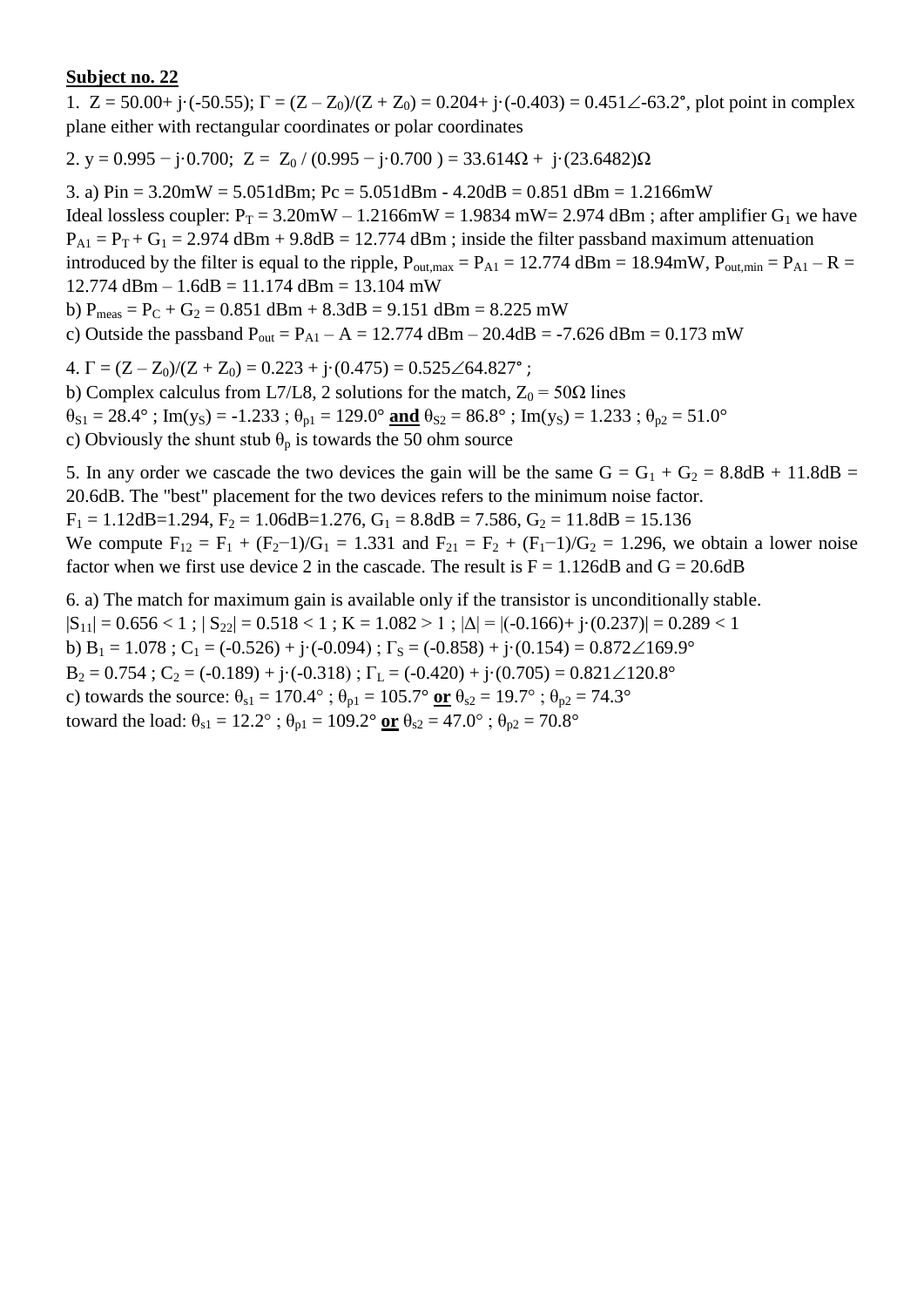**Subject no. 22**

1. $Z = 50.00 + j\cdot(-50.55)$; $\Gamma = (Z - Z_0)/(Z + Z_0) = 0.204 + j\cdot(-0.403) = 0.451\angle{-63.2°}$, plot point in complex plane either with rectangular coordinates or polar coordinates

2. $y = 0.995 - j\cdot 0.700$; $Z = Z_0 / (0.995 - j\cdot 0.700) = 33.614\Omega + j\cdot(23.6482)\Omega$

3. a) Pin = 3.20mW = 5.051dBm; Pc = 5.051dBm - 4.20dB = 0.851 dBm = 1.2166mW
Ideal lossless coupler: $P_T$ = 3.20mW – 1.2166mW = 1.9834 mW= 2.974 dBm ; after amplifier $G_1$ we have $P_{A1} = P_T + G_1$ = 2.974 dBm + 9.8dB = 12.774 dBm ; inside the filter passband maximum attenuation introduced by the filter is equal to the ripple, $P_{out,max} = P_{A1}$ = 12.774 dBm = 18.94mW, $P_{out,min} = P_{A1} - R$ = 12.774 dBm – 1.6dB = 11.174 dBm = 13.104 mW
b) $P_{meas} = P_C + G_2$ = 0.851 dBm + 8.3dB = 9.151 dBm = 8.225 mW
c) Outside the passband $P_{out} = P_{A1} - A$ = 12.774 dBm – 20.4dB = -7.626 dBm = 0.173 mW

4. $\Gamma = (Z - Z_0)/(Z + Z_0) = 0.223 + j\cdot(0.475) = 0.525\angle 64.827°$ ;
b) Complex calculus from L7/L8, 2 solutions for the match, $Z_0 = 50\Omega$ lines
$\theta_{S1} = 28.4°$ ; $\text{Im}(y_S) = -1.233$ ; $\theta_{p1} = 129.0°$ **and** $\theta_{S2} = 86.8°$ ; $\text{Im}(y_S) = 1.233$ ; $\theta_{p2} = 51.0°$
c) Obviously the shunt stub $\theta_p$ is towards the 50 ohm source

5. In any order we cascade the two devices the gain will be the same $G = G_1 + G_2$ = 8.8dB + 11.8dB = 20.6dB. The "best" placement for the two devices refers to the minimum noise factor.
$F_1$ = 1.12dB=1.294, $F_2$ = 1.06dB=1.276, $G_1$ = 8.8dB = 7.586, $G_2$ = 11.8dB = 15.136
We compute $F_{12} = F_1 + (F_2-1)/G_1 = 1.331$ and $F_{21} = F_2 + (F_1-1)/G_2 = 1.296$, we obtain a lower noise factor when we first use device 2 in the cascade. The result is F = 1.126dB and G = 20.6dB

6. a) The match for maximum gain is available only if the transistor is unconditionally stable.
$|S_{11}| = 0.656 < 1$ ; $|S_{22}| = 0.518 < 1$ ; $K = 1.082 > 1$ ; $|\Delta| = |(-0.166) + j\cdot(0.237)| = 0.289 < 1$
b) $B_1 = 1.078$ ; $C_1 = (-0.526) + j\cdot(-0.094)$ ; $\Gamma_S = (-0.858) + j\cdot(0.154) = 0.872\angle 169.9°$
$B_2 = 0.754$ ; $C_2 = (-0.189) + j\cdot(-0.318)$ ; $\Gamma_L = (-0.420) + j\cdot(0.705) = 0.821\angle 120.8°$
c) towards the source: $\theta_{s1} = 170.4°$ ; $\theta_{p1} = 105.7°$ **or** $\theta_{s2} = 19.7°$ ; $\theta_{p2} = 74.3°$
toward the load: $\theta_{s1} = 12.2°$ ; $\theta_{p1} = 109.2°$ **or** $\theta_{s2} = 47.0°$ ; $\theta_{p2} = 70.8°$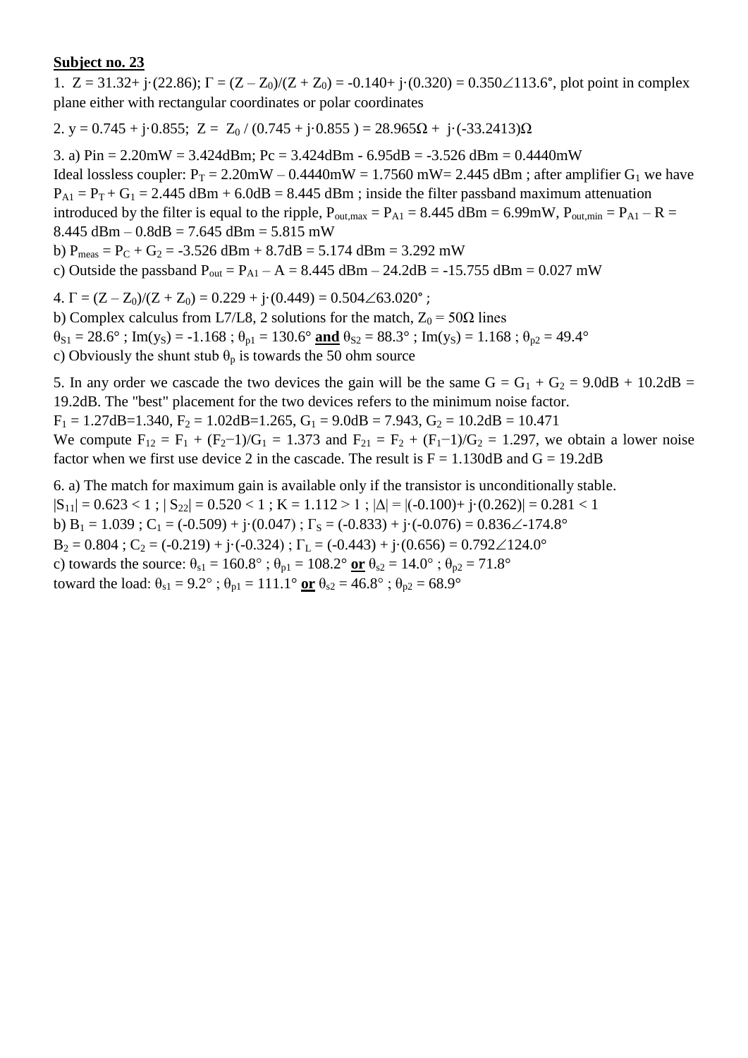**Subject no. 23**

1. $Z = 31.32 + j \cdot (22.86)$; $\Gamma = (Z - Z_0)/(Z + Z_0) = -0.140 + j \cdot (0.320) = 0.350\angle 113.6°$, plot point in complex plane either with rectangular coordinates or polar coordinates

2. $y = 0.745 + j \cdot 0.855$; $Z = Z_0 / (0.745 + j \cdot 0.855) = 28.965\Omega + j \cdot (-33.2413)\Omega$

3. a) Pin = 2.20mW = 3.424dBm; Pc = 3.424dBm - 6.95dB = -3.526 dBm = 0.4440mW
Ideal lossless coupler: $P_T$ = 2.20mW – 0.4440mW = 1.7560 mW= 2.445 dBm ; after amplifier $G_1$ we have $P_{A1} = P_T + G_1$ = 2.445 dBm + 6.0dB = 8.445 dBm ; inside the filter passband maximum attenuation introduced by the filter is equal to the ripple, $P_{out,max} = P_{A1}$ = 8.445 dBm = 6.99mW, $P_{out,min} = P_{A1} - R$ = 8.445 dBm – 0.8dB = 7.645 dBm = 5.815 mW
b) $P_{meas} = P_C + G_2$ = -3.526 dBm + 8.7dB = 5.174 dBm = 3.292 mW
c) Outside the passband $P_{out} = P_{A1} - A$ = 8.445 dBm – 24.2dB = -15.755 dBm = 0.027 mW

4. $\Gamma = (Z - Z_0)/(Z + Z_0) = 0.229 + j \cdot (0.449) = 0.504\angle 63.020°$ ;
b) Complex calculus from L7/L8, 2 solutions for the match, $Z_0 = 50\Omega$ lines
$\theta_{S1} = 28.6°$ ; $\mathrm{Im}(y_S) = -1.168$ ; $\theta_{p1} = 130.6°$ **and** $\theta_{S2} = 88.3°$ ; $\mathrm{Im}(y_S) = 1.168$ ; $\theta_{p2} = 49.4°$
c) Obviously the shunt stub $\theta_p$ is towards the 50 ohm source

5. In any order we cascade the two devices the gain will be the same $G = G_1 + G_2$ = 9.0dB + 10.2dB = 19.2dB. The "best" placement for the two devices refers to the minimum noise factor.
$F_1$ = 1.27dB=1.340, $F_2$ = 1.02dB=1.265, $G_1$ = 9.0dB = 7.943, $G_2$ = 10.2dB = 10.471
We compute $F_{12} = F_1 + (F_2 - 1)/G_1 = 1.373$ and $F_{21} = F_2 + (F_1 - 1)/G_2 = 1.297$, we obtain a lower noise factor when we first use device 2 in the cascade. The result is F = 1.130dB and G = 19.2dB

6. a) The match for maximum gain is available only if the transistor is unconditionally stable.
$|S_{11}| = 0.623 < 1$ ; $|S_{22}| = 0.520 < 1$ ; $K = 1.112 > 1$ ; $|\Delta| = |(-0.100) + j \cdot (0.262)| = 0.281 < 1$
b) $B_1 = 1.039$ ; $C_1 = (-0.509) + j \cdot (0.047)$ ; $\Gamma_S = (-0.833) + j \cdot (-0.076) = 0.836\angle -174.8°$
$B_2 = 0.804$ ; $C_2 = (-0.219) + j \cdot (-0.324)$ ; $\Gamma_L = (-0.443) + j \cdot (0.656) = 0.792\angle 124.0°$
c) towards the source: $\theta_{s1} = 160.8°$ ; $\theta_{p1} = 108.2°$ **or** $\theta_{s2} = 14.0°$ ; $\theta_{p2} = 71.8°$
toward the load: $\theta_{s1} = 9.2°$ ; $\theta_{p1} = 111.1°$ **or** $\theta_{s2} = 46.8°$ ; $\theta_{p2} = 68.9°$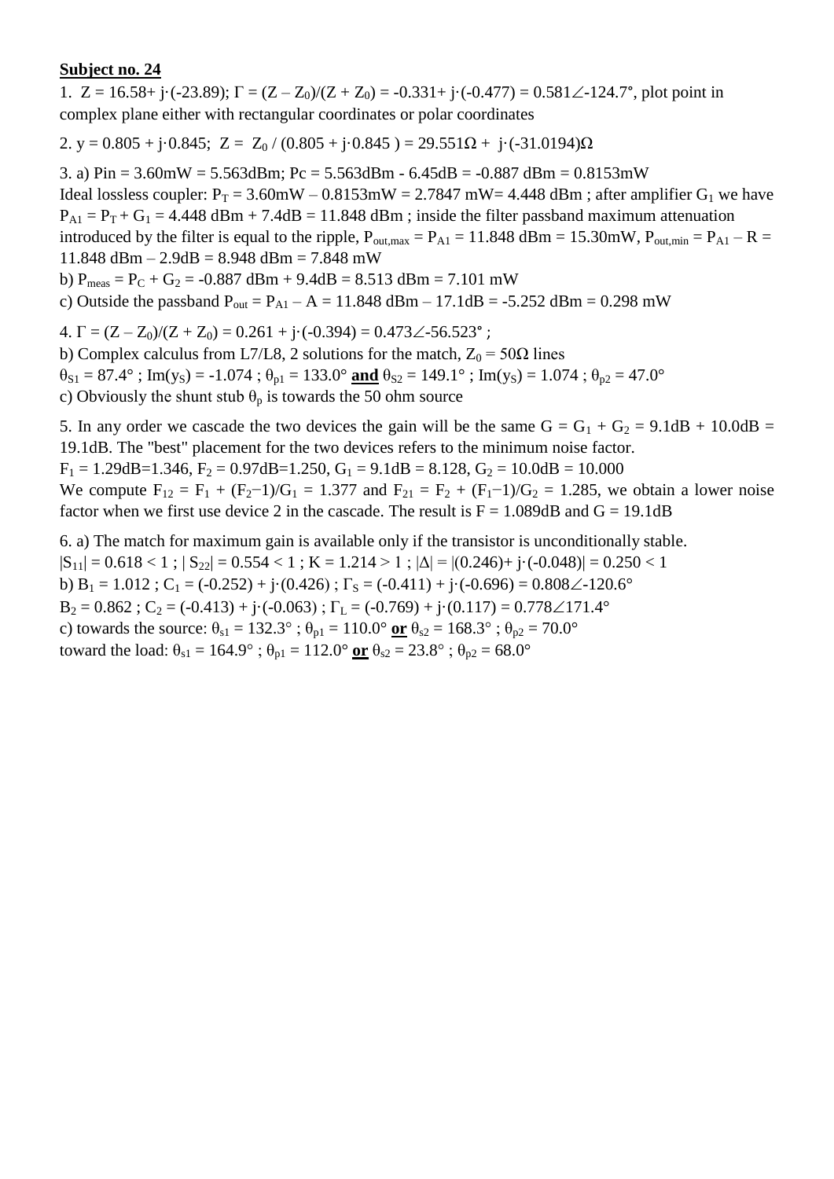**Subject no. 24**

1. $Z = 16.58 + j\cdot(-23.89)$; $\Gamma = (Z - Z_0)/(Z + Z_0) = -0.331 + j\cdot(-0.477) = 0.581\angle{-124.7°}$, plot point in complex plane either with rectangular coordinates or polar coordinates

2. $y = 0.805 + j\cdot 0.845$; $Z = Z_0 / (0.805 + j\cdot 0.845) = 29.551\Omega + j\cdot(-31.0194)\Omega$

3. a) Pin = 3.60mW = 5.563dBm; Pc = 5.563dBm - 6.45dB = -0.887 dBm = 0.8153mW
Ideal lossless coupler: $P_T$ = 3.60mW – 0.8153mW = 2.7847 mW= 4.448 dBm ; after amplifier $G_1$ we have $P_{A1} = P_T + G_1$ = 4.448 dBm + 7.4dB = 11.848 dBm ; inside the filter passband maximum attenuation introduced by the filter is equal to the ripple, $P_{out,max} = P_{A1}$ = 11.848 dBm = 15.30mW, $P_{out,min} = P_{A1} - R$ = 11.848 dBm – 2.9dB = 8.948 dBm = 7.848 mW
b) $P_{meas} = P_C + G_2$ = -0.887 dBm + 9.4dB = 8.513 dBm = 7.101 mW
c) Outside the passband $P_{out} = P_{A1} - A$ = 11.848 dBm – 17.1dB = -5.252 dBm = 0.298 mW

4. $\Gamma = (Z - Z_0)/(Z + Z_0) = 0.261 + j\cdot(-0.394) = 0.473\angle{-56.523°}$ ;
b) Complex calculus from L7/L8, 2 solutions for the match, $Z_0 = 50\Omega$ lines
$\theta_{S1} = 87.4°$ ; $\mathrm{Im}(y_S) = -1.074$ ; $\theta_{p1} = 133.0°$ **and** $\theta_{S2} = 149.1°$ ; $\mathrm{Im}(y_S) = 1.074$ ; $\theta_{p2} = 47.0°$
c) Obviously the shunt stub $\theta_p$ is towards the 50 ohm source

5. In any order we cascade the two devices the gain will be the same $G = G_1 + G_2$ = 9.1dB + 10.0dB = 19.1dB. The "best" placement for the two devices refers to the minimum noise factor.
$F_1$ = 1.29dB=1.346, $F_2$ = 0.97dB=1.250, $G_1$ = 9.1dB = 8.128, $G_2$ = 10.0dB = 10.000
We compute $F_{12} = F_1 + (F_2-1)/G_1 = 1.377$ and $F_{21} = F_2 + (F_1-1)/G_2 = 1.285$, we obtain a lower noise factor when we first use device 2 in the cascade. The result is F = 1.089dB and G = 19.1dB

6. a) The match for maximum gain is available only if the transistor is unconditionally stable.
$|S_{11}| = 0.618 < 1$ ; $|S_{22}| = 0.554 < 1$ ; $K = 1.214 > 1$ ; $|\Delta| = |(0.246) + j\cdot(-0.048)| = 0.250 < 1$
b) $B_1 = 1.012$ ; $C_1 = (-0.252) + j\cdot(0.426)$ ; $\Gamma_S = (-0.411) + j\cdot(-0.696) = 0.808\angle{-120.6°}$
$B_2 = 0.862$ ; $C_2 = (-0.413) + j\cdot(-0.063)$ ; $\Gamma_L = (-0.769) + j\cdot(0.117) = 0.778\angle{171.4°}$
c) towards the source: $\theta_{s1} = 132.3°$ ; $\theta_{p1} = 110.0°$ **or** $\theta_{s2} = 168.3°$ ; $\theta_{p2} = 70.0°$
toward the load: $\theta_{s1} = 164.9°$ ; $\theta_{p1} = 112.0°$ **or** $\theta_{s2} = 23.8°$ ; $\theta_{p2} = 68.0°$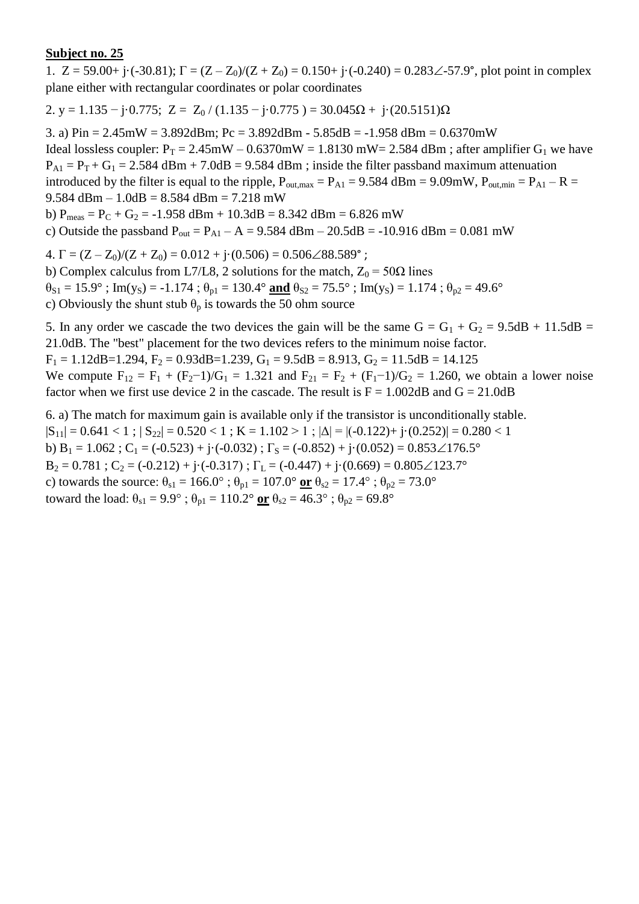**Subject no. 25**

1. $Z = 59.00 + j \cdot (-30.81)$; $\Gamma = (Z - Z_0)/(Z + Z_0) = 0.150 + j \cdot (-0.240) = 0.283\angle{-57.9}°$, plot point in complex plane either with rectangular coordinates or polar coordinates

2. $y = 1.135 - j \cdot 0.775$; $Z = Z_0 / (1.135 - j \cdot 0.775) = 30.045\Omega + j \cdot (20.5151)\Omega$

3. a) $P_{in} = 2.45mW = 3.892dBm$; $P_c = 3.892dBm - 5.85dB = -1.958\ dBm = 0.6370mW$
Ideal lossless coupler: $P_T = 2.45mW - 0.6370mW = 1.8130\ mW = 2.584\ dBm$ ; after amplifier $G_1$ we have $P_{A1} = P_T + G_1 = 2.584\ dBm + 7.0dB = 9.584\ dBm$ ; inside the filter passband maximum attenuation introduced by the filter is equal to the ripple, $P_{out,max} = P_{A1} = 9.584\ dBm = 9.09mW$, $P_{out,min} = P_{A1} - R = 9.584\ dBm - 1.0dB = 8.584\ dBm = 7.218\ mW$
b) $P_{meas} = P_C + G_2 = -1.958\ dBm + 10.3dB = 8.342\ dBm = 6.826\ mW$
c) Outside the passband $P_{out} = P_{A1} - A = 9.584\ dBm - 20.5dB = -10.916\ dBm = 0.081\ mW$

4. $\Gamma = (Z - Z_0)/(Z + Z_0) = 0.012 + j \cdot (0.506) = 0.506\angle 88.589°$ ;
b) Complex calculus from L7/L8, 2 solutions for the match, $Z_0 = 50\Omega$ lines
$\theta_{S1} = 15.9°$ ; $\text{Im}(y_S) = -1.174$ ; $\theta_{p1} = 130.4°$ **and** $\theta_{S2} = 75.5°$ ; $\text{Im}(y_S) = 1.174$ ; $\theta_{p2} = 49.6°$
c) Obviously the shunt stub $\theta_p$ is towards the 50 ohm source

5. In any order we cascade the two devices the gain will be the same $G = G_1 + G_2 = 9.5dB + 11.5dB = 21.0dB$. The "best" placement for the two devices refers to the minimum noise factor.
$F_1 = 1.12dB = 1.294$, $F_2 = 0.93dB = 1.239$, $G_1 = 9.5dB = 8.913$, $G_2 = 11.5dB = 14.125$
We compute $F_{12} = F_1 + (F_2-1)/G_1 = 1.321$ and $F_{21} = F_2 + (F_1-1)/G_2 = 1.260$, we obtain a lower noise factor when we first use device 2 in the cascade. The result is $F = 1.002dB$ and $G = 21.0dB$

6. a) The match for maximum gain is available only if the transistor is unconditionally stable.
$|S_{11}| = 0.641 < 1$ ; $|S_{22}| = 0.520 < 1$ ; $K = 1.102 > 1$ ; $|\Delta| = |(-0.122) + j \cdot (0.252)| = 0.280 < 1$
b) $B_1 = 1.062$ ; $C_1 = (-0.523) + j \cdot (-0.032)$ ; $\Gamma_S = (-0.852) + j \cdot (0.052) = 0.853\angle 176.5°$
$B_2 = 0.781$ ; $C_2 = (-0.212) + j \cdot (-0.317)$ ; $\Gamma_L = (-0.447) + j \cdot (0.669) = 0.805\angle 123.7°$
c) towards the source: $\theta_{s1} = 166.0°$ ; $\theta_{p1} = 107.0°$ **or** $\theta_{s2} = 17.4°$ ; $\theta_{p2} = 73.0°$
toward the load: $\theta_{s1} = 9.9°$ ; $\theta_{p1} = 110.2°$ **or** $\theta_{s2} = 46.3°$ ; $\theta_{p2} = 69.8°$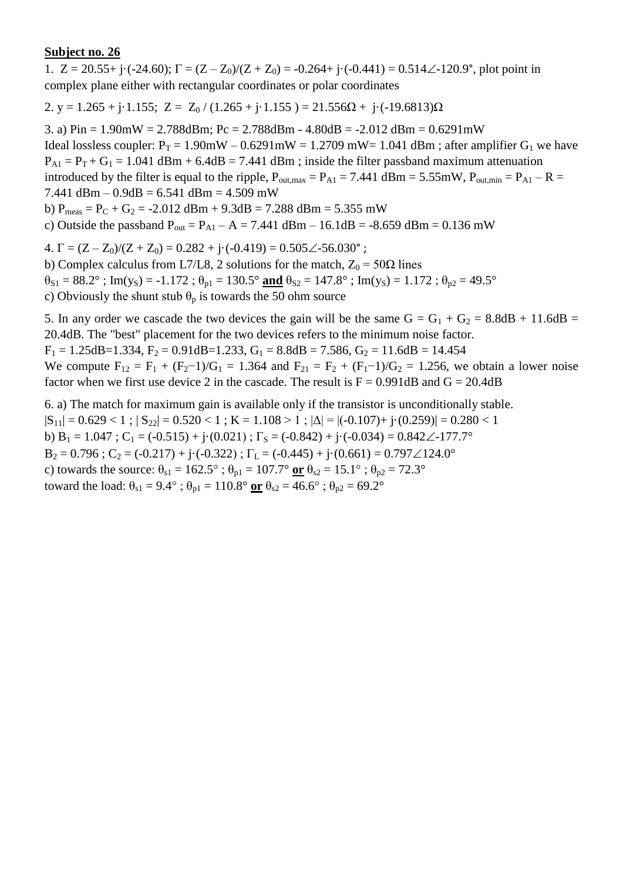**Subject no. 26**

1. $Z = 20.55 + j\cdot(-24.60)$; $\Gamma = (Z - Z_0)/(Z + Z_0) = -0.264 + j\cdot(-0.441) = 0.514\angle -120.9°$, plot point in complex plane either with rectangular coordinates or polar coordinates

2. $y = 1.265 + j\cdot 1.155$; $Z = Z_0 / (1.265 + j\cdot 1.155) = 21.556\Omega + j\cdot(-19.6813)\Omega$

3. a) Pin = 1.90mW = 2.788dBm; Pc = 2.788dBm - 4.80dB = -2.012 dBm = 0.6291mW
Ideal lossless coupler: $P_T$ = 1.90mW – 0.6291mW = 1.2709 mW= 1.041 dBm ; after amplifier $G_1$ we have $P_{A1} = P_T + G_1$ = 1.041 dBm + 6.4dB = 7.441 dBm ; inside the filter passband maximum attenuation introduced by the filter is equal to the ripple, $P_{out,max} = P_{A1}$ = 7.441 dBm = 5.55mW, $P_{out,min} = P_{A1} - R$ = 7.441 dBm – 0.9dB = 6.541 dBm = 4.509 mW
b) $P_{meas} = P_C + G_2$ = -2.012 dBm + 9.3dB = 7.288 dBm = 5.355 mW
c) Outside the passband $P_{out} = P_{A1} - A$ = 7.441 dBm – 16.1dB = -8.659 dBm = 0.136 mW

4. $\Gamma = (Z - Z_0)/(Z + Z_0) = 0.282 + j\cdot(-0.419) = 0.505\angle -56.030°$ ;
b) Complex calculus from L7/L8, 2 solutions for the match, $Z_0 = 50\Omega$ lines
$\theta_{S1} = 88.2°$ ; $\text{Im}(y_S) = -1.172$ ; $\theta_{p1} = 130.5°$ **and** $\theta_{S2} = 147.8°$ ; $\text{Im}(y_S) = 1.172$ ; $\theta_{p2} = 49.5°$
c) Obviously the shunt stub $\theta_p$ is towards the 50 ohm source

5. In any order we cascade the two devices the gain will be the same $G = G_1 + G_2$ = 8.8dB + 11.6dB = 20.4dB. The "best" placement for the two devices refers to the minimum noise factor.
$F_1$ = 1.25dB=1.334, $F_2$ = 0.91dB=1.233, $G_1$ = 8.8dB = 7.586, $G_2$ = 11.6dB = 14.454
We compute $F_{12} = F_1 + (F_2-1)/G_1 = 1.364$ and $F_{21} = F_2 + (F_1-1)/G_2 = 1.256$, we obtain a lower noise factor when we first use device 2 in the cascade. The result is F = 0.991dB and G = 20.4dB

6. a) The match for maximum gain is available only if the transistor is unconditionally stable.
$|S_{11}| = 0.629 < 1$ ; $|S_{22}| = 0.520 < 1$ ; $K = 1.108 > 1$ ; $|\Delta| = |(-0.107) + j\cdot(0.259)| = 0.280 < 1$
b) $B_1 = 1.047$ ; $C_1 = (-0.515) + j\cdot(0.021)$ ; $\Gamma_S = (-0.842) + j\cdot(-0.034) = 0.842\angle -177.7°$
$B_2 = 0.796$ ; $C_2 = (-0.217) + j\cdot(-0.322)$ ; $\Gamma_L = (-0.445) + j\cdot(0.661) = 0.797\angle 124.0°$
c) towards the source: $\theta_{s1} = 162.5°$ ; $\theta_{p1} = 107.7°$ **or** $\theta_{s2} = 15.1°$ ; $\theta_{p2} = 72.3°$
toward the load: $\theta_{s1} = 9.4°$ ; $\theta_{p1} = 110.8°$ **or** $\theta_{s2} = 46.6°$ ; $\theta_{p2} = 69.2°$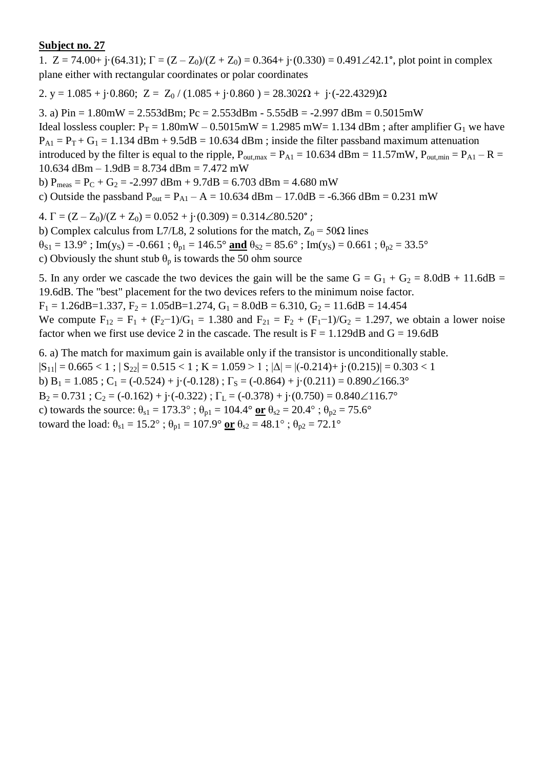**Subject no. 27**

1. $Z = 74.00 + j\cdot(64.31)$; $\Gamma = (Z - Z_0)/(Z + Z_0) = 0.364 + j\cdot(0.330) = 0.491\angle 42.1°$, plot point in complex plane either with rectangular coordinates or polar coordinates

2. $y = 1.085 + j\cdot 0.860$; $Z = Z_0 / (1.085 + j\cdot 0.860) = 28.302\Omega + j\cdot(-22.4329)\Omega$

3. a) $P_{in} = 1.80\text{mW} = 2.553\text{dBm}$; $P_c = 2.553\text{dBm} - 5.55\text{dB} = -2.997\text{ dBm} = 0.5015\text{mW}$
Ideal lossless coupler: $P_T = 1.80\text{mW} - 0.5015\text{mW} = 1.2985\text{ mW} = 1.134\text{ dBm}$ ; after amplifier $G_1$ we have $P_{A1} = P_T + G_1 = 1.134\text{ dBm} + 9.5\text{dB} = 10.634\text{ dBm}$ ; inside the filter passband maximum attenuation introduced by the filter is equal to the ripple, $P_{out,max} = P_{A1} = 10.634\text{ dBm} = 11.57\text{mW}$, $P_{out,min} = P_{A1} - R = 10.634\text{ dBm} - 1.9\text{dB} = 8.734\text{ dBm} = 7.472\text{ mW}$
b) $P_{meas} = P_C + G_2 = -2.997\text{ dBm} + 9.7\text{dB} = 6.703\text{ dBm} = 4.680\text{ mW}$
c) Outside the passband $P_{out} = P_{A1} - A = 10.634\text{ dBm} - 17.0\text{dB} = -6.366\text{ dBm} = 0.231\text{ mW}$

4. $\Gamma = (Z - Z_0)/(Z + Z_0) = 0.052 + j\cdot(0.309) = 0.314\angle 80.520°$ ;
b) Complex calculus from L7/L8, 2 solutions for the match, $Z_0 = 50\Omega$ lines
$\theta_{S1} = 13.9°$ ; $\text{Im}(y_S) = -0.661$ ; $\theta_{p1} = 146.5°$ **and** $\theta_{S2} = 85.6°$ ; $\text{Im}(y_S) = 0.661$ ; $\theta_{p2} = 33.5°$
c) Obviously the shunt stub $\theta_p$ is towards the 50 ohm source

5. In any order we cascade the two devices the gain will be the same $G = G_1 + G_2 = 8.0\text{dB} + 11.6\text{dB} = 19.6\text{dB}$. The "best" placement for the two devices refers to the minimum noise factor.
$F_1 = 1.26\text{dB} = 1.337$, $F_2 = 1.05\text{dB} = 1.274$, $G_1 = 8.0\text{dB} = 6.310$, $G_2 = 11.6\text{dB} = 14.454$
We compute $F_{12} = F_1 + (F_2 - 1)/G_1 = 1.380$ and $F_{21} = F_2 + (F_1 - 1)/G_2 = 1.297$, we obtain a lower noise factor when we first use device 2 in the cascade. The result is $F = 1.129\text{dB}$ and $G = 19.6\text{dB}$

6. a) The match for maximum gain is available only if the transistor is unconditionally stable.
$|S_{11}| = 0.665 < 1$ ; $|S_{22}| = 0.515 < 1$ ; $K = 1.059 > 1$ ; $|\Delta| = |(-0.214) + j\cdot(0.215)| = 0.303 < 1$
b) $B_1 = 1.085$ ; $C_1 = (-0.524) + j\cdot(-0.128)$ ; $\Gamma_S = (-0.864) + j\cdot(0.211) = 0.890\angle 166.3°$
$B_2 = 0.731$ ; $C_2 = (-0.162) + j\cdot(-0.322)$ ; $\Gamma_L = (-0.378) + j\cdot(0.750) = 0.840\angle 116.7°$
c) towards the source: $\theta_{s1} = 173.3°$ ; $\theta_{p1} = 104.4°$ **or** $\theta_{s2} = 20.4°$ ; $\theta_{p2} = 75.6°$
toward the load: $\theta_{s1} = 15.2°$ ; $\theta_{p1} = 107.9°$ **or** $\theta_{s2} = 48.1°$ ; $\theta_{p2} = 72.1°$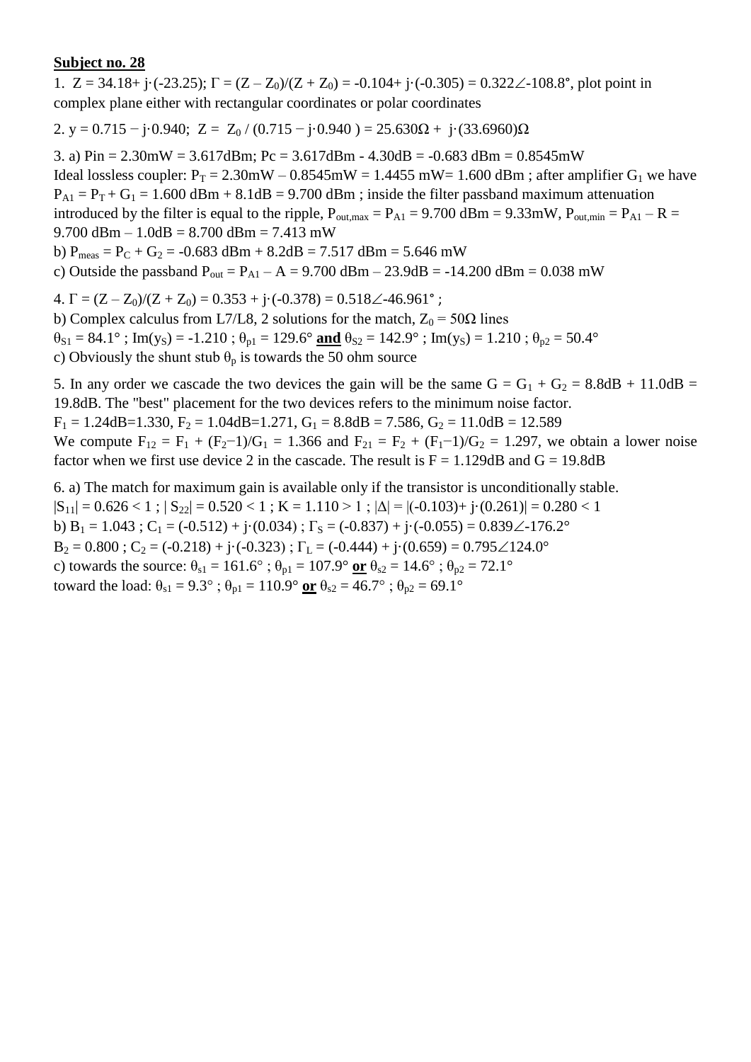**Subject no. 28**

1. $Z = 34.18 + j\cdot(-23.25)$; $\Gamma = (Z - Z_0)/(Z + Z_0) = -0.104 + j\cdot(-0.305) = 0.322\angle{-108.8°}$, plot point in complex plane either with rectangular coordinates or polar coordinates

2. $y = 0.715 - j\cdot 0.940$; $Z = Z_0 / (0.715 - j\cdot 0.940) = 25.630\Omega + j\cdot(33.6960)\Omega$

3. a) $P_{in} = 2.30\text{mW} = 3.617\text{dBm}$; $P_c = 3.617\text{dBm} - 4.30\text{dB} = -0.683\text{ dBm} = 0.8545\text{mW}$
Ideal lossless coupler: $P_T = 2.30\text{mW} - 0.8545\text{mW} = 1.4455\text{ mW} = 1.600\text{ dBm}$ ; after amplifier $G_1$ we have $P_{A1} = P_T + G_1 = 1.600\text{ dBm} + 8.1\text{dB} = 9.700\text{ dBm}$ ; inside the filter passband maximum attenuation introduced by the filter is equal to the ripple, $P_{out,max} = P_{A1} = 9.700\text{ dBm} = 9.33\text{mW}$, $P_{out,min} = P_{A1} - R = 9.700\text{ dBm} - 1.0\text{dB} = 8.700\text{ dBm} = 7.413\text{ mW}$
b) $P_{meas} = P_C + G_2 = -0.683\text{ dBm} + 8.2\text{dB} = 7.517\text{ dBm} = 5.646\text{ mW}$
c) Outside the passband $P_{out} = P_{A1} - A = 9.700\text{ dBm} - 23.9\text{dB} = -14.200\text{ dBm} = 0.038\text{ mW}$

4. $\Gamma = (Z - Z_0)/(Z + Z_0) = 0.353 + j\cdot(-0.378) = 0.518\angle{-46.961°}$ ;
b) Complex calculus from L7/L8, 2 solutions for the match, $Z_0 = 50\Omega$ lines
$\theta_{S1} = 84.1°$ ; $\text{Im}(y_S) = -1.210$ ; $\theta_{p1} = 129.6°$ **and** $\theta_{S2} = 142.9°$ ; $\text{Im}(y_S) = 1.210$ ; $\theta_{p2} = 50.4°$
c) Obviously the shunt stub $\theta_p$ is towards the 50 ohm source

5. In any order we cascade the two devices the gain will be the same $G = G_1 + G_2 = 8.8\text{dB} + 11.0\text{dB} = 19.8\text{dB}$. The "best" placement for the two devices refers to the minimum noise factor.
$F_1 = 1.24\text{dB} = 1.330$, $F_2 = 1.04\text{dB} = 1.271$, $G_1 = 8.8\text{dB} = 7.586$, $G_2 = 11.0\text{dB} = 12.589$
We compute $F_{12} = F_1 + (F_2 - 1)/G_1 = 1.366$ and $F_{21} = F_2 + (F_1 - 1)/G_2 = 1.297$, we obtain a lower noise factor when we first use device 2 in the cascade. The result is $F = 1.129\text{dB}$ and $G = 19.8\text{dB}$

6. a) The match for maximum gain is available only if the transistor is unconditionally stable.
$|S_{11}| = 0.626 < 1$ ; $|S_{22}| = 0.520 < 1$ ; $K = 1.110 > 1$ ; $|\Delta| = |(-0.103) + j\cdot(0.261)| = 0.280 < 1$
b) $B_1 = 1.043$ ; $C_1 = (-0.512) + j\cdot(0.034)$ ; $\Gamma_S = (-0.837) + j\cdot(-0.055) = 0.839\angle{-176.2°}$
$B_2 = 0.800$ ; $C_2 = (-0.218) + j\cdot(-0.323)$ ; $\Gamma_L = (-0.444) + j\cdot(0.659) = 0.795\angle{124.0°}$
c) towards the source: $\theta_{s1} = 161.6°$ ; $\theta_{p1} = 107.9°$ **or** $\theta_{s2} = 14.6°$ ; $\theta_{p2} = 72.1°$
toward the load: $\theta_{s1} = 9.3°$ ; $\theta_{p1} = 110.9°$ **or** $\theta_{s2} = 46.7°$ ; $\theta_{p2} = 69.1°$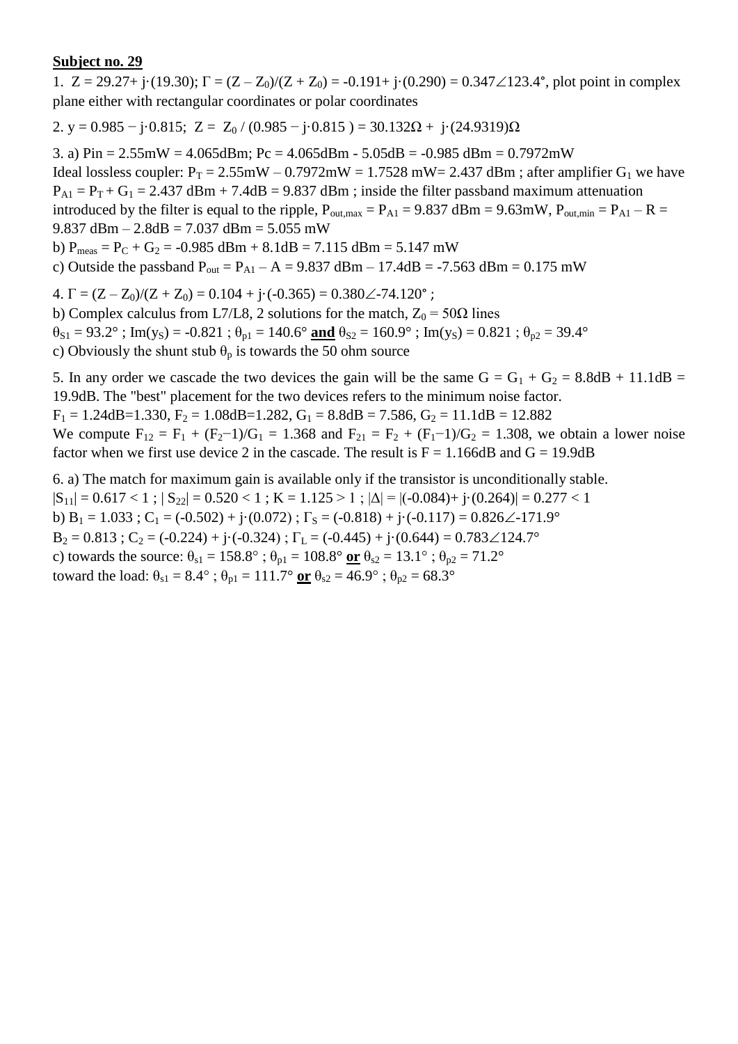**Subject no. 29**

1. $Z = 29.27 + j\cdot(19.30)$; $\Gamma = (Z - Z_0)/(Z + Z_0) = -0.191 + j\cdot(0.290) = 0.347\angle 123.4°$, plot point in complex plane either with rectangular coordinates or polar coordinates

2. $y = 0.985 - j\cdot 0.815$; $Z = Z_0 / (0.985 - j\cdot 0.815) = 30.132\Omega + j\cdot(24.9319)\Omega$

3. a) Pin = 2.55mW = 4.065dBm; Pc = 4.065dBm - 5.05dB = -0.985 dBm = 0.7972mW
Ideal lossless coupler: $P_T$ = 2.55mW – 0.7972mW = 1.7528 mW= 2.437 dBm ; after amplifier $G_1$ we have $P_{A1} = P_T + G_1$ = 2.437 dBm + 7.4dB = 9.837 dBm ; inside the filter passband maximum attenuation introduced by the filter is equal to the ripple, $P_{out,max} = P_{A1}$ = 9.837 dBm = 9.63mW, $P_{out,min} = P_{A1} - R$ = 9.837 dBm – 2.8dB = 7.037 dBm = 5.055 mW
b) $P_{meas} = P_C + G_2$ = -0.985 dBm + 8.1dB = 7.115 dBm = 5.147 mW
c) Outside the passband $P_{out} = P_{A1} - A$ = 9.837 dBm – 17.4dB = -7.563 dBm = 0.175 mW

4. $\Gamma = (Z - Z_0)/(Z + Z_0) = 0.104 + j\cdot(-0.365) = 0.380\angle -74.120°$ ;
b) Complex calculus from L7/L8, 2 solutions for the match, $Z_0 = 50\Omega$ lines
$\theta_{S1} = 93.2°$ ; $\text{Im}(y_S) = -0.821$ ; $\theta_{p1} = 140.6°$ **and** $\theta_{S2} = 160.9°$ ; $\text{Im}(y_S) = 0.821$ ; $\theta_{p2} = 39.4°$
c) Obviously the shunt stub $\theta_p$ is towards the 50 ohm source

5. In any order we cascade the two devices the gain will be the same $G = G_1 + G_2$ = 8.8dB + 11.1dB = 19.9dB. The "best" placement for the two devices refers to the minimum noise factor.
$F_1$ = 1.24dB=1.330, $F_2$ = 1.08dB=1.282, $G_1$ = 8.8dB = 7.586, $G_2$ = 11.1dB = 12.882
We compute $F_{12} = F_1 + (F_2 - 1)/G_1 = 1.368$ and $F_{21} = F_2 + (F_1 - 1)/G_2 = 1.308$, we obtain a lower noise factor when we first use device 2 in the cascade. The result is F = 1.166dB and G = 19.9dB

6. a) The match for maximum gain is available only if the transistor is unconditionally stable.
$|S_{11}| = 0.617 < 1$ ; $|S_{22}| = 0.520 < 1$ ; $K = 1.125 > 1$ ; $|\Delta| = |(-0.084) + j\cdot(0.264)| = 0.277 < 1$
b) $B_1 = 1.033$ ; $C_1 = (-0.502) + j\cdot(0.072)$ ; $\Gamma_S = (-0.818) + j\cdot(-0.117) = 0.826\angle -171.9°$
$B_2 = 0.813$ ; $C_2 = (-0.224) + j\cdot(-0.324)$ ; $\Gamma_L = (-0.445) + j\cdot(0.644) = 0.783\angle 124.7°$
c) towards the source: $\theta_{s1} = 158.8°$ ; $\theta_{p1} = 108.8°$ **or** $\theta_{s2} = 13.1°$ ; $\theta_{p2} = 71.2°$
toward the load: $\theta_{s1} = 8.4°$ ; $\theta_{p1} = 111.7°$ **or** $\theta_{s2} = 46.9°$ ; $\theta_{p2} = 68.3°$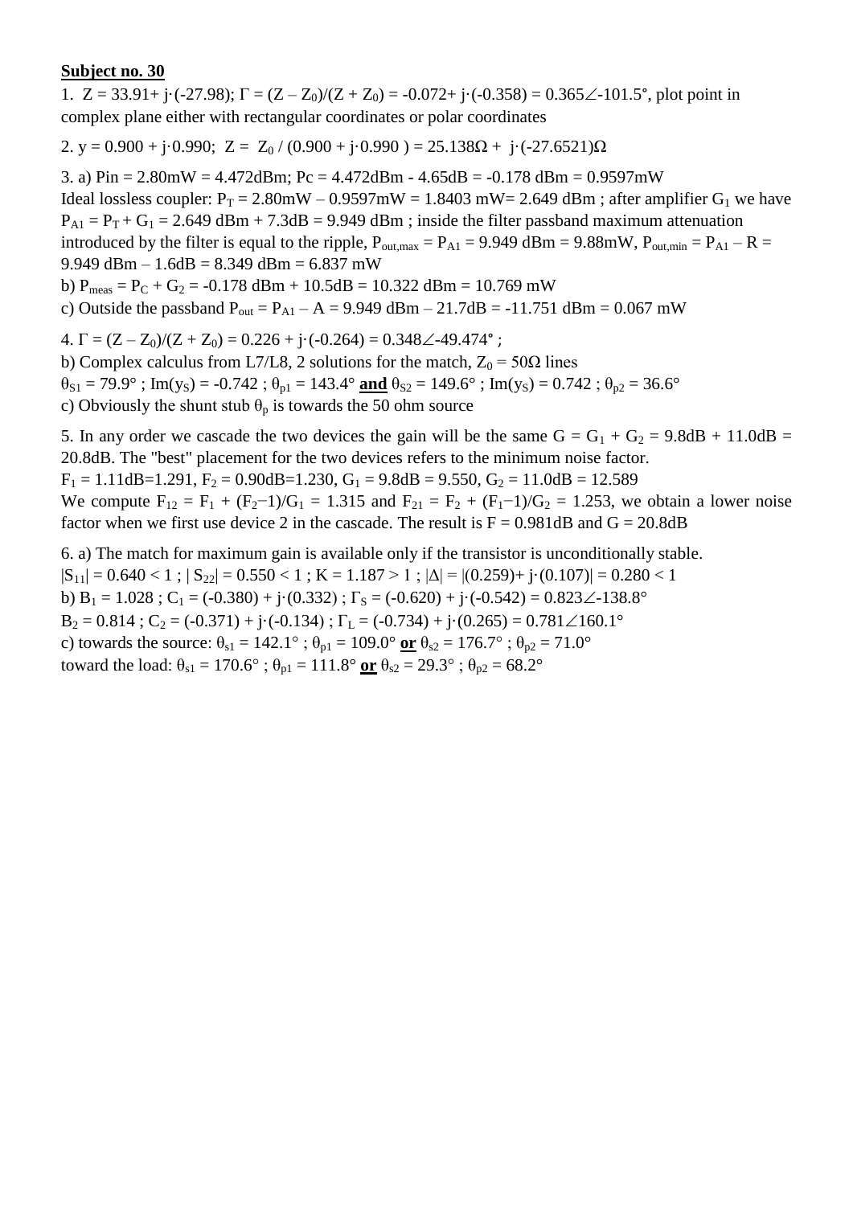**Subject no. 30**

1. $Z = 33.91 + j\cdot(-27.98)$; $\Gamma = (Z - Z_0)/(Z + Z_0) = -0.072 + j\cdot(-0.358) = 0.365\angle{-101.5°}$, plot point in complex plane either with rectangular coordinates or polar coordinates

2. $y = 0.900 + j\cdot 0.990$; $Z = Z_0 / (0.900 + j\cdot 0.990) = 25.138\Omega + j\cdot(-27.6521)\Omega$

3. a) Pin = 2.80mW = 4.472dBm; Pc = 4.472dBm - 4.65dB = -0.178 dBm = 0.9597mW
Ideal lossless coupler: $P_T$ = 2.80mW – 0.9597mW = 1.8403 mW= 2.649 dBm ; after amplifier $G_1$ we have $P_{A1} = P_T + G_1$ = 2.649 dBm + 7.3dB = 9.949 dBm ; inside the filter passband maximum attenuation introduced by the filter is equal to the ripple, $P_{out,max} = P_{A1}$ = 9.949 dBm = 9.88mW, $P_{out,min} = P_{A1} - R$ = 9.949 dBm – 1.6dB = 8.349 dBm = 6.837 mW
b) $P_{meas} = P_C + G_2$ = -0.178 dBm + 10.5dB = 10.322 dBm = 10.769 mW
c) Outside the passband $P_{out} = P_{A1} - A$ = 9.949 dBm – 21.7dB = -11.751 dBm = 0.067 mW

4. $\Gamma = (Z - Z_0)/(Z + Z_0) = 0.226 + j\cdot(-0.264) = 0.348\angle{-49.474°}$ ;
b) Complex calculus from L7/L8, 2 solutions for the match, $Z_0 = 50\Omega$ lines
$\theta_{S1} = 79.9°$ ; $Im(y_S) = -0.742$ ; $\theta_{p1} = 143.4°$ **and** $\theta_{S2} = 149.6°$ ; $Im(y_S) = 0.742$ ; $\theta_{p2} = 36.6°$
c) Obviously the shunt stub $\theta_p$ is towards the 50 ohm source

5. In any order we cascade the two devices the gain will be the same $G = G_1 + G_2$ = 9.8dB + 11.0dB = 20.8dB. The "best" placement for the two devices refers to the minimum noise factor.
$F_1$ = 1.11dB=1.291, $F_2$ = 0.90dB=1.230, $G_1$ = 9.8dB = 9.550, $G_2$ = 11.0dB = 12.589
We compute $F_{12} = F_1 + (F_2-1)/G_1 = 1.315$ and $F_{21} = F_2 + (F_1-1)/G_2 = 1.253$, we obtain a lower noise factor when we first use device 2 in the cascade. The result is F = 0.981dB and G = 20.8dB

6. a) The match for maximum gain is available only if the transistor is unconditionally stable.
$|S_{11}| = 0.640 < 1$ ; $|S_{22}| = 0.550 < 1$ ; $K = 1.187 > 1$ ; $|\Delta| = |(0.259) + j\cdot(0.107)| = 0.280 < 1$
b) $B_1 = 1.028$ ; $C_1 = (-0.380) + j\cdot(0.332)$ ; $\Gamma_S = (-0.620) + j\cdot(-0.542) = 0.823\angle{-138.8°}$
$B_2 = 0.814$ ; $C_2 = (-0.371) + j\cdot(-0.134)$ ; $\Gamma_L = (-0.734) + j\cdot(0.265) = 0.781\angle{160.1°}$
c) towards the source: $\theta_{s1} = 142.1°$ ; $\theta_{p1} = 109.0°$ **or** $\theta_{s2} = 176.7°$ ; $\theta_{p2} = 71.0°$
toward the load: $\theta_{s1} = 170.6°$ ; $\theta_{p1} = 111.8°$ **or** $\theta_{s2} = 29.3°$ ; $\theta_{p2} = 68.2°$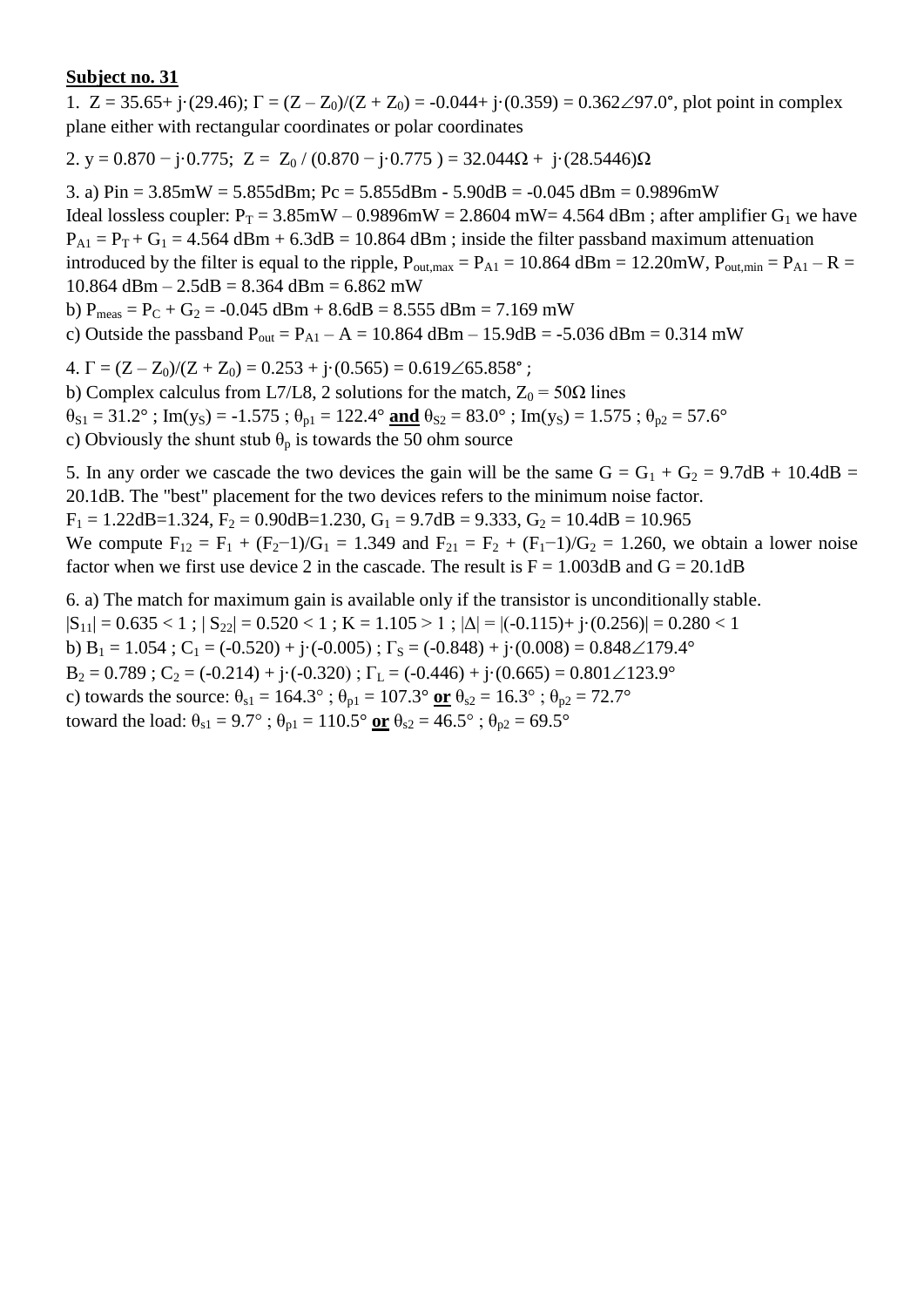**Subject no. 31**

1. $Z = 35.65 + j\cdot(29.46)$; $\Gamma = (Z - Z_0)/(Z + Z_0) = -0.044 + j\cdot(0.359) = 0.362\angle 97.0°$, plot point in complex plane either with rectangular coordinates or polar coordinates

2. $y = 0.870 - j\cdot 0.775$; $Z = Z_0 / (0.870 - j\cdot 0.775) = 32.044\Omega + j\cdot(28.5446)\Omega$

3. a) Pin = 3.85mW = 5.855dBm; Pc = 5.855dBm - 5.90dB = -0.045 dBm = 0.9896mW
Ideal lossless coupler: $P_T$ = 3.85mW – 0.9896mW = 2.8604 mW= 4.564 dBm ; after amplifier $G_1$ we have $P_{A1} = P_T + G_1$ = 4.564 dBm + 6.3dB = 10.864 dBm ; inside the filter passband maximum attenuation introduced by the filter is equal to the ripple, $P_{out,max} = P_{A1}$ = 10.864 dBm = 12.20mW, $P_{out,min} = P_{A1} - R$ = 10.864 dBm – 2.5dB = 8.364 dBm = 6.862 mW
b) $P_{meas} = P_C + G_2$ = -0.045 dBm + 8.6dB = 8.555 dBm = 7.169 mW
c) Outside the passband $P_{out} = P_{A1} - A$ = 10.864 dBm – 15.9dB = -5.036 dBm = 0.314 mW

4. $\Gamma = (Z - Z_0)/(Z + Z_0) = 0.253 + j\cdot(0.565) = 0.619\angle 65.858°$ ;
b) Complex calculus from L7/L8, 2 solutions for the match, $Z_0 = 50\Omega$ lines
$\theta_{S1} = 31.2°$ ; $\mathrm{Im}(y_S) = -1.575$ ; $\theta_{p1} = 122.4°$ **and** $\theta_{S2} = 83.0°$ ; $\mathrm{Im}(y_S) = 1.575$ ; $\theta_{p2} = 57.6°$
c) Obviously the shunt stub $\theta_p$ is towards the 50 ohm source

5. In any order we cascade the two devices the gain will be the same $G = G_1 + G_2$ = 9.7dB + 10.4dB = 20.1dB. The "best" placement for the two devices refers to the minimum noise factor.
$F_1$ = 1.22dB=1.324, $F_2$ = 0.90dB=1.230, $G_1$ = 9.7dB = 9.333, $G_2$ = 10.4dB = 10.965
We compute $F_{12} = F_1 + (F_2-1)/G_1 = 1.349$ and $F_{21} = F_2 + (F_1-1)/G_2 = 1.260$, we obtain a lower noise factor when we first use device 2 in the cascade. The result is F = 1.003dB and G = 20.1dB

6. a) The match for maximum gain is available only if the transistor is unconditionally stable.
$|S_{11}| = 0.635 < 1$ ; $|S_{22}| = 0.520 < 1$ ; $K = 1.105 > 1$ ; $|\Delta| = |(-0.115) + j\cdot(0.256)| = 0.280 < 1$
b) $B_1 = 1.054$ ; $C_1 = (-0.520) + j\cdot(-0.005)$ ; $\Gamma_S = (-0.848) + j\cdot(0.008) = 0.848\angle 179.4°$
$B_2 = 0.789$ ; $C_2 = (-0.214) + j\cdot(-0.320)$ ; $\Gamma_L = (-0.446) + j\cdot(0.665) = 0.801\angle 123.9°$
c) towards the source: $\theta_{s1} = 164.3°$ ; $\theta_{p1} = 107.3°$ **or** $\theta_{s2} = 16.3°$ ; $\theta_{p2} = 72.7°$
toward the load: $\theta_{s1} = 9.7°$ ; $\theta_{p1} = 110.5°$ **or** $\theta_{s2} = 46.5°$ ; $\theta_{p2} = 69.5°$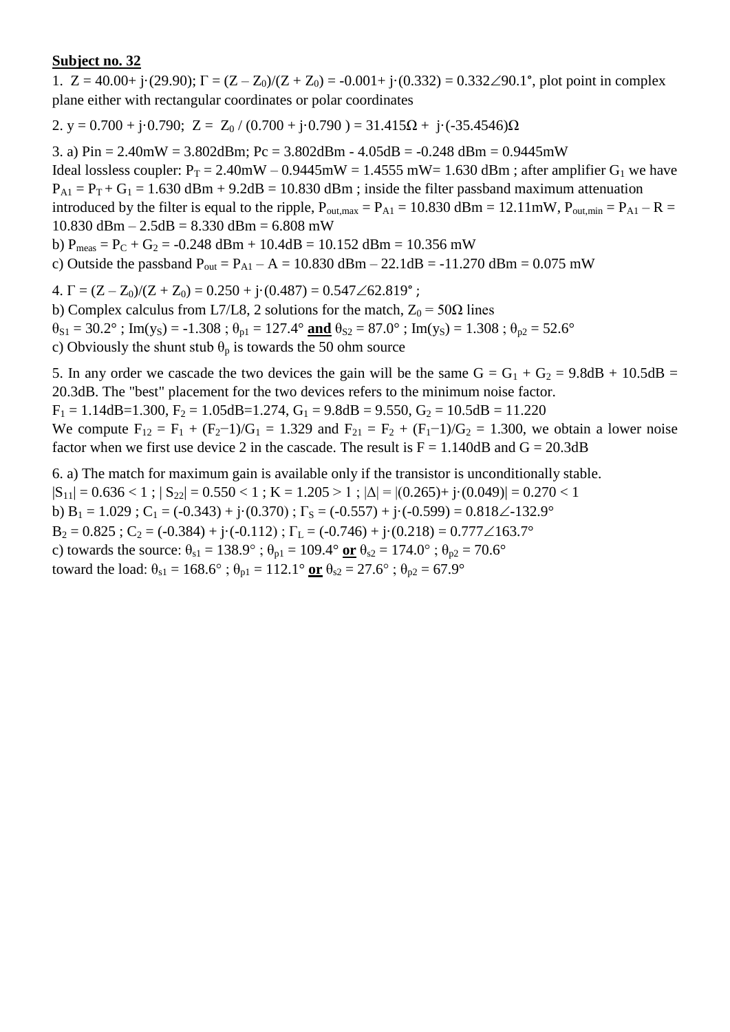**Subject no. 32**

1. $Z = 40.00 + j\cdot(29.90)$; $\Gamma = (Z - Z_0)/(Z + Z_0) = -0.001 + j\cdot(0.332) = 0.332\angle 90.1°$, plot point in complex plane either with rectangular coordinates or polar coordinates

2. $y = 0.700 + j\cdot 0.790$; $Z = Z_0 / (0.700 + j\cdot 0.790) = 31.415\Omega + j\cdot(-35.4546)\Omega$

3. a) Pin = 2.40mW = 3.802dBm; Pc = 3.802dBm - 4.05dB = -0.248 dBm = 0.9445mW
Ideal lossless coupler: $P_T$ = 2.40mW – 0.9445mW = 1.4555 mW= 1.630 dBm ; after amplifier $G_1$ we have $P_{A1} = P_T + G_1$ = 1.630 dBm + 9.2dB = 10.830 dBm ; inside the filter passband maximum attenuation introduced by the filter is equal to the ripple, $P_{out,max} = P_{A1}$ = 10.830 dBm = 12.11mW, $P_{out,min} = P_{A1} - R$ = 10.830 dBm – 2.5dB = 8.330 dBm = 6.808 mW
b) $P_{meas} = P_C + G_2$ = -0.248 dBm + 10.4dB = 10.152 dBm = 10.356 mW
c) Outside the passband $P_{out} = P_{A1} - A$ = 10.830 dBm – 22.1dB = -11.270 dBm = 0.075 mW

4. $\Gamma = (Z - Z_0)/(Z + Z_0) = 0.250 + j\cdot(0.487) = 0.547\angle 62.819°$ ;
b) Complex calculus from L7/L8, 2 solutions for the match, $Z_0 = 50\Omega$ lines
$\theta_{S1} = 30.2°$ ; $\text{Im}(y_S) = -1.308$ ; $\theta_{p1} = 127.4°$ **and** $\theta_{S2} = 87.0°$ ; $\text{Im}(y_S) = 1.308$ ; $\theta_{p2} = 52.6°$
c) Obviously the shunt stub $\theta_p$ is towards the 50 ohm source

5. In any order we cascade the two devices the gain will be the same $G = G_1 + G_2$ = 9.8dB + 10.5dB = 20.3dB. The "best" placement for the two devices refers to the minimum noise factor.
$F_1$ = 1.14dB=1.300, $F_2$ = 1.05dB=1.274, $G_1$ = 9.8dB = 9.550, $G_2$ = 10.5dB = 11.220
We compute $F_{12} = F_1 + (F_2-1)/G_1 = 1.329$ and $F_{21} = F_2 + (F_1-1)/G_2 = 1.300$, we obtain a lower noise factor when we first use device 2 in the cascade. The result is F = 1.140dB and G = 20.3dB

6. a) The match for maximum gain is available only if the transistor is unconditionally stable.
$|S_{11}| = 0.636 < 1$ ; $|S_{22}| = 0.550 < 1$ ; $K = 1.205 > 1$ ; $|\Delta| = |(0.265) + j\cdot(0.049)| = 0.270 < 1$
b) $B_1 = 1.029$ ; $C_1 = (-0.343) + j\cdot(0.370)$ ; $\Gamma_S = (-0.557) + j\cdot(-0.599) = 0.818\angle -132.9°$
$B_2 = 0.825$ ; $C_2 = (-0.384) + j\cdot(-0.112)$ ; $\Gamma_L = (-0.746) + j\cdot(0.218) = 0.777\angle 163.7°$
c) towards the source: $\theta_{s1} = 138.9°$ ; $\theta_{p1} = 109.4°$ **or** $\theta_{s2} = 174.0°$ ; $\theta_{p2} = 70.6°$
toward the load: $\theta_{s1} = 168.6°$ ; $\theta_{p1} = 112.1°$ **or** $\theta_{s2} = 27.6°$ ; $\theta_{p2} = 67.9°$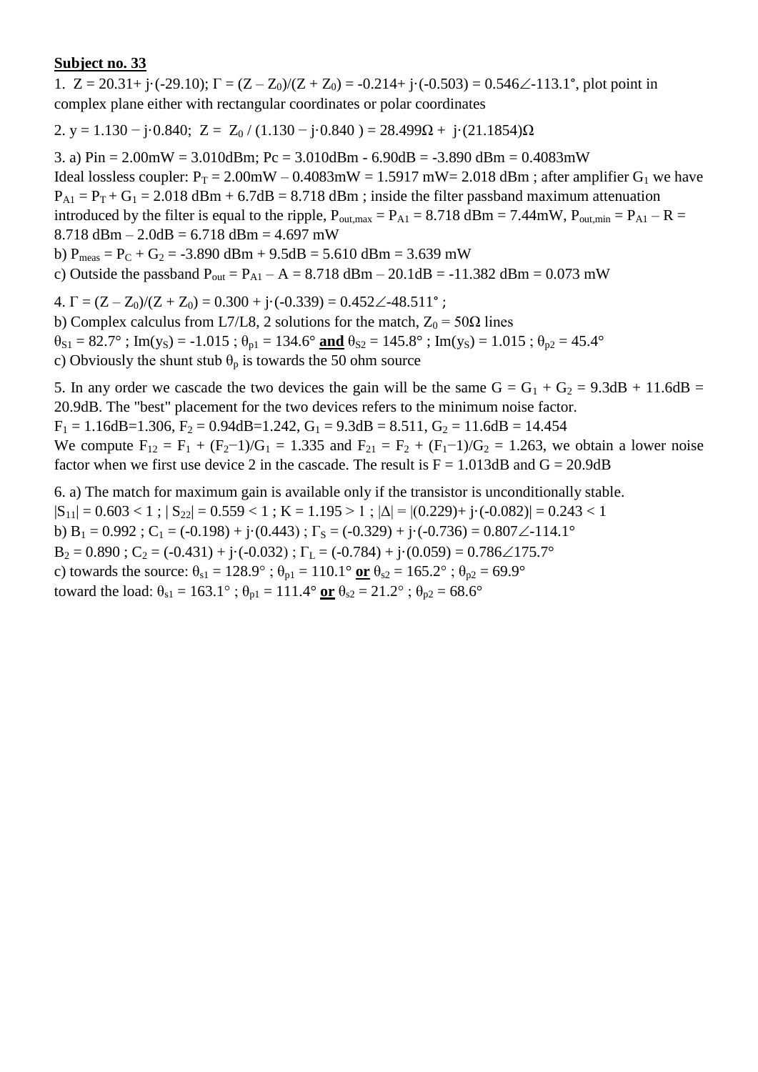**Subject no. 33**

1. $Z = 20.31 + j\cdot(-29.10)$; $\Gamma = (Z - Z_0)/(Z + Z_0) = -0.214 + j\cdot(-0.503) = 0.546\angle{-113.1°}$, plot point in complex plane either with rectangular coordinates or polar coordinates

2. $y = 1.130 - j\cdot 0.840$; $Z = Z_0 / (1.130 - j\cdot 0.840) = 28.499\Omega + j\cdot(21.1854)\Omega$

3. a) $P_{in} = 2.00\text{mW} = 3.010\text{dBm}$; $P_c = 3.010\text{dBm} - 6.90\text{dB} = -3.890\text{ dBm} = 0.4083\text{mW}$
Ideal lossless coupler: $P_T = 2.00\text{mW} - 0.4083\text{mW} = 1.5917\text{ mW} = 2.018\text{ dBm}$ ; after amplifier $G_1$ we have $P_{A1} = P_T + G_1 = 2.018\text{ dBm} + 6.7\text{dB} = 8.718\text{ dBm}$ ; inside the filter passband maximum attenuation introduced by the filter is equal to the ripple, $P_{out,max} = P_{A1} = 8.718\text{ dBm} = 7.44\text{mW}$, $P_{out,min} = P_{A1} - R = 8.718\text{ dBm} - 2.0\text{dB} = 6.718\text{ dBm} = 4.697\text{ mW}$
b) $P_{meas} = P_C + G_2 = -3.890\text{ dBm} + 9.5\text{dB} = 5.610\text{ dBm} = 3.639\text{ mW}$
c) Outside the passband $P_{out} = P_{A1} - A = 8.718\text{ dBm} - 20.1\text{dB} = -11.382\text{ dBm} = 0.073\text{ mW}$

4. $\Gamma = (Z - Z_0)/(Z + Z_0) = 0.300 + j\cdot(-0.339) = 0.452\angle{-48.511°}$ ;
b) Complex calculus from L7/L8, 2 solutions for the match, $Z_0 = 50\Omega$ lines
$\theta_{S1} = 82.7°$ ; $\text{Im}(y_S) = -1.015$ ; $\theta_{p1} = 134.6°$ **and** $\theta_{S2} = 145.8°$ ; $\text{Im}(y_S) = 1.015$ ; $\theta_{p2} = 45.4°$
c) Obviously the shunt stub $\theta_p$ is towards the 50 ohm source

5. In any order we cascade the two devices the gain will be the same $G = G_1 + G_2 = 9.3\text{dB} + 11.6\text{dB} = 20.9\text{dB}$. The "best" placement for the two devices refers to the minimum noise factor.
$F_1 = 1.16\text{dB} = 1.306$, $F_2 = 0.94\text{dB} = 1.242$, $G_1 = 9.3\text{dB} = 8.511$, $G_2 = 11.6\text{dB} = 14.454$
We compute $F_{12} = F_1 + (F_2 - 1)/G_1 = 1.335$ and $F_{21} = F_2 + (F_1 - 1)/G_2 = 1.263$, we obtain a lower noise factor when we first use device 2 in the cascade. The result is $F = 1.013\text{dB}$ and $G = 20.9\text{dB}$

6. a) The match for maximum gain is available only if the transistor is unconditionally stable.
$|S_{11}| = 0.603 < 1$ ; $|S_{22}| = 0.559 < 1$ ; $K = 1.195 > 1$ ; $|\Delta| = |(0.229) + j\cdot(-0.082)| = 0.243 < 1$
b) $B_1 = 0.992$ ; $C_1 = (-0.198) + j\cdot(0.443)$ ; $\Gamma_S = (-0.329) + j\cdot(-0.736) = 0.807\angle{-114.1°}$
$B_2 = 0.890$ ; $C_2 = (-0.431) + j\cdot(-0.032)$ ; $\Gamma_L = (-0.784) + j\cdot(0.059) = 0.786\angle{175.7°}$
c) towards the source: $\theta_{s1} = 128.9°$ ; $\theta_{p1} = 110.1°$ **or** $\theta_{s2} = 165.2°$ ; $\theta_{p2} = 69.9°$
toward the load: $\theta_{s1} = 163.1°$ ; $\theta_{p1} = 111.4°$ **or** $\theta_{s2} = 21.2°$ ; $\theta_{p2} = 68.6°$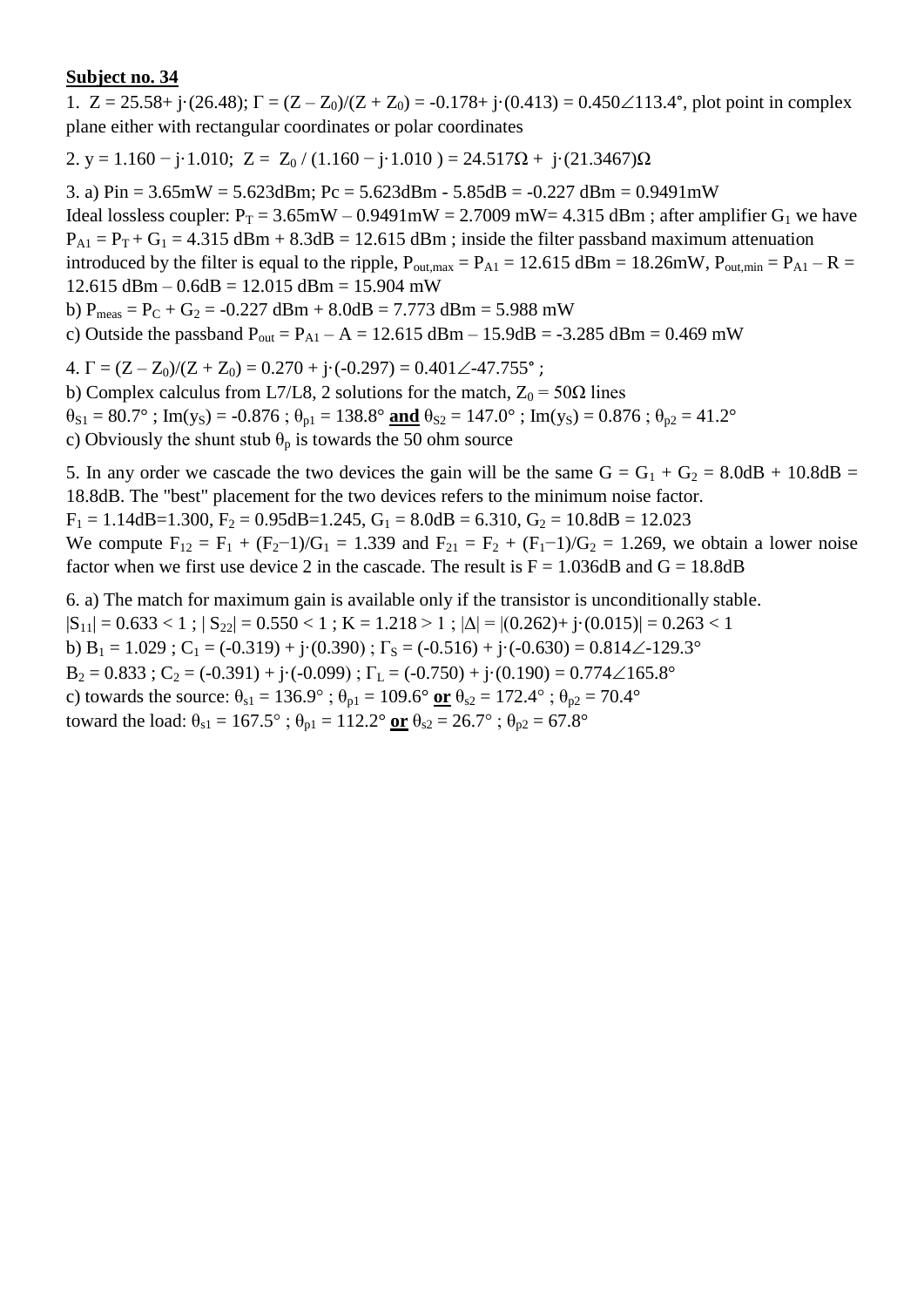**Subject no. 34**

1. $Z = 25.58 + j\cdot(26.48)$; $\Gamma = (Z - Z_0)/(Z + Z_0) = -0.178 + j\cdot(0.413) = 0.450\angle 113.4°$, plot point in complex plane either with rectangular coordinates or polar coordinates

2. $y = 1.160 - j\cdot 1.010$; $Z = Z_0 / (1.160 - j\cdot 1.010) = 24.517\Omega + j\cdot(21.3467)\Omega$

3. a) $P_{in} = 3.65mW = 5.623dBm$; $P_c = 5.623dBm - 5.85dB = -0.227\ dBm = 0.9491mW$
Ideal lossless coupler: $P_T = 3.65mW - 0.9491mW = 2.7009\ mW = 4.315\ dBm$ ; after amplifier $G_1$ we have $P_{A1} = P_T + G_1 = 4.315\ dBm + 8.3dB = 12.615\ dBm$ ; inside the filter passband maximum attenuation introduced by the filter is equal to the ripple, $P_{out,max} = P_{A1} = 12.615\ dBm = 18.26mW$, $P_{out,min} = P_{A1} - R = 12.615\ dBm - 0.6dB = 12.015\ dBm = 15.904\ mW$
b) $P_{meas} = P_C + G_2 = -0.227\ dBm + 8.0dB = 7.773\ dBm = 5.988\ mW$
c) Outside the passband $P_{out} = P_{A1} - A = 12.615\ dBm - 15.9dB = -3.285\ dBm = 0.469\ mW$

4. $\Gamma = (Z - Z_0)/(Z + Z_0) = 0.270 + j\cdot(-0.297) = 0.401\angle -47.755°$ ;
b) Complex calculus from L7/L8, 2 solutions for the match, $Z_0 = 50\Omega$ lines
$\theta_{S1} = 80.7°$ ; $Im(y_S) = -0.876$ ; $\theta_{p1} = 138.8°$ **and** $\theta_{S2} = 147.0°$ ; $Im(y_S) = 0.876$ ; $\theta_{p2} = 41.2°$
c) Obviously the shunt stub $\theta_p$ is towards the 50 ohm source

5. In any order we cascade the two devices the gain will be the same $G = G_1 + G_2 = 8.0dB + 10.8dB = 18.8dB$. The "best" placement for the two devices refers to the minimum noise factor.
$F_1 = 1.14dB = 1.300$, $F_2 = 0.95dB = 1.245$, $G_1 = 8.0dB = 6.310$, $G_2 = 10.8dB = 12.023$
We compute $F_{12} = F_1 + (F_2 - 1)/G_1 = 1.339$ and $F_{21} = F_2 + (F_1 - 1)/G_2 = 1.269$, we obtain a lower noise factor when we first use device 2 in the cascade. The result is $F = 1.036dB$ and $G = 18.8dB$

6. a) The match for maximum gain is available only if the transistor is unconditionally stable.
$|S_{11}| = 0.633 < 1$ ; $|S_{22}| = 0.550 < 1$ ; $K = 1.218 > 1$ ; $|\Delta| = |(0.262) + j\cdot(0.015)| = 0.263 < 1$
b) $B_1 = 1.029$ ; $C_1 = (-0.319) + j\cdot(0.390)$ ; $\Gamma_S = (-0.516) + j\cdot(-0.630) = 0.814\angle -129.3°$
$B_2 = 0.833$ ; $C_2 = (-0.391) + j\cdot(-0.099)$ ; $\Gamma_L = (-0.750) + j\cdot(0.190) = 0.774\angle 165.8°$
c) towards the source: $\theta_{s1} = 136.9°$ ; $\theta_{p1} = 109.6°$ **or** $\theta_{s2} = 172.4°$ ; $\theta_{p2} = 70.4°$
toward the load: $\theta_{s1} = 167.5°$ ; $\theta_{p1} = 112.2°$ **or** $\theta_{s2} = 26.7°$ ; $\theta_{p2} = 67.8°$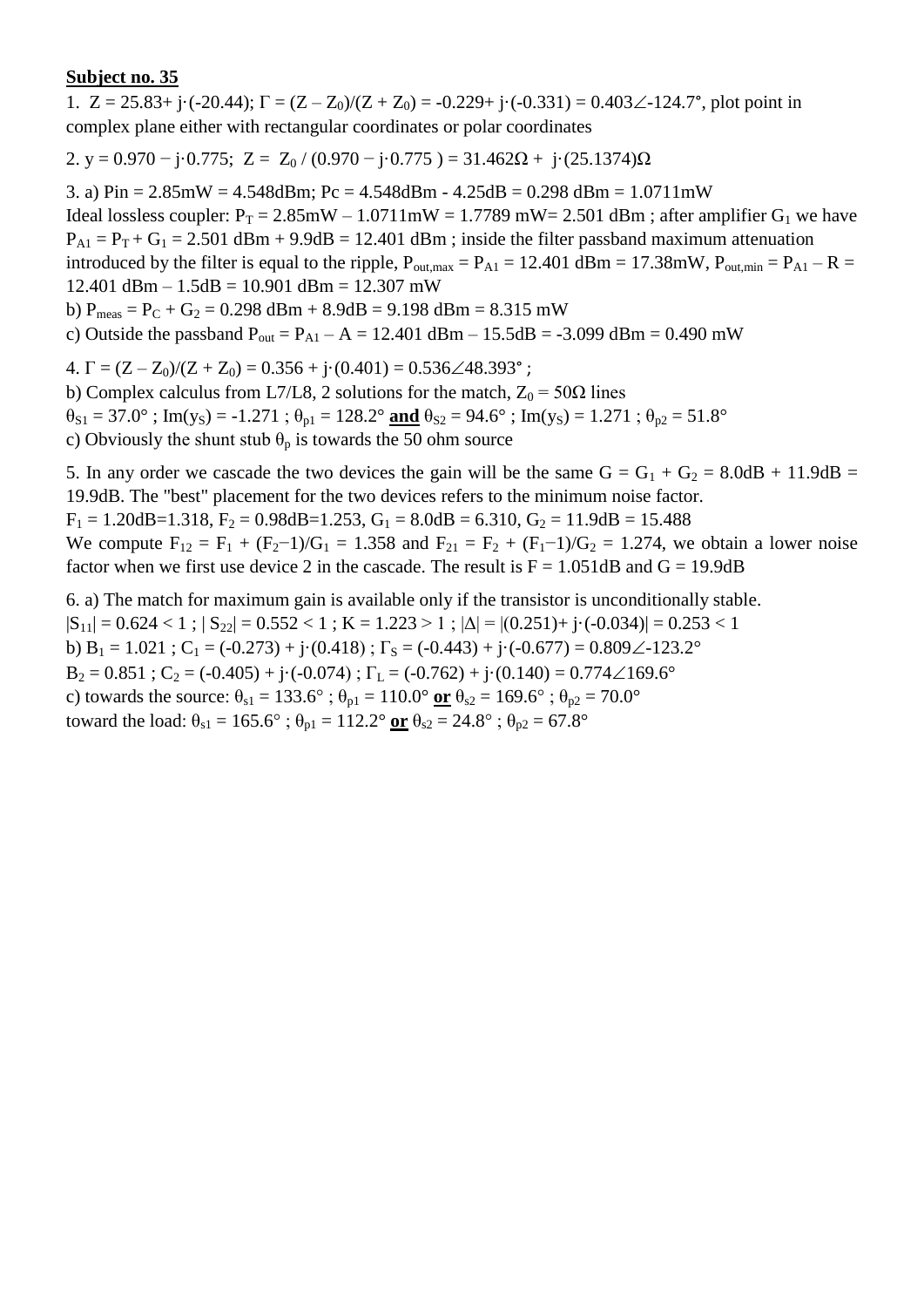**Subject no. 35**

1. $Z = 25.83 + j\cdot(-20.44)$; $\Gamma = (Z - Z_0)/(Z + Z_0) = -0.229 + j\cdot(-0.331) = 0.403\angle -124.7°$, plot point in complex plane either with rectangular coordinates or polar coordinates

2. $y = 0.970 - j\cdot 0.775$; $Z = Z_0 / (0.970 - j\cdot 0.775) = 31.462\Omega + j\cdot(25.1374)\Omega$

3. a) $P_{in} = 2.85\text{mW} = 4.548\text{dBm}$; $P_c = 4.548\text{dBm} - 4.25\text{dB} = 0.298\text{ dBm} = 1.0711\text{mW}$
Ideal lossless coupler: $P_T = 2.85\text{mW} - 1.0711\text{mW} = 1.7789\text{ mW} = 2.501\text{ dBm}$ ; after amplifier $G_1$ we have $P_{A1} = P_T + G_1 = 2.501\text{ dBm} + 9.9\text{dB} = 12.401\text{ dBm}$ ; inside the filter passband maximum attenuation introduced by the filter is equal to the ripple, $P_{out,max} = P_{A1} = 12.401\text{ dBm} = 17.38\text{mW}$, $P_{out,min} = P_{A1} - R = 12.401\text{ dBm} - 1.5\text{dB} = 10.901\text{ dBm} = 12.307\text{ mW}$
b) $P_{meas} = P_C + G_2 = 0.298\text{ dBm} + 8.9\text{dB} = 9.198\text{ dBm} = 8.315\text{ mW}$
c) Outside the passband $P_{out} = P_{A1} - A = 12.401\text{ dBm} - 15.5\text{dB} = -3.099\text{ dBm} = 0.490\text{ mW}$

4. $\Gamma = (Z - Z_0)/(Z + Z_0) = 0.356 + j\cdot(0.401) = 0.536\angle 48.393°$ ;
b) Complex calculus from L7/L8, 2 solutions for the match, $Z_0 = 50\Omega$ lines
$\theta_{S1} = 37.0°$ ; $\text{Im}(y_S) = -1.271$ ; $\theta_{p1} = 128.2°$ **and** $\theta_{S2} = 94.6°$ ; $\text{Im}(y_S) = 1.271$ ; $\theta_{p2} = 51.8°$
c) Obviously the shunt stub $\theta_p$ is towards the 50 ohm source

5. In any order we cascade the two devices the gain will be the same $G = G_1 + G_2 = 8.0\text{dB} + 11.9\text{dB} = 19.9\text{dB}$. The "best" placement for the two devices refers to the minimum noise factor.
$F_1 = 1.20\text{dB} = 1.318$, $F_2 = 0.98\text{dB} = 1.253$, $G_1 = 8.0\text{dB} = 6.310$, $G_2 = 11.9\text{dB} = 15.488$
We compute $F_{12} = F_1 + (F_2 - 1)/G_1 = 1.358$ and $F_{21} = F_2 + (F_1 - 1)/G_2 = 1.274$, we obtain a lower noise factor when we first use device 2 in the cascade. The result is $F = 1.051\text{dB}$ and $G = 19.9\text{dB}$

6. a) The match for maximum gain is available only if the transistor is unconditionally stable.
$|S_{11}| = 0.624 < 1$ ; $|S_{22}| = 0.552 < 1$ ; $K = 1.223 > 1$ ; $|\Delta| = |(0.251) + j\cdot(-0.034)| = 0.253 < 1$
b) $B_1 = 1.021$ ; $C_1 = (-0.273) + j\cdot(0.418)$ ; $\Gamma_S = (-0.443) + j\cdot(-0.677) = 0.809\angle -123.2°$
$B_2 = 0.851$ ; $C_2 = (-0.405) + j\cdot(-0.074)$ ; $\Gamma_L = (-0.762) + j\cdot(0.140) = 0.774\angle 169.6°$
c) towards the source: $\theta_{s1} = 133.6°$ ; $\theta_{p1} = 110.0°$ **or** $\theta_{s2} = 169.6°$ ; $\theta_{p2} = 70.0°$
toward the load: $\theta_{s1} = 165.6°$ ; $\theta_{p1} = 112.2°$ **or** $\theta_{s2} = 24.8°$ ; $\theta_{p2} = 67.8°$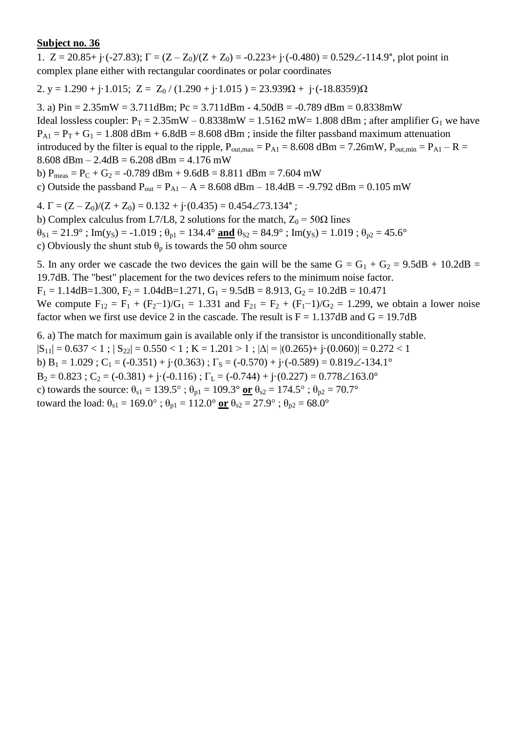**Subject no. 36**

1. $Z = 20.85 + j\cdot(-27.83)$; $\Gamma = (Z - Z_0)/(Z + Z_0) = -0.223 + j\cdot(-0.480) = 0.529\angle{-114.9°}$, plot point in complex plane either with rectangular coordinates or polar coordinates

2. $y = 1.290 + j\cdot 1.015$; $Z = Z_0 / (1.290 + j\cdot 1.015) = 23.939\Omega + j\cdot(-18.8359)\Omega$

3. a) $P_{in} = 2.35\text{mW} = 3.711\text{dBm}$; $P_c = 3.711\text{dBm} - 4.50\text{dB} = -0.789\text{ dBm} = 0.8338\text{mW}$
Ideal lossless coupler: $P_T = 2.35\text{mW} - 0.8338\text{mW} = 1.5162\text{ mW} = 1.808\text{ dBm}$ ; after amplifier $G_1$ we have $P_{A1} = P_T + G_1 = 1.808\text{ dBm} + 6.8\text{dB} = 8.608\text{ dBm}$ ; inside the filter passband maximum attenuation introduced by the filter is equal to the ripple, $P_{out,max} = P_{A1} = 8.608\text{ dBm} = 7.26\text{mW}$, $P_{out,min} = P_{A1} - R = 8.608\text{ dBm} - 2.4\text{dB} = 6.208\text{ dBm} = 4.176\text{ mW}$
b) $P_{meas} = P_C + G_2 = -0.789\text{ dBm} + 9.6\text{dB} = 8.811\text{ dBm} = 7.604\text{ mW}$
c) Outside the passband $P_{out} = P_{A1} - A = 8.608\text{ dBm} - 18.4\text{dB} = -9.792\text{ dBm} = 0.105\text{ mW}$

4. $\Gamma = (Z - Z_0)/(Z + Z_0) = 0.132 + j\cdot(0.435) = 0.454\angle 73.134°$ ;
b) Complex calculus from L7/L8, 2 solutions for the match, $Z_0 = 50\Omega$ lines
$\theta_{S1} = 21.9°$ ; $\text{Im}(y_S) = -1.019$ ; $\theta_{p1} = 134.4°$ **and** $\theta_{S2} = 84.9°$ ; $\text{Im}(y_S) = 1.019$ ; $\theta_{p2} = 45.6°$
c) Obviously the shunt stub $\theta_p$ is towards the 50 ohm source

5. In any order we cascade the two devices the gain will be the same $G = G_1 + G_2 = 9.5\text{dB} + 10.2\text{dB} = 19.7\text{dB}$. The "best" placement for the two devices refers to the minimum noise factor.
$F_1 = 1.14\text{dB} = 1.300$, $F_2 = 1.04\text{dB} = 1.271$, $G_1 = 9.5\text{dB} = 8.913$, $G_2 = 10.2\text{dB} = 10.471$
We compute $F_{12} = F_1 + (F_2 - 1)/G_1 = 1.331$ and $F_{21} = F_2 + (F_1 - 1)/G_2 = 1.299$, we obtain a lower noise factor when we first use device 2 in the cascade. The result is $F = 1.137\text{dB}$ and $G = 19.7\text{dB}$

6. a) The match for maximum gain is available only if the transistor is unconditionally stable.
$|S_{11}| = 0.637 < 1$ ; $|S_{22}| = 0.550 < 1$ ; $K = 1.201 > 1$ ; $|\Delta| = |(0.265) + j\cdot(0.060)| = 0.272 < 1$
b) $B_1 = 1.029$ ; $C_1 = (-0.351) + j\cdot(0.363)$ ; $\Gamma_S = (-0.570) + j\cdot(-0.589) = 0.819\angle{-134.1°}$
$B_2 = 0.823$ ; $C_2 = (-0.381) + j\cdot(-0.116)$ ; $\Gamma_L = (-0.744) + j\cdot(0.227) = 0.778\angle 163.0°$
c) towards the source: $\theta_{s1} = 139.5°$ ; $\theta_{p1} = 109.3°$ **or** $\theta_{s2} = 174.5°$ ; $\theta_{p2} = 70.7°$
toward the load: $\theta_{s1} = 169.0°$ ; $\theta_{p1} = 112.0°$ **or** $\theta_{s2} = 27.9°$ ; $\theta_{p2} = 68.0°$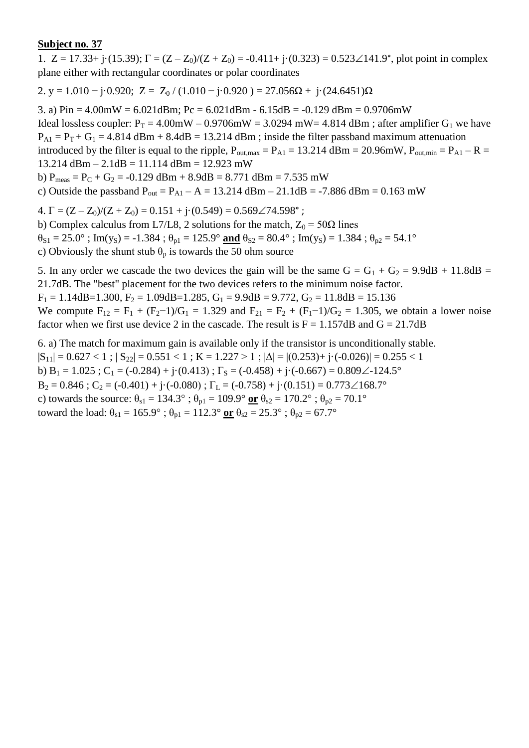**Subject no. 37**

1. $Z = 17.33 + j\cdot(15.39)$; $\Gamma = (Z - Z_0)/(Z + Z_0) = -0.411 + j\cdot(0.323) = 0.523\angle 141.9°$, plot point in complex plane either with rectangular coordinates or polar coordinates

2. $y = 1.010 - j\cdot 0.920$; $Z = Z_0 / (1.010 - j\cdot 0.920) = 27.056\Omega + j\cdot(24.6451)\Omega$

3. a) Pin = 4.00mW = 6.021dBm; Pc = 6.021dBm - 6.15dB = -0.129 dBm = 0.9706mW
Ideal lossless coupler: $P_T$ = 4.00mW – 0.9706mW = 3.0294 mW= 4.814 dBm ; after amplifier $G_1$ we have $P_{A1} = P_T + G_1$ = 4.814 dBm + 8.4dB = 13.214 dBm ; inside the filter passband maximum attenuation introduced by the filter is equal to the ripple, $P_{out,max} = P_{A1}$ = 13.214 dBm = 20.96mW, $P_{out,min} = P_{A1} - R$ = 13.214 dBm – 2.1dB = 11.114 dBm = 12.923 mW
b) $P_{meas} = P_C + G_2$ = -0.129 dBm + 8.9dB = 8.771 dBm = 7.535 mW
c) Outside the passband $P_{out} = P_{A1} - A$ = 13.214 dBm – 21.1dB = -7.886 dBm = 0.163 mW

4. $\Gamma = (Z - Z_0)/(Z + Z_0) = 0.151 + j\cdot(0.549) = 0.569\angle 74.598°$ ;
b) Complex calculus from L7/L8, 2 solutions for the match, $Z_0 = 50\Omega$ lines
$\theta_{S1} = 25.0°$ ; $\text{Im}(y_S) = -1.384$ ; $\theta_{p1} = 125.9°$ **and** $\theta_{S2} = 80.4°$ ; $\text{Im}(y_S) = 1.384$ ; $\theta_{p2} = 54.1°$
c) Obviously the shunt stub $\theta_p$ is towards the 50 ohm source

5. In any order we cascade the two devices the gain will be the same $G = G_1 + G_2$ = 9.9dB + 11.8dB = 21.7dB. The "best" placement for the two devices refers to the minimum noise factor.
$F_1$ = 1.14dB=1.300, $F_2$ = 1.09dB=1.285, $G_1$ = 9.9dB = 9.772, $G_2$ = 11.8dB = 15.136
We compute $F_{12} = F_1 + (F_2-1)/G_1 = 1.329$ and $F_{21} = F_2 + (F_1-1)/G_2 = 1.305$, we obtain a lower noise factor when we first use device 2 in the cascade. The result is F = 1.157dB and G = 21.7dB

6. a) The match for maximum gain is available only if the transistor is unconditionally stable.
$|S_{11}| = 0.627 < 1$ ; $|S_{22}| = 0.551 < 1$ ; $K = 1.227 > 1$ ; $|\Delta| = |(0.253) + j\cdot(-0.026)| = 0.255 < 1$
b) $B_1 = 1.025$ ; $C_1 = (-0.284) + j\cdot(0.413)$ ; $\Gamma_S = (-0.458) + j\cdot(-0.667) = 0.809\angle -124.5°$
$B_2 = 0.846$ ; $C_2 = (-0.401) + j\cdot(-0.080)$ ; $\Gamma_L = (-0.758) + j\cdot(0.151) = 0.773\angle 168.7°$
c) towards the source: $\theta_{s1} = 134.3°$ ; $\theta_{p1} = 109.9°$ **or** $\theta_{s2} = 170.2°$ ; $\theta_{p2} = 70.1°$
toward the load: $\theta_{s1} = 165.9°$ ; $\theta_{p1} = 112.3°$ **or** $\theta_{s2} = 25.3°$ ; $\theta_{p2} = 67.7°$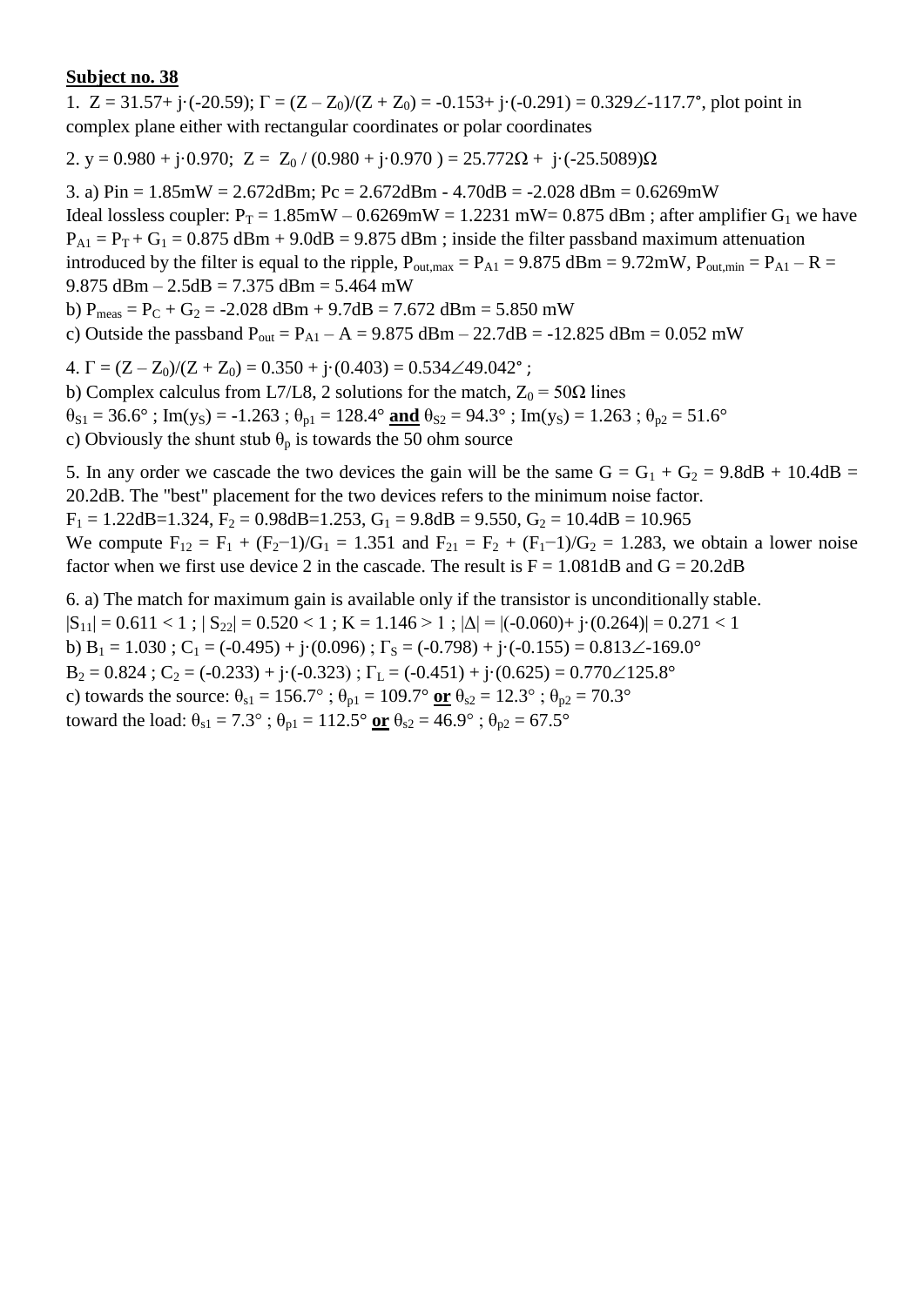**Subject no. 38**

1. $Z = 31.57 + j\cdot(-20.59)$; $\Gamma = (Z - Z_0)/(Z + Z_0) = -0.153 + j\cdot(-0.291) = 0.329\angle -117.7°$, plot point in complex plane either with rectangular coordinates or polar coordinates

2. $y = 0.980 + j\cdot 0.970$; $Z = Z_0 / (0.980 + j\cdot 0.970) = 25.772\Omega + j\cdot(-25.5089)\Omega$

3. a) $P_{in} = 1.85\text{mW} = 2.672\text{dBm}$; $P_c = 2.672\text{dBm} - 4.70\text{dB} = -2.028\text{ dBm} = 0.6269\text{mW}$
Ideal lossless coupler: $P_T = 1.85\text{mW} - 0.6269\text{mW} = 1.2231\text{ mW} = 0.875\text{ dBm}$ ; after amplifier $G_1$ we have $P_{A1} = P_T + G_1 = 0.875\text{ dBm} + 9.0\text{dB} = 9.875\text{ dBm}$ ; inside the filter passband maximum attenuation introduced by the filter is equal to the ripple, $P_{out,max} = P_{A1} = 9.875\text{ dBm} = 9.72\text{mW}$, $P_{out,min} = P_{A1} - R = 9.875\text{ dBm} - 2.5\text{dB} = 7.375\text{ dBm} = 5.464\text{ mW}$
b) $P_{meas} = P_C + G_2 = -2.028\text{ dBm} + 9.7\text{dB} = 7.672\text{ dBm} = 5.850\text{ mW}$
c) Outside the passband $P_{out} = P_{A1} - A = 9.875\text{ dBm} - 22.7\text{dB} = -12.825\text{ dBm} = 0.052\text{ mW}$

4. $\Gamma = (Z - Z_0)/(Z + Z_0) = 0.350 + j\cdot(0.403) = 0.534\angle 49.042°$ ;
b) Complex calculus from L7/L8, 2 solutions for the match, $Z_0 = 50\Omega$ lines
$\theta_{S1} = 36.6°$ ; $\text{Im}(y_S) = -1.263$ ; $\theta_{p1} = 128.4°$ **and** $\theta_{S2} = 94.3°$ ; $\text{Im}(y_S) = 1.263$ ; $\theta_{p2} = 51.6°$
c) Obviously the shunt stub $\theta_p$ is towards the 50 ohm source

5. In any order we cascade the two devices the gain will be the same $G = G_1 + G_2 = 9.8\text{dB} + 10.4\text{dB} = 20.2\text{dB}$. The "best" placement for the two devices refers to the minimum noise factor.
$F_1 = 1.22\text{dB} = 1.324$, $F_2 = 0.98\text{dB} = 1.253$, $G_1 = 9.8\text{dB} = 9.550$, $G_2 = 10.4\text{dB} = 10.965$
We compute $F_{12} = F_1 + (F_2 - 1)/G_1 = 1.351$ and $F_{21} = F_2 + (F_1 - 1)/G_2 = 1.283$, we obtain a lower noise factor when we first use device 2 in the cascade. The result is $F = 1.081\text{dB}$ and $G = 20.2\text{dB}$

6. a) The match for maximum gain is available only if the transistor is unconditionally stable.
$|S_{11}| = 0.611 < 1$ ; $|S_{22}| = 0.520 < 1$ ; $K = 1.146 > 1$ ; $|\Delta| = |(-0.060) + j\cdot(0.264)| = 0.271 < 1$
b) $B_1 = 1.030$ ; $C_1 = (-0.495) + j\cdot(0.096)$ ; $\Gamma_S = (-0.798) + j\cdot(-0.155) = 0.813\angle -169.0°$
$B_2 = 0.824$ ; $C_2 = (-0.233) + j\cdot(-0.323)$ ; $\Gamma_L = (-0.451) + j\cdot(0.625) = 0.770\angle 125.8°$
c) towards the source: $\theta_{s1} = 156.7°$ ; $\theta_{p1} = 109.7°$ **or** $\theta_{s2} = 12.3°$ ; $\theta_{p2} = 70.3°$
toward the load: $\theta_{s1} = 7.3°$ ; $\theta_{p1} = 112.5°$ **or** $\theta_{s2} = 46.9°$ ; $\theta_{p2} = 67.5°$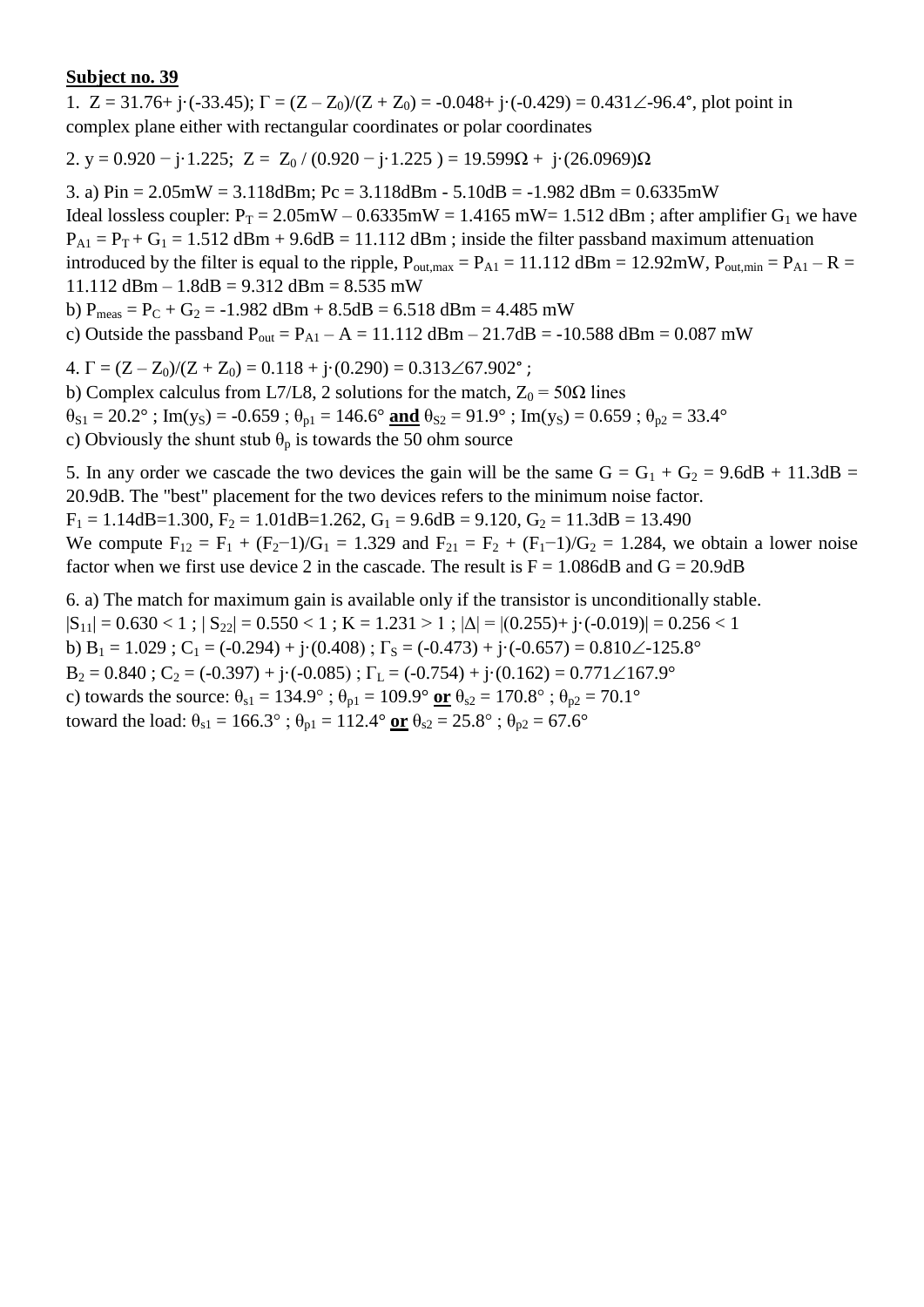**Subject no. 39**

1. $Z = 31.76 + j\cdot(-33.45)$; $\Gamma = (Z - Z_0)/(Z + Z_0) = -0.048 + j\cdot(-0.429) = 0.431\angle{-96.4°}$, plot point in complex plane either with rectangular coordinates or polar coordinates

2. $y = 0.920 - j\cdot 1.225$; $Z = Z_0 / (0.920 - j\cdot 1.225) = 19.599\Omega + j\cdot(26.0969)\Omega$

3. a) $P_{in} = 2.05\text{mW} = 3.118\text{dBm}$; $P_c = 3.118\text{dBm} - 5.10\text{dB} = -1.982\text{ dBm} = 0.6335\text{mW}$
Ideal lossless coupler: $P_T = 2.05\text{mW} - 0.6335\text{mW} = 1.4165\text{ mW} = 1.512\text{ dBm}$ ; after amplifier $G_1$ we have $P_{A1} = P_T + G_1 = 1.512\text{ dBm} + 9.6\text{dB} = 11.112\text{ dBm}$ ; inside the filter passband maximum attenuation introduced by the filter is equal to the ripple, $P_{out,max} = P_{A1} = 11.112\text{ dBm} = 12.92\text{mW}$, $P_{out,min} = P_{A1} - R = 11.112\text{ dBm} - 1.8\text{dB} = 9.312\text{ dBm} = 8.535\text{ mW}$
b) $P_{meas} = P_C + G_2 = -1.982\text{ dBm} + 8.5\text{dB} = 6.518\text{ dBm} = 4.485\text{ mW}$
c) Outside the passband $P_{out} = P_{A1} - A = 11.112\text{ dBm} - 21.7\text{dB} = -10.588\text{ dBm} = 0.087\text{ mW}$

4. $\Gamma = (Z - Z_0)/(Z + Z_0) = 0.118 + j\cdot(0.290) = 0.313\angle{67.902°}$ ;
b) Complex calculus from L7/L8, 2 solutions for the match, $Z_0 = 50\Omega$ lines
$\theta_{S1} = 20.2°$ ; $\text{Im}(y_S) = -0.659$ ; $\theta_{p1} = 146.6°$ **and** $\theta_{S2} = 91.9°$ ; $\text{Im}(y_S) = 0.659$ ; $\theta_{p2} = 33.4°$
c) Obviously the shunt stub $\theta_p$ is towards the 50 ohm source

5. In any order we cascade the two devices the gain will be the same $G = G_1 + G_2 = 9.6\text{dB} + 11.3\text{dB} = 20.9\text{dB}$. The "best" placement for the two devices refers to the minimum noise factor.
$F_1 = 1.14\text{dB} = 1.300$, $F_2 = 1.01\text{dB} = 1.262$, $G_1 = 9.6\text{dB} = 9.120$, $G_2 = 11.3\text{dB} = 13.490$
We compute $F_{12} = F_1 + (F_2 - 1)/G_1 = 1.329$ and $F_{21} = F_2 + (F_1 - 1)/G_2 = 1.284$, we obtain a lower noise factor when we first use device 2 in the cascade. The result is $F = 1.086\text{dB}$ and $G = 20.9\text{dB}$

6. a) The match for maximum gain is available only if the transistor is unconditionally stable.
$|S_{11}| = 0.630 < 1$ ; $|S_{22}| = 0.550 < 1$ ; $K = 1.231 > 1$ ; $|\Delta| = |(0.255) + j\cdot(-0.019)| = 0.256 < 1$
b) $B_1 = 1.029$ ; $C_1 = (-0.294) + j\cdot(0.408)$ ; $\Gamma_S = (-0.473) + j\cdot(-0.657) = 0.810\angle{-125.8°}$
$B_2 = 0.840$ ; $C_2 = (-0.397) + j\cdot(-0.085)$ ; $\Gamma_L = (-0.754) + j\cdot(0.162) = 0.771\angle{167.9°}$
c) towards the source: $\theta_{s1} = 134.9°$ ; $\theta_{p1} = 109.9°$ **or** $\theta_{s2} = 170.8°$ ; $\theta_{p2} = 70.1°$
toward the load: $\theta_{s1} = 166.3°$ ; $\theta_{p1} = 112.4°$ **or** $\theta_{s2} = 25.8°$ ; $\theta_{p2} = 67.6°$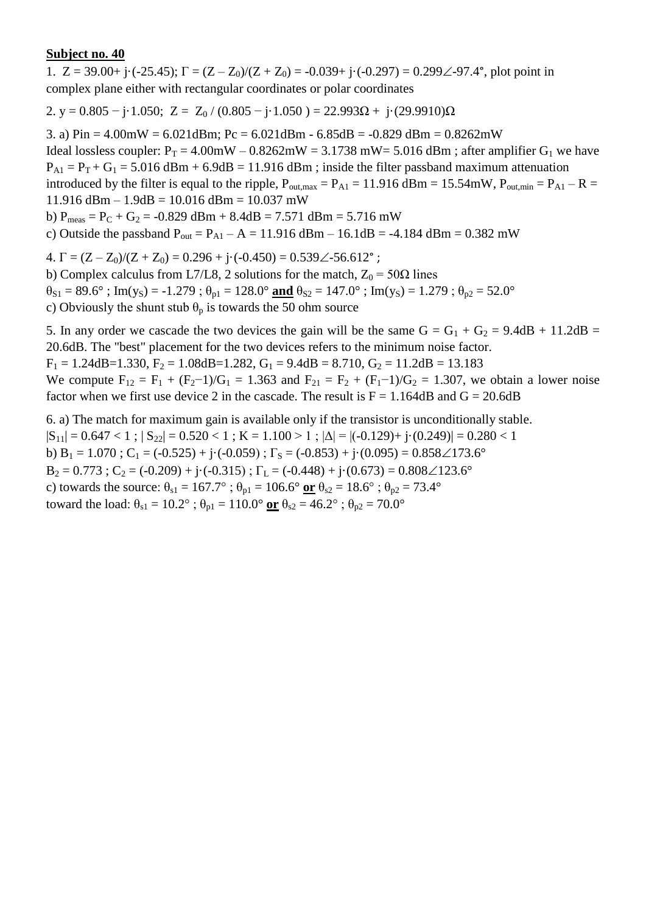**Subject no. 40**

1. $Z = 39.00 + j\cdot(-25.45)$; $\Gamma = (Z - Z_0)/(Z + Z_0) = -0.039 + j\cdot(-0.297) = 0.299\angle{-97.4°}$, plot point in complex plane either with rectangular coordinates or polar coordinates

2. $y = 0.805 - j\cdot 1.050$; $Z = Z_0 / (0.805 - j\cdot 1.050) = 22.993\Omega + j\cdot(29.9910)\Omega$

3. a) Pin = 4.00mW = 6.021dBm; Pc = 6.021dBm - 6.85dB = -0.829 dBm = 0.8262mW
Ideal lossless coupler: $P_T$ = 4.00mW – 0.8262mW = 3.1738 mW= 5.016 dBm ; after amplifier $G_1$ we have $P_{A1} = P_T + G_1$ = 5.016 dBm + 6.9dB = 11.916 dBm ; inside the filter passband maximum attenuation introduced by the filter is equal to the ripple, $P_{out,max} = P_{A1}$ = 11.916 dBm = 15.54mW, $P_{out,min} = P_{A1} - R$ = 11.916 dBm – 1.9dB = 10.016 dBm = 10.037 mW
b) $P_{meas} = P_C + G_2$ = -0.829 dBm + 8.4dB = 7.571 dBm = 5.716 mW
c) Outside the passband $P_{out} = P_{A1} - A$ = 11.916 dBm – 16.1dB = -4.184 dBm = 0.382 mW

4. $\Gamma = (Z - Z_0)/(Z + Z_0) = 0.296 + j\cdot(-0.450) = 0.539\angle{-56.612°}$ ;
b) Complex calculus from L7/L8, 2 solutions for the match, $Z_0 = 50\Omega$ lines
$\theta_{S1} = 89.6°$ ; $\mathrm{Im}(y_S) = -1.279$ ; $\theta_{p1} = 128.0°$ **and** $\theta_{S2} = 147.0°$ ; $\mathrm{Im}(y_S) = 1.279$ ; $\theta_{p2} = 52.0°$
c) Obviously the shunt stub $\theta_p$ is towards the 50 ohm source

5. In any order we cascade the two devices the gain will be the same $G = G_1 + G_2$ = 9.4dB + 11.2dB = 20.6dB. The "best" placement for the two devices refers to the minimum noise factor.
$F_1$ = 1.24dB=1.330, $F_2$ = 1.08dB=1.282, $G_1$ = 9.4dB = 8.710, $G_2$ = 11.2dB = 13.183
We compute $F_{12} = F_1 + (F_2-1)/G_1 = 1.363$ and $F_{21} = F_2 + (F_1-1)/G_2 = 1.307$, we obtain a lower noise factor when we first use device 2 in the cascade. The result is F = 1.164dB and G = 20.6dB

6. a) The match for maximum gain is available only if the transistor is unconditionally stable.
$|S_{11}| = 0.647 < 1$ ; $|S_{22}| = 0.520 < 1$ ; $K = 1.100 > 1$ ; $|\Delta| = |(-0.129) + j\cdot(0.249)| = 0.280 < 1$
b) $B_1 = 1.070$ ; $C_1 = (-0.525) + j\cdot(-0.059)$ ; $\Gamma_S = (-0.853) + j\cdot(0.095) = 0.858\angle{173.6°}$
$B_2 = 0.773$ ; $C_2 = (-0.209) + j\cdot(-0.315)$ ; $\Gamma_L = (-0.448) + j\cdot(0.673) = 0.808\angle{123.6°}$
c) towards the source: $\theta_{s1} = 167.7°$ ; $\theta_{p1} = 106.6°$ **or** $\theta_{s2} = 18.6°$ ; $\theta_{p2} = 73.4°$
toward the load: $\theta_{s1} = 10.2°$ ; $\theta_{p1} = 110.0°$ **or** $\theta_{s2} = 46.2°$ ; $\theta_{p2} = 70.0°$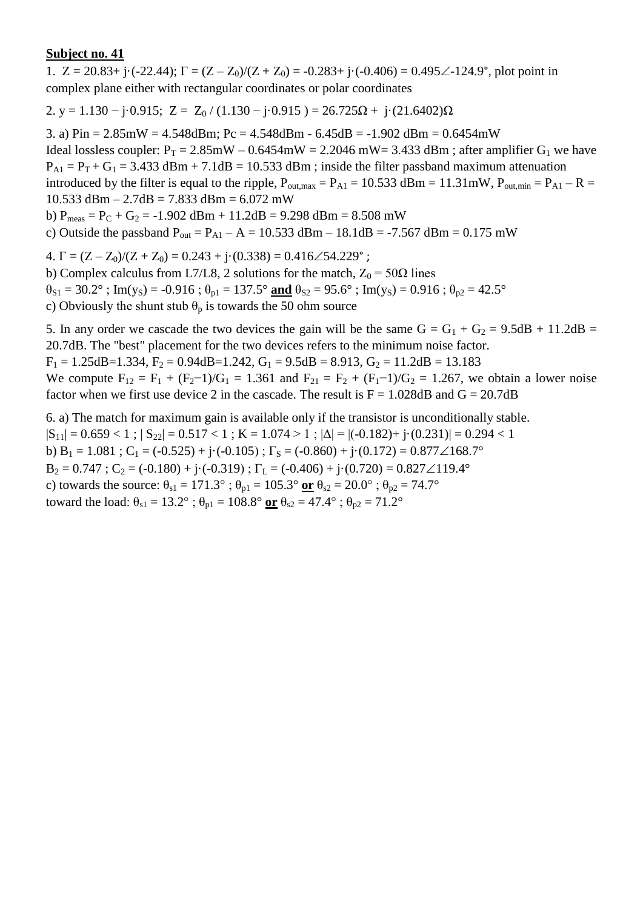**Subject no. 41**

1. $Z = 20.83 + j\cdot(-22.44)$; $\Gamma = (Z - Z_0)/(Z + Z_0) = -0.283 + j\cdot(-0.406) = 0.495\angle{-124.9}°$, plot point in complex plane either with rectangular coordinates or polar coordinates

2. $y = 1.130 - j\cdot 0.915$; $Z = Z_0 / (1.130 - j\cdot 0.915) = 26.725\Omega + j\cdot(21.6402)\Omega$

3. a) $P_{in} = 2.85\text{mW} = 4.548\text{dBm}$; $P_c = 4.548\text{dBm} - 6.45\text{dB} = -1.902\text{ dBm} = 0.6454\text{mW}$
Ideal lossless coupler: $P_T = 2.85\text{mW} - 0.6454\text{mW} = 2.2046\text{ mW} = 3.433\text{ dBm}$ ; after amplifier $G_1$ we have $P_{A1} = P_T + G_1 = 3.433\text{ dBm} + 7.1\text{dB} = 10.533\text{ dBm}$ ; inside the filter passband maximum attenuation introduced by the filter is equal to the ripple, $P_{out,max} = P_{A1} = 10.533\text{ dBm} = 11.31\text{mW}$, $P_{out,min} = P_{A1} - R = 10.533\text{ dBm} - 2.7\text{dB} = 7.833\text{ dBm} = 6.072\text{ mW}$
b) $P_{meas} = P_C + G_2 = -1.902\text{ dBm} + 11.2\text{dB} = 9.298\text{ dBm} = 8.508\text{ mW}$
c) Outside the passband $P_{out} = P_{A1} - A = 10.533\text{ dBm} - 18.1\text{dB} = -7.567\text{ dBm} = 0.175\text{ mW}$

4. $\Gamma = (Z - Z_0)/(Z + Z_0) = 0.243 + j\cdot(0.338) = 0.416\angle 54.229°$ ;
b) Complex calculus from L7/L8, 2 solutions for the match, $Z_0 = 50\Omega$ lines
$\theta_{S1} = 30.2°$ ; $\text{Im}(y_S) = -0.916$ ; $\theta_{p1} = 137.5°$ **and** $\theta_{S2} = 95.6°$ ; $\text{Im}(y_S) = 0.916$ ; $\theta_{p2} = 42.5°$
c) Obviously the shunt stub $\theta_p$ is towards the 50 ohm source

5. In any order we cascade the two devices the gain will be the same $G = G_1 + G_2 = 9.5\text{dB} + 11.2\text{dB} = 20.7\text{dB}$. The "best" placement for the two devices refers to the minimum noise factor.
$F_1 = 1.25\text{dB} = 1.334$, $F_2 = 0.94\text{dB} = 1.242$, $G_1 = 9.5\text{dB} = 8.913$, $G_2 = 11.2\text{dB} = 13.183$
We compute $F_{12} = F_1 + (F_2 - 1)/G_1 = 1.361$ and $F_{21} = F_2 + (F_1 - 1)/G_2 = 1.267$, we obtain a lower noise factor when we first use device 2 in the cascade. The result is $F = 1.028\text{dB}$ and $G = 20.7\text{dB}$

6. a) The match for maximum gain is available only if the transistor is unconditionally stable.
$|S_{11}| = 0.659 < 1$ ; $|S_{22}| = 0.517 < 1$ ; $K = 1.074 > 1$ ; $|\Delta| = |(-0.182) + j\cdot(0.231)| = 0.294 < 1$
b) $B_1 = 1.081$ ; $C_1 = (-0.525) + j\cdot(-0.105)$ ; $\Gamma_S = (-0.860) + j\cdot(0.172) = 0.877\angle 168.7°$
$B_2 = 0.747$ ; $C_2 = (-0.180) + j\cdot(-0.319)$ ; $\Gamma_L = (-0.406) + j\cdot(0.720) = 0.827\angle 119.4°$
c) towards the source: $\theta_{s1} = 171.3°$ ; $\theta_{p1} = 105.3°$ **or** $\theta_{s2} = 20.0°$ ; $\theta_{p2} = 74.7°$
toward the load: $\theta_{s1} = 13.2°$ ; $\theta_{p1} = 108.8°$ **or** $\theta_{s2} = 47.4°$ ; $\theta_{p2} = 71.2°$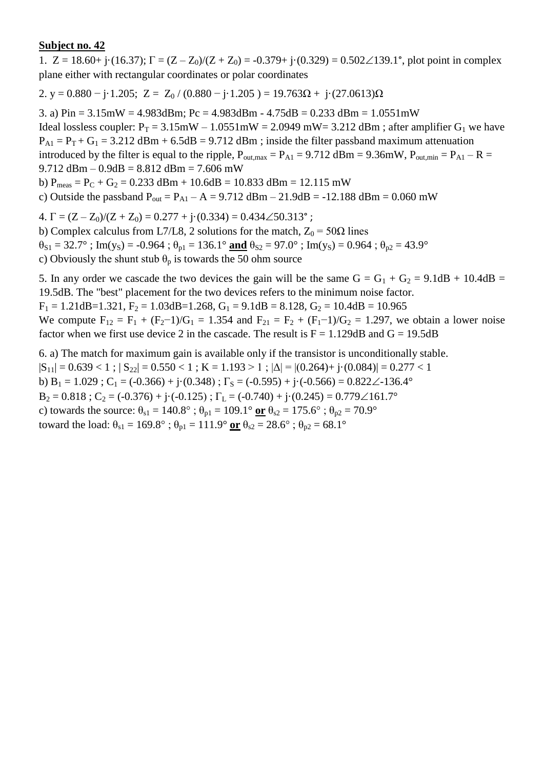**Subject no. 42**

1. $Z = 18.60 + j\cdot(16.37)$; $\Gamma = (Z - Z_0)/(Z + Z_0) = -0.379 + j\cdot(0.329) = 0.502\angle 139.1°$, plot point in complex plane either with rectangular coordinates or polar coordinates

2. $y = 0.880 - j\cdot 1.205$; $Z = Z_0 / (0.880 - j\cdot 1.205) = 19.763\Omega + j\cdot(27.0613)\Omega$

3. a) $P_{in} = 3.15mW = 4.983dBm$; $P_c = 4.983dBm - 4.75dB = 0.233\ dBm = 1.0551mW$
Ideal lossless coupler: $P_T = 3.15mW - 1.0551mW = 2.0949\ mW = 3.212\ dBm$ ; after amplifier $G_1$ we have $P_{A1} = P_T + G_1 = 3.212\ dBm + 6.5dB = 9.712\ dBm$ ; inside the filter passband maximum attenuation introduced by the filter is equal to the ripple, $P_{out,max} = P_{A1} = 9.712\ dBm = 9.36mW$, $P_{out,min} = P_{A1} - R = 9.712\ dBm - 0.9dB = 8.812\ dBm = 7.606\ mW$
b) $P_{meas} = P_C + G_2 = 0.233\ dBm + 10.6dB = 10.833\ dBm = 12.115\ mW$
c) Outside the passband $P_{out} = P_{A1} - A = 9.712\ dBm - 21.9dB = -12.188\ dBm = 0.060\ mW$

4. $\Gamma = (Z - Z_0)/(Z + Z_0) = 0.277 + j\cdot(0.334) = 0.434\angle 50.313°$ ;
b) Complex calculus from L7/L8, 2 solutions for the match, $Z_0 = 50\Omega$ lines
$\theta_{S1} = 32.7°$ ; $\mathrm{Im}(y_S) = -0.964$ ; $\theta_{p1} = 136.1°$ **and** $\theta_{S2} = 97.0°$ ; $\mathrm{Im}(y_S) = 0.964$ ; $\theta_{p2} = 43.9°$
c) Obviously the shunt stub $\theta_p$ is towards the 50 ohm source

5. In any order we cascade the two devices the gain will be the same $G = G_1 + G_2 = 9.1dB + 10.4dB = 19.5dB$. The "best" placement for the two devices refers to the minimum noise factor.
$F_1 = 1.21dB = 1.321$, $F_2 = 1.03dB = 1.268$, $G_1 = 9.1dB = 8.128$, $G_2 = 10.4dB = 10.965$
We compute $F_{12} = F_1 + (F_2-1)/G_1 = 1.354$ and $F_{21} = F_2 + (F_1-1)/G_2 = 1.297$, we obtain a lower noise factor when we first use device 2 in the cascade. The result is $F = 1.129dB$ and $G = 19.5dB$

6. a) The match for maximum gain is available only if the transistor is unconditionally stable.
$|S_{11}| = 0.639 < 1$ ; $|S_{22}| = 0.550 < 1$ ; $K = 1.193 > 1$ ; $|\Delta| = |(0.264) + j\cdot(0.084)| = 0.277 < 1$
b) $B_1 = 1.029$ ; $C_1 = (-0.366) + j\cdot(0.348)$ ; $\Gamma_S = (-0.595) + j\cdot(-0.566) = 0.822\angle -136.4°$
$B_2 = 0.818$ ; $C_2 = (-0.376) + j\cdot(-0.125)$ ; $\Gamma_L = (-0.740) + j\cdot(0.245) = 0.779\angle 161.7°$
c) towards the source: $\theta_{s1} = 140.8°$ ; $\theta_{p1} = 109.1°$ **or** $\theta_{s2} = 175.6°$ ; $\theta_{p2} = 70.9°$
toward the load: $\theta_{s1} = 169.8°$ ; $\theta_{p1} = 111.9°$ **or** $\theta_{s2} = 28.6°$ ; $\theta_{p2} = 68.1°$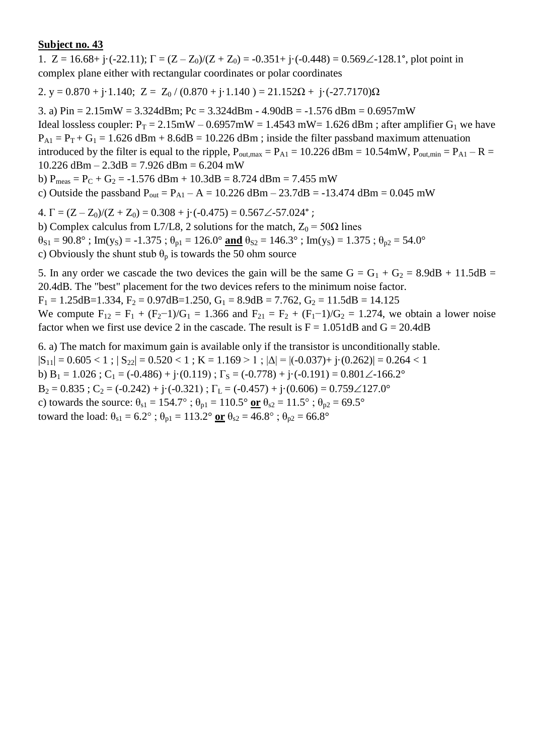**Subject no. 43**

1. $Z = 16.68 + j\cdot(-22.11)$; $\Gamma = (Z - Z_0)/(Z + Z_0) = -0.351 + j\cdot(-0.448) = 0.569\angle{-128.1°}$, plot point in complex plane either with rectangular coordinates or polar coordinates

2. $y = 0.870 + j\cdot 1.140$; $Z = Z_0 / (0.870 + j\cdot 1.140) = 21.152\Omega + j\cdot(-27.7170)\Omega$

3. a) $P_{in} = 2.15\text{mW} = 3.324\text{dBm}$; $P_c = 3.324\text{dBm} - 4.90\text{dB} = -1.576\text{ dBm} = 0.6957\text{mW}$
Ideal lossless coupler: $P_T = 2.15\text{mW} - 0.6957\text{mW} = 1.4543\text{ mW} = 1.626\text{ dBm}$ ; after amplifier $G_1$ we have $P_{A1} = P_T + G_1 = 1.626\text{ dBm} + 8.6\text{dB} = 10.226\text{ dBm}$ ; inside the filter passband maximum attenuation introduced by the filter is equal to the ripple, $P_{out,max} = P_{A1} = 10.226\text{ dBm} = 10.54\text{mW}$, $P_{out,min} = P_{A1} - R = 10.226\text{ dBm} - 2.3\text{dB} = 7.926\text{ dBm} = 6.204\text{ mW}$
b) $P_{meas} = P_C + G_2 = -1.576\text{ dBm} + 10.3\text{dB} = 8.724\text{ dBm} = 7.455\text{ mW}$
c) Outside the passband $P_{out} = P_{A1} - A = 10.226\text{ dBm} - 23.7\text{dB} = -13.474\text{ dBm} = 0.045\text{ mW}$

4. $\Gamma = (Z - Z_0)/(Z + Z_0) = 0.308 + j\cdot(-0.475) = 0.567\angle{-57.024°}$ ;
b) Complex calculus from L7/L8, 2 solutions for the match, $Z_0 = 50\Omega$ lines
$\theta_{S1} = 90.8°$ ; $\text{Im}(y_S) = -1.375$ ; $\theta_{p1} = 126.0°$ **and** $\theta_{S2} = 146.3°$ ; $\text{Im}(y_S) = 1.375$ ; $\theta_{p2} = 54.0°$
c) Obviously the shunt stub $\theta_p$ is towards the 50 ohm source

5. In any order we cascade the two devices the gain will be the same $G = G_1 + G_2 = 8.9\text{dB} + 11.5\text{dB} = 20.4\text{dB}$. The "best" placement for the two devices refers to the minimum noise factor.
$F_1 = 1.25\text{dB} = 1.334$, $F_2 = 0.97\text{dB} = 1.250$, $G_1 = 8.9\text{dB} = 7.762$, $G_2 = 11.5\text{dB} = 14.125$
We compute $F_{12} = F_1 + (F_2 - 1)/G_1 = 1.366$ and $F_{21} = F_2 + (F_1 - 1)/G_2 = 1.274$, we obtain a lower noise factor when we first use device 2 in the cascade. The result is $F = 1.051\text{dB}$ and $G = 20.4\text{dB}$

6. a) The match for maximum gain is available only if the transistor is unconditionally stable.
$|S_{11}| = 0.605 < 1$ ; $|S_{22}| = 0.520 < 1$ ; $K = 1.169 > 1$ ; $|\Delta| = |(-0.037) + j\cdot(0.262)| = 0.264 < 1$
b) $B_1 = 1.026$ ; $C_1 = (-0.486) + j\cdot(0.119)$ ; $\Gamma_S = (-0.778) + j\cdot(-0.191) = 0.801\angle{-166.2°}$
$B_2 = 0.835$ ; $C_2 = (-0.242) + j\cdot(-0.321)$ ; $\Gamma_L = (-0.457) + j\cdot(0.606) = 0.759\angle{127.0°}$
c) towards the source: $\theta_{s1} = 154.7°$ ; $\theta_{p1} = 110.5°$ **or** $\theta_{s2} = 11.5°$ ; $\theta_{p2} = 69.5°$
toward the load: $\theta_{s1} = 6.2°$ ; $\theta_{p1} = 113.2°$ **or** $\theta_{s2} = 46.8°$ ; $\theta_{p2} = 66.8°$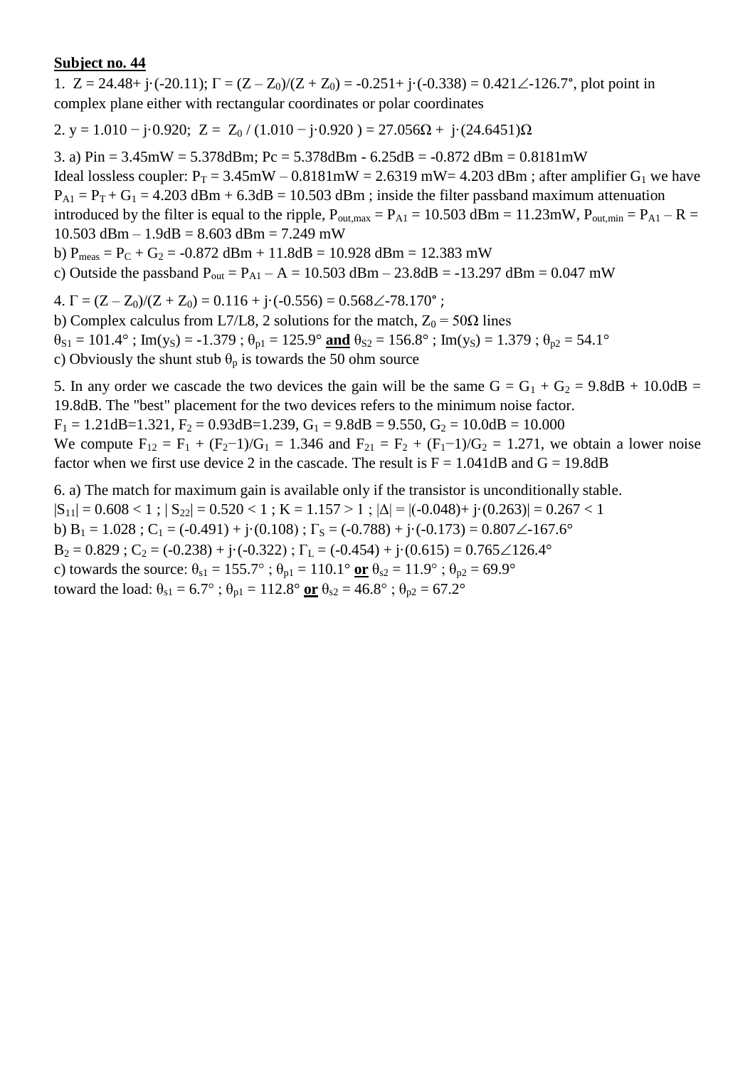**Subject no. 44**

1. $Z = 24.48 + j\cdot(-20.11)$; $\Gamma = (Z - Z_0)/(Z + Z_0) = -0.251 + j\cdot(-0.338) = 0.421\angle -126.7°$, plot point in complex plane either with rectangular coordinates or polar coordinates

2. $y = 1.010 - j\cdot 0.920$; $Z = Z_0 / (1.010 - j\cdot 0.920) = 27.056\Omega + j\cdot(24.6451)\Omega$

3. a) $P_{in} = 3.45mW = 5.378dBm$; $P_c = 5.378dBm - 6.25dB = -0.872\ dBm = 0.8181mW$
Ideal lossless coupler: $P_T = 3.45mW - 0.8181mW = 2.6319\ mW = 4.203\ dBm$ ; after amplifier $G_1$ we have $P_{A1} = P_T + G_1 = 4.203\ dBm + 6.3dB = 10.503\ dBm$ ; inside the filter passband maximum attenuation introduced by the filter is equal to the ripple, $P_{out,max} = P_{A1} = 10.503\ dBm = 11.23mW$, $P_{out,min} = P_{A1} - R = 10.503\ dBm - 1.9dB = 8.603\ dBm = 7.249\ mW$
b) $P_{meas} = P_C + G_2 = -0.872\ dBm + 11.8dB = 10.928\ dBm = 12.383\ mW$
c) Outside the passband $P_{out} = P_{A1} - A = 10.503\ dBm - 23.8dB = -13.297\ dBm = 0.047\ mW$

4. $\Gamma = (Z - Z_0)/(Z + Z_0) = 0.116 + j\cdot(-0.556) = 0.568\angle -78.170°$ ;
b) Complex calculus from L7/L8, 2 solutions for the match, $Z_0 = 50\Omega$ lines
$\theta_{S1} = 101.4°$ ; $Im(y_S) = -1.379$ ; $\theta_{p1} = 125.9°$ **and** $\theta_{S2} = 156.8°$ ; $Im(y_S) = 1.379$ ; $\theta_{p2} = 54.1°$
c) Obviously the shunt stub $\theta_p$ is towards the 50 ohm source

5. In any order we cascade the two devices the gain will be the same $G = G_1 + G_2 = 9.8dB + 10.0dB = 19.8dB$. The "best" placement for the two devices refers to the minimum noise factor.
$F_1 = 1.21dB = 1.321$, $F_2 = 0.93dB = 1.239$, $G_1 = 9.8dB = 9.550$, $G_2 = 10.0dB = 10.000$
We compute $F_{12} = F_1 + (F_2 - 1)/G_1 = 1.346$ and $F_{21} = F_2 + (F_1 - 1)/G_2 = 1.271$, we obtain a lower noise factor when we first use device 2 in the cascade. The result is $F = 1.041dB$ and $G = 19.8dB$

6. a) The match for maximum gain is available only if the transistor is unconditionally stable.
$|S_{11}| = 0.608 < 1$ ; $|S_{22}| = 0.520 < 1$ ; $K = 1.157 > 1$ ; $|\Delta| = |(-0.048) + j\cdot(0.263)| = 0.267 < 1$
b) $B_1 = 1.028$ ; $C_1 = (-0.491) + j\cdot(0.108)$ ; $\Gamma_S = (-0.788) + j\cdot(-0.173) = 0.807\angle -167.6°$
$B_2 = 0.829$ ; $C_2 = (-0.238) + j\cdot(-0.322)$ ; $\Gamma_L = (-0.454) + j\cdot(0.615) = 0.765\angle 126.4°$
c) towards the source: $\theta_{s1} = 155.7°$ ; $\theta_{p1} = 110.1°$ **or** $\theta_{s2} = 11.9°$ ; $\theta_{p2} = 69.9°$
toward the load: $\theta_{s1} = 6.7°$ ; $\theta_{p1} = 112.8°$ **or** $\theta_{s2} = 46.8°$ ; $\theta_{p2} = 67.2°$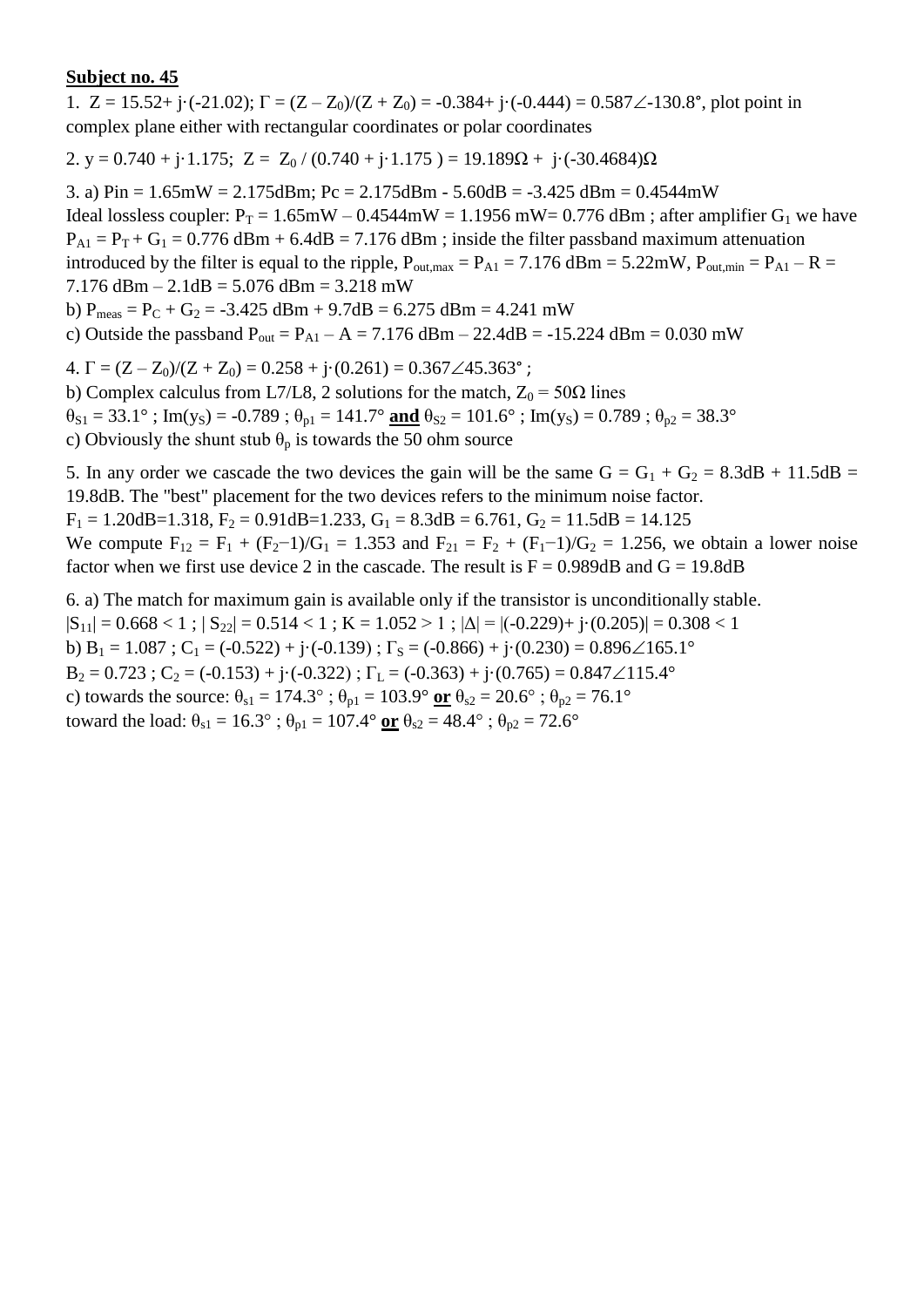**Subject no. 45**

1. $Z = 15.52 + j\cdot(-21.02)$; $\Gamma = (Z - Z_0)/(Z + Z_0) = -0.384 + j\cdot(-0.444) = 0.587\angle{-130.8°}$, plot point in complex plane either with rectangular coordinates or polar coordinates

2. $y = 0.740 + j\cdot 1.175$; $Z = Z_0 / (0.740 + j\cdot 1.175) = 19.189\Omega + j\cdot(-30.4684)\Omega$

3. a) $P_{in} = 1.65\text{mW} = 2.175\text{dBm}$; $P_c = 2.175\text{dBm} - 5.60\text{dB} = -3.425\text{ dBm} = 0.4544\text{mW}$
Ideal lossless coupler: $P_T = 1.65\text{mW} - 0.4544\text{mW} = 1.1956\text{ mW} = 0.776\text{ dBm}$ ; after amplifier $G_1$ we have $P_{A1} = P_T + G_1 = 0.776\text{ dBm} + 6.4\text{dB} = 7.176\text{ dBm}$ ; inside the filter passband maximum attenuation introduced by the filter is equal to the ripple, $P_{out,max} = P_{A1} = 7.176\text{ dBm} = 5.22\text{mW}$, $P_{out,min} = P_{A1} - R = 7.176\text{ dBm} - 2.1\text{dB} = 5.076\text{ dBm} = 3.218\text{ mW}$
b) $P_{meas} = P_C + G_2 = -3.425\text{ dBm} + 9.7\text{dB} = 6.275\text{ dBm} = 4.241\text{ mW}$
c) Outside the passband $P_{out} = P_{A1} - A = 7.176\text{ dBm} - 22.4\text{dB} = -15.224\text{ dBm} = 0.030\text{ mW}$

4. $\Gamma = (Z - Z_0)/(Z + Z_0) = 0.258 + j\cdot(0.261) = 0.367\angle{45.363°}$ ;
b) Complex calculus from L7/L8, 2 solutions for the match, $Z_0 = 50\Omega$ lines
$\theta_{S1} = 33.1°$ ; $\text{Im}(y_S) = -0.789$ ; $\theta_{p1} = 141.7°$ **and** $\theta_{S2} = 101.6°$ ; $\text{Im}(y_S) = 0.789$ ; $\theta_{p2} = 38.3°$
c) Obviously the shunt stub $\theta_p$ is towards the 50 ohm source

5. In any order we cascade the two devices the gain will be the same $G = G_1 + G_2 = 8.3\text{dB} + 11.5\text{dB} = 19.8\text{dB}$. The "best" placement for the two devices refers to the minimum noise factor.
$F_1 = 1.20\text{dB} = 1.318$, $F_2 = 0.91\text{dB} = 1.233$, $G_1 = 8.3\text{dB} = 6.761$, $G_2 = 11.5\text{dB} = 14.125$
We compute $F_{12} = F_1 + (F_2-1)/G_1 = 1.353$ and $F_{21} = F_2 + (F_1-1)/G_2 = 1.256$, we obtain a lower noise factor when we first use device 2 in the cascade. The result is $F = 0.989\text{dB}$ and $G = 19.8\text{dB}$

6. a) The match for maximum gain is available only if the transistor is unconditionally stable.
$|S_{11}| = 0.668 < 1$ ; $|S_{22}| = 0.514 < 1$ ; $K = 1.052 > 1$ ; $|\Delta| = |(-0.229) + j\cdot(0.205)| = 0.308 < 1$
b) $B_1 = 1.087$ ; $C_1 = (-0.522) + j\cdot(-0.139)$ ; $\Gamma_S = (-0.866) + j\cdot(0.230) = 0.896\angle{165.1°}$
$B_2 = 0.723$ ; $C_2 = (-0.153) + j\cdot(-0.322)$ ; $\Gamma_L = (-0.363) + j\cdot(0.765) = 0.847\angle{115.4°}$
c) towards the source: $\theta_{s1} = 174.3°$ ; $\theta_{p1} = 103.9°$ **or** $\theta_{s2} = 20.6°$ ; $\theta_{p2} = 76.1°$
toward the load: $\theta_{s1} = 16.3°$ ; $\theta_{p1} = 107.4°$ **or** $\theta_{s2} = 48.4°$ ; $\theta_{p2} = 72.6°$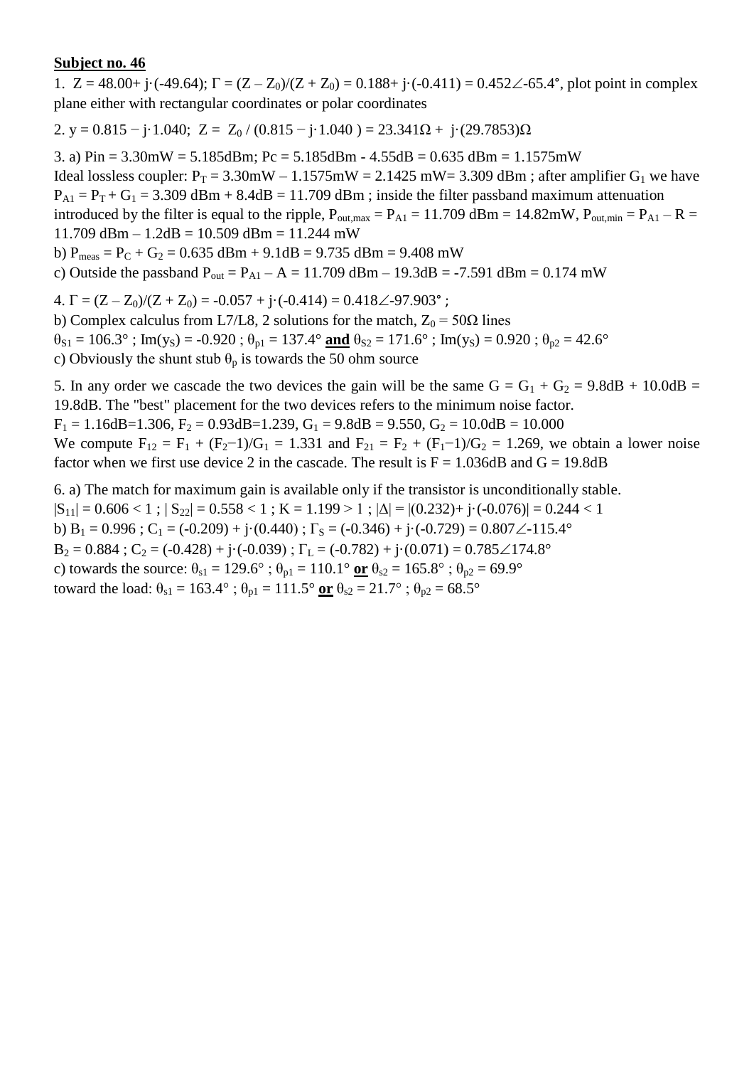**Subject no. 46**

1. $Z = 48.00 + j\cdot(-49.64)$; $\Gamma = (Z - Z_0)/(Z + Z_0) = 0.188 + j\cdot(-0.411) = 0.452\angle{-65.4°}$, plot point in complex plane either with rectangular coordinates or polar coordinates

2. $y = 0.815 - j\cdot 1.040$; $Z = Z_0 / (0.815 - j\cdot 1.040) = 23.341\Omega + j\cdot(29.7853)\Omega$

3. a) $P_{in} = 3.30mW = 5.185dBm$; $P_c = 5.185dBm - 4.55dB = 0.635\ dBm = 1.1575mW$
Ideal lossless coupler: $P_T = 3.30mW - 1.1575mW = 2.1425\ mW = 3.309\ dBm$ ; after amplifier $G_1$ we have $P_{A1} = P_T + G_1 = 3.309\ dBm + 8.4dB = 11.709\ dBm$ ; inside the filter passband maximum attenuation introduced by the filter is equal to the ripple, $P_{out,max} = P_{A1} = 11.709\ dBm = 14.82mW$, $P_{out,min} = P_{A1} - R = 11.709\ dBm - 1.2dB = 10.509\ dBm = 11.244\ mW$
b) $P_{meas} = P_C + G_2 = 0.635\ dBm + 9.1dB = 9.735\ dBm = 9.408\ mW$
c) Outside the passband $P_{out} = P_{A1} - A = 11.709\ dBm - 19.3dB = -7.591\ dBm = 0.174\ mW$

4. $\Gamma = (Z - Z_0)/(Z + Z_0) = -0.057 + j\cdot(-0.414) = 0.418\angle{-97.903°}$ ;
b) Complex calculus from L7/L8, 2 solutions for the match, $Z_0 = 50\Omega$ lines
$\theta_{S1} = 106.3°$ ; $Im(y_S) = -0.920$ ; $\theta_{p1} = 137.4°$ **and** $\theta_{S2} = 171.6°$ ; $Im(y_S) = 0.920$ ; $\theta_{p2} = 42.6°$
c) Obviously the shunt stub $\theta_p$ is towards the 50 ohm source

5. In any order we cascade the two devices the gain will be the same $G = G_1 + G_2 = 9.8dB + 10.0dB = 19.8dB$. The "best" placement for the two devices refers to the minimum noise factor.
$F_1 = 1.16dB = 1.306$, $F_2 = 0.93dB = 1.239$, $G_1 = 9.8dB = 9.550$, $G_2 = 10.0dB = 10.000$
We compute $F_{12} = F_1 + (F_2 - 1)/G_1 = 1.331$ and $F_{21} = F_2 + (F_1 - 1)/G_2 = 1.269$, we obtain a lower noise factor when we first use device 2 in the cascade. The result is $F = 1.036dB$ and $G = 19.8dB$

6. a) The match for maximum gain is available only if the transistor is unconditionally stable.
$|S_{11}| = 0.606 < 1$ ; $|S_{22}| = 0.558 < 1$ ; $K = 1.199 > 1$ ; $|\Delta| = |(0.232) + j\cdot(-0.076)| = 0.244 < 1$
b) $B_1 = 0.996$ ; $C_1 = (-0.209) + j\cdot(0.440)$ ; $\Gamma_S = (-0.346) + j\cdot(-0.729) = 0.807\angle{-115.4°}$
$B_2 = 0.884$ ; $C_2 = (-0.428) + j\cdot(-0.039)$ ; $\Gamma_L = (-0.782) + j\cdot(0.071) = 0.785\angle{174.8°}$
c) towards the source: $\theta_{s1} = 129.6°$ ; $\theta_{p1} = 110.1°$ **or** $\theta_{s2} = 165.8°$ ; $\theta_{p2} = 69.9°$
toward the load: $\theta_{s1} = 163.4°$ ; $\theta_{p1} = 111.5°$ **or** $\theta_{s2} = 21.7°$ ; $\theta_{p2} = 68.5°$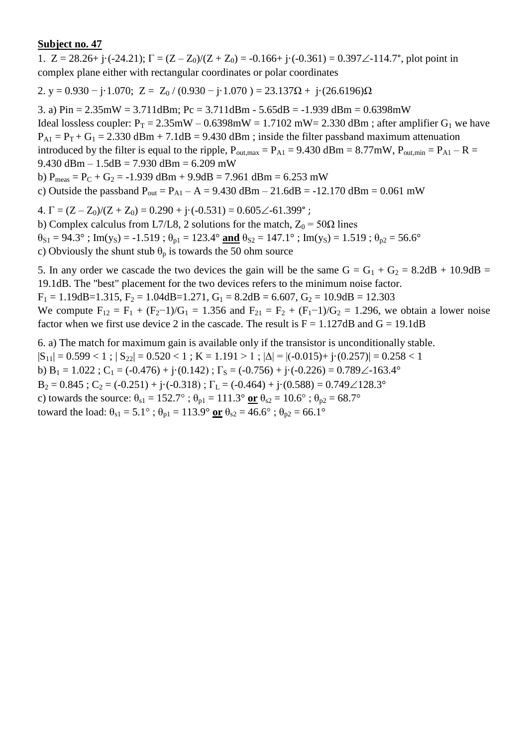**Subject no. 47**

1. $Z = 28.26 + j\cdot(-24.21)$; $\Gamma = (Z - Z_0)/(Z + Z_0) = -0.166 + j\cdot(-0.361) = 0.397\angle{-114.7°}$, plot point in complex plane either with rectangular coordinates or polar coordinates

2. $y = 0.930 - j\cdot 1.070$; $Z = Z_0 / (0.930 - j\cdot 1.070) = 23.137\Omega + j\cdot(26.6196)\Omega$

3. a) $P_{in} = 2.35\text{mW} = 3.711\text{dBm}$; $P_c = 3.711\text{dBm} - 5.65\text{dB} = -1.939\text{ dBm} = 0.6398\text{mW}$
Ideal lossless coupler: $P_T = 2.35\text{mW} - 0.6398\text{mW} = 1.7102\text{ mW} = 2.330\text{ dBm}$ ; after amplifier $G_1$ we have $P_{A1} = P_T + G_1 = 2.330\text{ dBm} + 7.1\text{dB} = 9.430\text{ dBm}$ ; inside the filter passband maximum attenuation introduced by the filter is equal to the ripple, $P_{out,max} = P_{A1} = 9.430\text{ dBm} = 8.77\text{mW}$, $P_{out,min} = P_{A1} - R = 9.430\text{ dBm} - 1.5\text{dB} = 7.930\text{ dBm} = 6.209\text{ mW}$
b) $P_{meas} = P_C + G_2 = -1.939\text{ dBm} + 9.9\text{dB} = 7.961\text{ dBm} = 6.253\text{ mW}$
c) Outside the passband $P_{out} = P_{A1} - A = 9.430\text{ dBm} - 21.6\text{dB} = -12.170\text{ dBm} = 0.061\text{ mW}$

4. $\Gamma = (Z - Z_0)/(Z + Z_0) = 0.290 + j\cdot(-0.531) = 0.605\angle{-61.399°}$ ;
b) Complex calculus from L7/L8, 2 solutions for the match, $Z_0 = 50\Omega$ lines
$\theta_{S1} = 94.3°$ ; $\text{Im}(y_S) = -1.519$ ; $\theta_{p1} = 123.4°$ **and** $\theta_{S2} = 147.1°$ ; $\text{Im}(y_S) = 1.519$ ; $\theta_{p2} = 56.6°$
c) Obviously the shunt stub $\theta_p$ is towards the 50 ohm source

5. In any order we cascade the two devices the gain will be the same $G = G_1 + G_2 = 8.2\text{dB} + 10.9\text{dB} = 19.1\text{dB}$. The "best" placement for the two devices refers to the minimum noise factor.
$F_1 = 1.19\text{dB} = 1.315$, $F_2 = 1.04\text{dB} = 1.271$, $G_1 = 8.2\text{dB} = 6.607$, $G_2 = 10.9\text{dB} = 12.303$
We compute $F_{12} = F_1 + (F_2 - 1)/G_1 = 1.356$ and $F_{21} = F_2 + (F_1 - 1)/G_2 = 1.296$, we obtain a lower noise factor when we first use device 2 in the cascade. The result is $F = 1.127\text{dB}$ and $G = 19.1\text{dB}$

6. a) The match for maximum gain is available only if the transistor is unconditionally stable.
$|S_{11}| = 0.599 < 1$ ; $|S_{22}| = 0.520 < 1$ ; $K = 1.191 > 1$ ; $|\Delta| = |(-0.015) + j\cdot(0.257)| = 0.258 < 1$
b) $B_1 = 1.022$ ; $C_1 = (-0.476) + j\cdot(0.142)$ ; $\Gamma_S = (-0.756) + j\cdot(-0.226) = 0.789\angle{-163.4°}$
$B_2 = 0.845$ ; $C_2 = (-0.251) + j\cdot(-0.318)$ ; $\Gamma_L = (-0.464) + j\cdot(0.588) = 0.749\angle{128.3°}$
c) towards the source: $\theta_{s1} = 152.7°$ ; $\theta_{p1} = 111.3°$ **or** $\theta_{s2} = 10.6°$ ; $\theta_{p2} = 68.7°$
toward the load: $\theta_{s1} = 5.1°$ ; $\theta_{p1} = 113.9°$ **or** $\theta_{s2} = 46.6°$ ; $\theta_{p2} = 66.1°$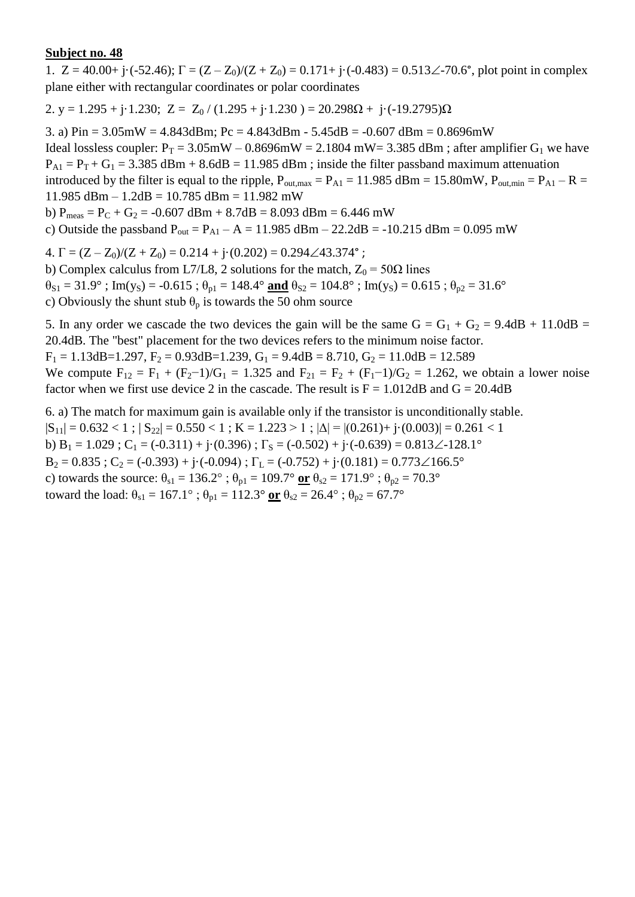**Subject no. 48**

1. $Z = 40.00 + j\cdot(-52.46)$; $\Gamma = (Z - Z_0)/(Z + Z_0) = 0.171 + j\cdot(-0.483) = 0.513\angle -70.6°$, plot point in complex plane either with rectangular coordinates or polar coordinates

2. $y = 1.295 + j\cdot 1.230$; $Z = Z_0 / (1.295 + j\cdot 1.230) = 20.298\Omega + j\cdot(-19.2795)\Omega$

3. a) Pin = 3.05mW = 4.843dBm; Pc = 4.843dBm - 5.45dB = -0.607 dBm = 0.8696mW
Ideal lossless coupler: $P_T$ = 3.05mW – 0.8696mW = 2.1804 mW= 3.385 dBm ; after amplifier $G_1$ we have $P_{A1} = P_T + G_1$ = 3.385 dBm + 8.6dB = 11.985 dBm ; inside the filter passband maximum attenuation introduced by the filter is equal to the ripple, $P_{out,max} = P_{A1}$ = 11.985 dBm = 15.80mW, $P_{out,min} = P_{A1} - R$ = 11.985 dBm – 1.2dB = 10.785 dBm = 11.982 mW
b) $P_{meas} = P_C + G_2$ = -0.607 dBm + 8.7dB = 8.093 dBm = 6.446 mW
c) Outside the passband $P_{out} = P_{A1} - A$ = 11.985 dBm – 22.2dB = -10.215 dBm = 0.095 mW

4. $\Gamma = (Z - Z_0)/(Z + Z_0) = 0.214 + j\cdot(0.202) = 0.294\angle 43.374°$ ;
b) Complex calculus from L7/L8, 2 solutions for the match, $Z_0 = 50\Omega$ lines
$\theta_{S1} = 31.9°$ ; $\text{Im}(y_S) = -0.615$ ; $\theta_{p1} = 148.4°$ **and** $\theta_{S2} = 104.8°$ ; $\text{Im}(y_S) = 0.615$ ; $\theta_{p2} = 31.6°$
c) Obviously the shunt stub $\theta_p$ is towards the 50 ohm source

5. In any order we cascade the two devices the gain will be the same $G = G_1 + G_2$ = 9.4dB + 11.0dB = 20.4dB. The "best" placement for the two devices refers to the minimum noise factor.
$F_1$ = 1.13dB=1.297, $F_2$ = 0.93dB=1.239, $G_1$ = 9.4dB = 8.710, $G_2$ = 11.0dB = 12.589
We compute $F_{12} = F_1 + (F_2-1)/G_1 = 1.325$ and $F_{21} = F_2 + (F_1-1)/G_2 = 1.262$, we obtain a lower noise factor when we first use device 2 in the cascade. The result is F = 1.012dB and G = 20.4dB

6. a) The match for maximum gain is available only if the transistor is unconditionally stable.
$|S_{11}| = 0.632 < 1$ ; $|S_{22}| = 0.550 < 1$ ; $K = 1.223 > 1$ ; $|\Delta| = |(0.261) + j\cdot(0.003)| = 0.261 < 1$
b) $B_1 = 1.029$ ; $C_1 = (-0.311) + j\cdot(0.396)$ ; $\Gamma_S = (-0.502) + j\cdot(-0.639) = 0.813\angle -128.1°$
$B_2 = 0.835$ ; $C_2 = (-0.393) + j\cdot(-0.094)$ ; $\Gamma_L = (-0.752) + j\cdot(0.181) = 0.773\angle 166.5°$
c) towards the source: $\theta_{s1} = 136.2°$ ; $\theta_{p1} = 109.7°$ **or** $\theta_{s2} = 171.9°$ ; $\theta_{p2} = 70.3°$
toward the load: $\theta_{s1} = 167.1°$ ; $\theta_{p1} = 112.3°$ **or** $\theta_{s2} = 26.4°$ ; $\theta_{p2} = 67.7°$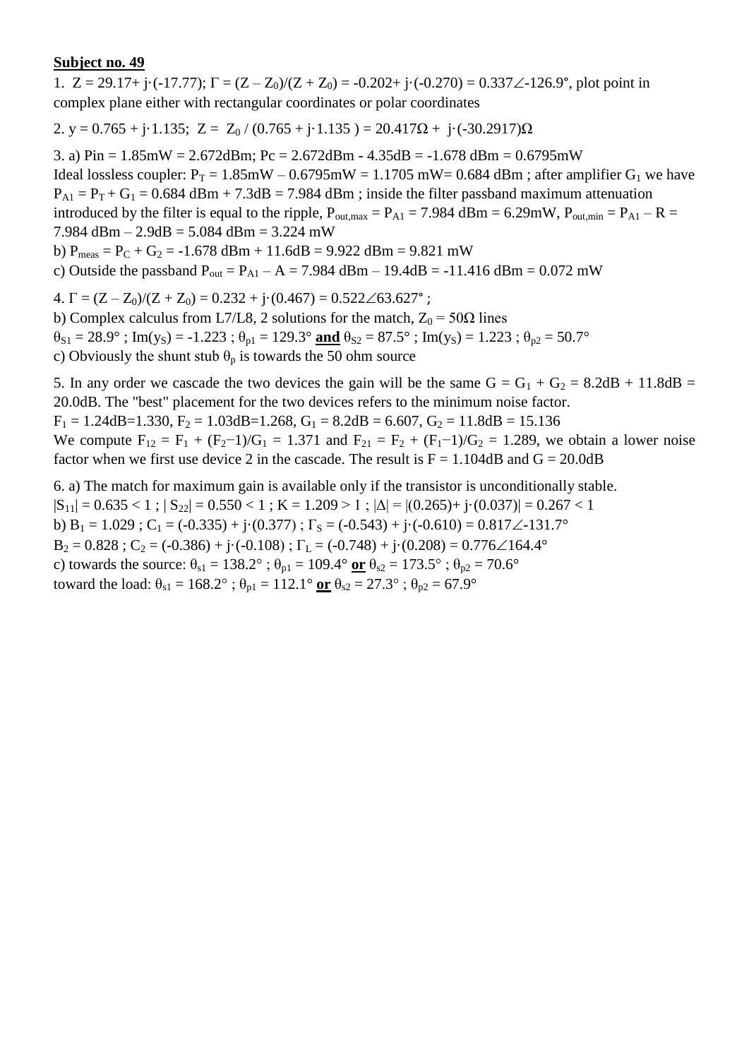**Subject no. 49**

1. $Z = 29.17 + j\cdot(-17.77)$; $\Gamma = (Z - Z_0)/(Z + Z_0) = -0.202 + j\cdot(-0.270) = 0.337\angle{-126.9°}$, plot point in complex plane either with rectangular coordinates or polar coordinates

2. $y = 0.765 + j\cdot 1.135$;  $Z = Z_0 / (0.765 + j\cdot 1.135) = 20.417\Omega + j\cdot(-30.2917)\Omega$

3. a) Pin = 1.85mW = 2.672dBm; Pc = 2.672dBm - 4.35dB = -1.678 dBm = 0.6795mW
Ideal lossless coupler: $P_T$ = 1.85mW – 0.6795mW = 1.1705 mW= 0.684 dBm ; after amplifier $G_1$ we have $P_{A1} = P_T + G_1$ = 0.684 dBm + 7.3dB = 7.984 dBm ; inside the filter passband maximum attenuation introduced by the filter is equal to the ripple, $P_{out,max} = P_{A1}$ = 7.984 dBm = 6.29mW, $P_{out,min} = P_{A1} - R$ = 7.984 dBm – 2.9dB = 5.084 dBm = 3.224 mW
b) $P_{meas} = P_C + G_2$ = -1.678 dBm + 11.6dB = 9.922 dBm = 9.821 mW
c) Outside the passband $P_{out} = P_{A1} - A$ = 7.984 dBm – 19.4dB = -11.416 dBm = 0.072 mW

4. $\Gamma = (Z - Z_0)/(Z + Z_0) = 0.232 + j\cdot(0.467) = 0.522\angle{63.627°}$ ;
b) Complex calculus from L7/L8, 2 solutions for the match, $Z_0 = 50\Omega$ lines
$\theta_{S1} = 28.9°$ ; $\text{Im}(y_S) = -1.223$ ; $\theta_{p1} = 129.3°$ **and** $\theta_{S2} = 87.5°$ ; $\text{Im}(y_S) = 1.223$ ; $\theta_{p2} = 50.7°$
c) Obviously the shunt stub $\theta_p$ is towards the 50 ohm source

5. In any order we cascade the two devices the gain will be the same $G = G_1 + G_2$ = 8.2dB + 11.8dB = 20.0dB. The "best" placement for the two devices refers to the minimum noise factor.
$F_1$ = 1.24dB=1.330, $F_2$ = 1.03dB=1.268, $G_1$ = 8.2dB = 6.607, $G_2$ = 11.8dB = 15.136
We compute $F_{12} = F_1 + (F_2-1)/G_1 = 1.371$ and $F_{21} = F_2 + (F_1-1)/G_2 = 1.289$, we obtain a lower noise factor when we first use device 2 in the cascade. The result is F = 1.104dB and G = 20.0dB

6. a) The match for maximum gain is available only if the transistor is unconditionally stable.
$|S_{11}| = 0.635 < 1$ ; $|S_{22}| = 0.550 < 1$ ; $K = 1.209 > 1$ ; $|\Delta| = |(0.265) + j\cdot(0.037)| = 0.267 < 1$
b) $B_1 = 1.029$ ; $C_1 = (-0.335) + j\cdot(0.377)$ ; $\Gamma_S = (-0.543) + j\cdot(-0.610) = 0.817\angle{-131.7°}$
$B_2 = 0.828$ ; $C_2 = (-0.386) + j\cdot(-0.108)$ ; $\Gamma_L = (-0.748) + j\cdot(0.208) = 0.776\angle{164.4°}$
c) towards the source: $\theta_{s1} = 138.2°$ ; $\theta_{p1} = 109.4°$ **or** $\theta_{s2} = 173.5°$ ; $\theta_{p2} = 70.6°$
toward the load: $\theta_{s1} = 168.2°$ ; $\theta_{p1} = 112.1°$ **or** $\theta_{s2} = 27.3°$ ; $\theta_{p2} = 67.9°$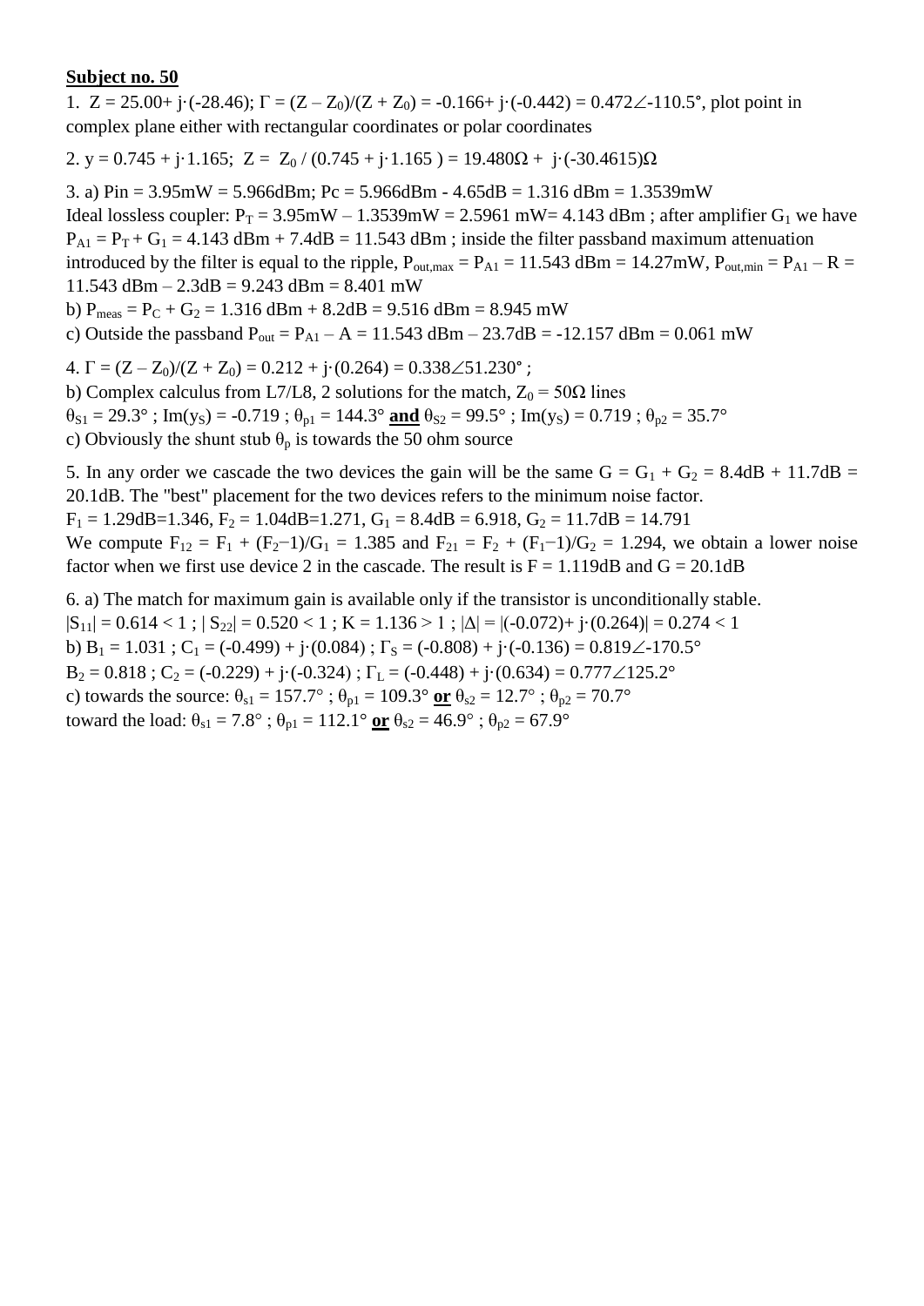**Subject no. 50**

1. $Z = 25.00 + j\cdot(-28.46)$; $\Gamma = (Z - Z_0)/(Z + Z_0) = -0.166 + j\cdot(-0.442) = 0.472\angle -110.5°$, plot point in complex plane either with rectangular coordinates or polar coordinates

2. $y = 0.745 + j\cdot 1.165$; $Z = Z_0 / (0.745 + j\cdot 1.165) = 19.480\Omega + j\cdot(-30.4615)\Omega$

3. a) Pin = 3.95mW = 5.966dBm; Pc = 5.966dBm - 4.65dB = 1.316 dBm = 1.3539mW
Ideal lossless coupler: $P_T$ = 3.95mW – 1.3539mW = 2.5961 mW= 4.143 dBm ; after amplifier $G_1$ we have $P_{A1} = P_T + G_1$ = 4.143 dBm + 7.4dB = 11.543 dBm ; inside the filter passband maximum attenuation introduced by the filter is equal to the ripple, $P_{out,max} = P_{A1}$ = 11.543 dBm = 14.27mW, $P_{out,min} = P_{A1} - R$ = 11.543 dBm – 2.3dB = 9.243 dBm = 8.401 mW
b) $P_{meas} = P_C + G_2$ = 1.316 dBm + 8.2dB = 9.516 dBm = 8.945 mW
c) Outside the passband $P_{out} = P_{A1} - A$ = 11.543 dBm – 23.7dB = -12.157 dBm = 0.061 mW

4. $\Gamma = (Z - Z_0)/(Z + Z_0) = 0.212 + j\cdot(0.264) = 0.338\angle 51.230°$ ;
b) Complex calculus from L7/L8, 2 solutions for the match, $Z_0 = 50\Omega$ lines
$\theta_{S1} = 29.3°$ ; $Im(y_S) = -0.719$ ; $\theta_{p1} = 144.3°$ **and** $\theta_{S2} = 99.5°$ ; $Im(y_S) = 0.719$ ; $\theta_{p2} = 35.7°$
c) Obviously the shunt stub $\theta_p$ is towards the 50 ohm source

5. In any order we cascade the two devices the gain will be the same $G = G_1 + G_2$ = 8.4dB + 11.7dB = 20.1dB. The "best" placement for the two devices refers to the minimum noise factor.
$F_1$ = 1.29dB=1.346, $F_2$ = 1.04dB=1.271, $G_1$ = 8.4dB = 6.918, $G_2$ = 11.7dB = 14.791
We compute $F_{12} = F_1 + (F_2-1)/G_1 = 1.385$ and $F_{21} = F_2 + (F_1-1)/G_2 = 1.294$, we obtain a lower noise factor when we first use device 2 in the cascade. The result is F = 1.119dB and G = 20.1dB

6. a) The match for maximum gain is available only if the transistor is unconditionally stable.
$|S_{11}| = 0.614 < 1$ ; $|S_{22}| = 0.520 < 1$ ; $K = 1.136 > 1$ ; $|\Delta| = |(-0.072) + j\cdot(0.264)| = 0.274 < 1$
b) $B_1 = 1.031$ ; $C_1 = (-0.499) + j\cdot(0.084)$ ; $\Gamma_S = (-0.808) + j\cdot(-0.136) = 0.819\angle -170.5°$
$B_2 = 0.818$ ; $C_2 = (-0.229) + j\cdot(-0.324)$ ; $\Gamma_L = (-0.448) + j\cdot(0.634) = 0.777\angle 125.2°$
c) towards the source: $\theta_{s1} = 157.7°$ ; $\theta_{p1} = 109.3°$ **or** $\theta_{s2} = 12.7°$ ; $\theta_{p2} = 70.7°$
toward the load: $\theta_{s1} = 7.8°$ ; $\theta_{p1} = 112.1°$ **or** $\theta_{s2} = 46.9°$ ; $\theta_{p2} = 67.9°$